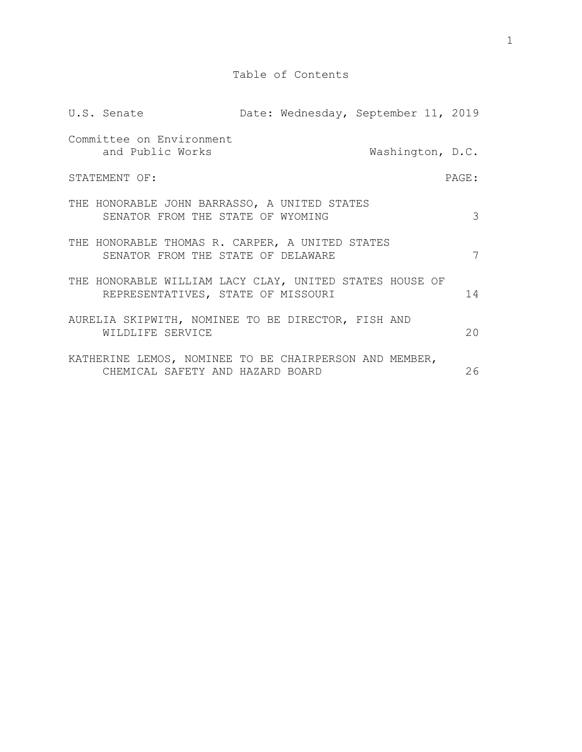# Table of Contents

| U.S. Senate | Date: Wednesday, September 11, 2019 |
|---|---|
| Committee on Environment and Public Works | Washington, D.C. |

| STATEMENT OF: | PAGE: |
|---|---|
| THE HONORABLE JOHN BARRASSO, A UNITED STATES SENATOR FROM THE STATE OF WYOMING | 3 |
| THE HONORABLE THOMAS R. CARPER, A UNITED STATES SENATOR FROM THE STATE OF DELAWARE | 7 |
| THE HONORABLE WILLIAM LACY CLAY, UNITED STATES HOUSE OF REPRESENTATIVES, STATE OF MISSOURI | 14 |
| AURELIA SKIPWITH, NOMINEE TO BE DIRECTOR, FISH AND WILDLIFE SERVICE | 20 |
| KATHERINE LEMOS, NOMINEE TO BE CHAIRPERSON AND MEMBER, CHEMICAL SAFETY AND HAZARD BOARD | 26 |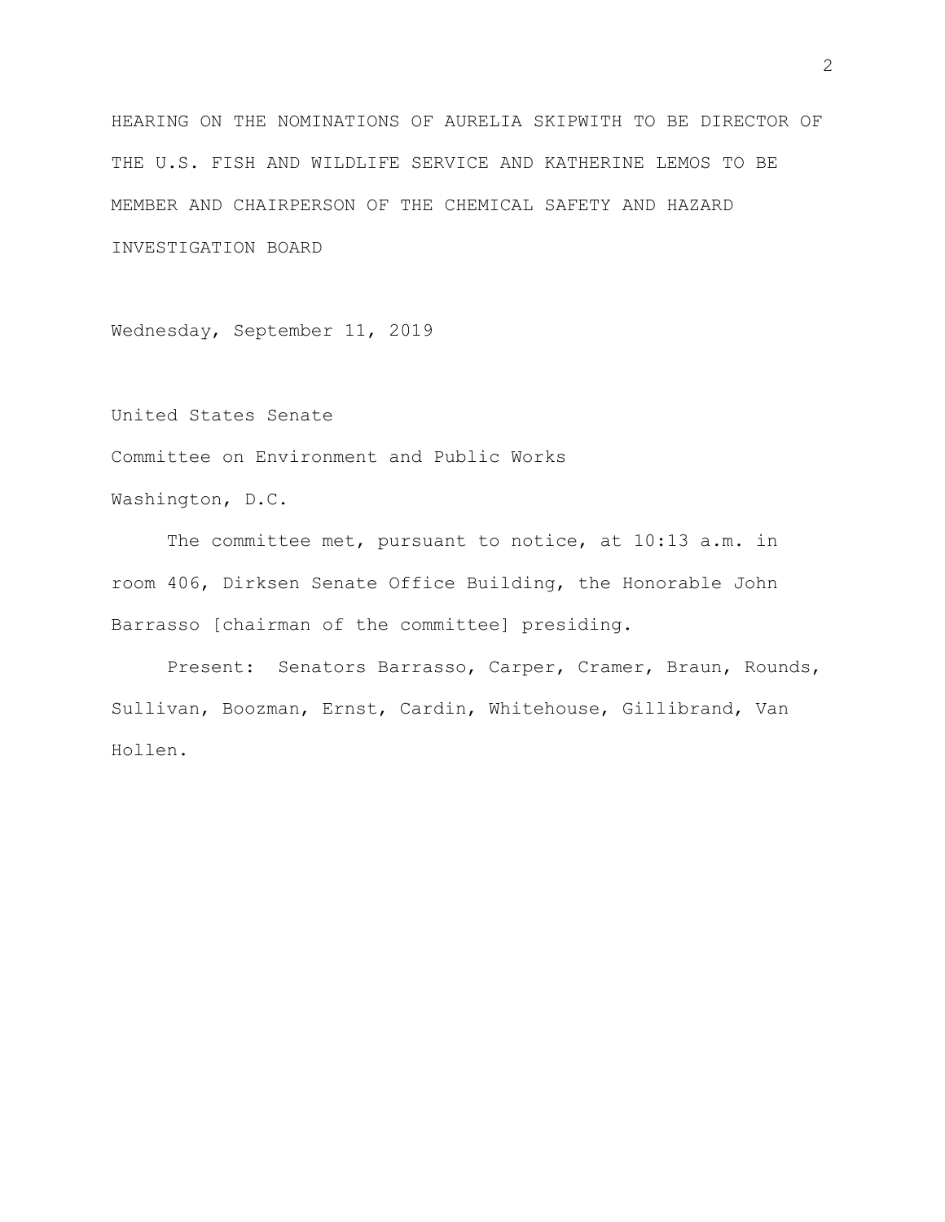HEARING ON THE NOMINATIONS OF AURELIA SKIPWITH TO BE DIRECTOR OF THE U.S. FISH AND WILDLIFE SERVICE AND KATHERINE LEMOS TO BE MEMBER AND CHAIRPERSON OF THE CHEMICAL SAFETY AND HAZARD INVESTIGATION BOARD

Wednesday, September 11, 2019

United States Senate

Committee on Environment and Public Works

Washington, D.C.

The committee met, pursuant to notice, at 10:13 a.m. in room 406, Dirksen Senate Office Building, the Honorable John Barrasso [chairman of the committee] presiding.

Present: Senators Barrasso, Carper, Cramer, Braun, Rounds, Sullivan, Boozman, Ernst, Cardin, Whitehouse, Gillibrand, Van Hollen.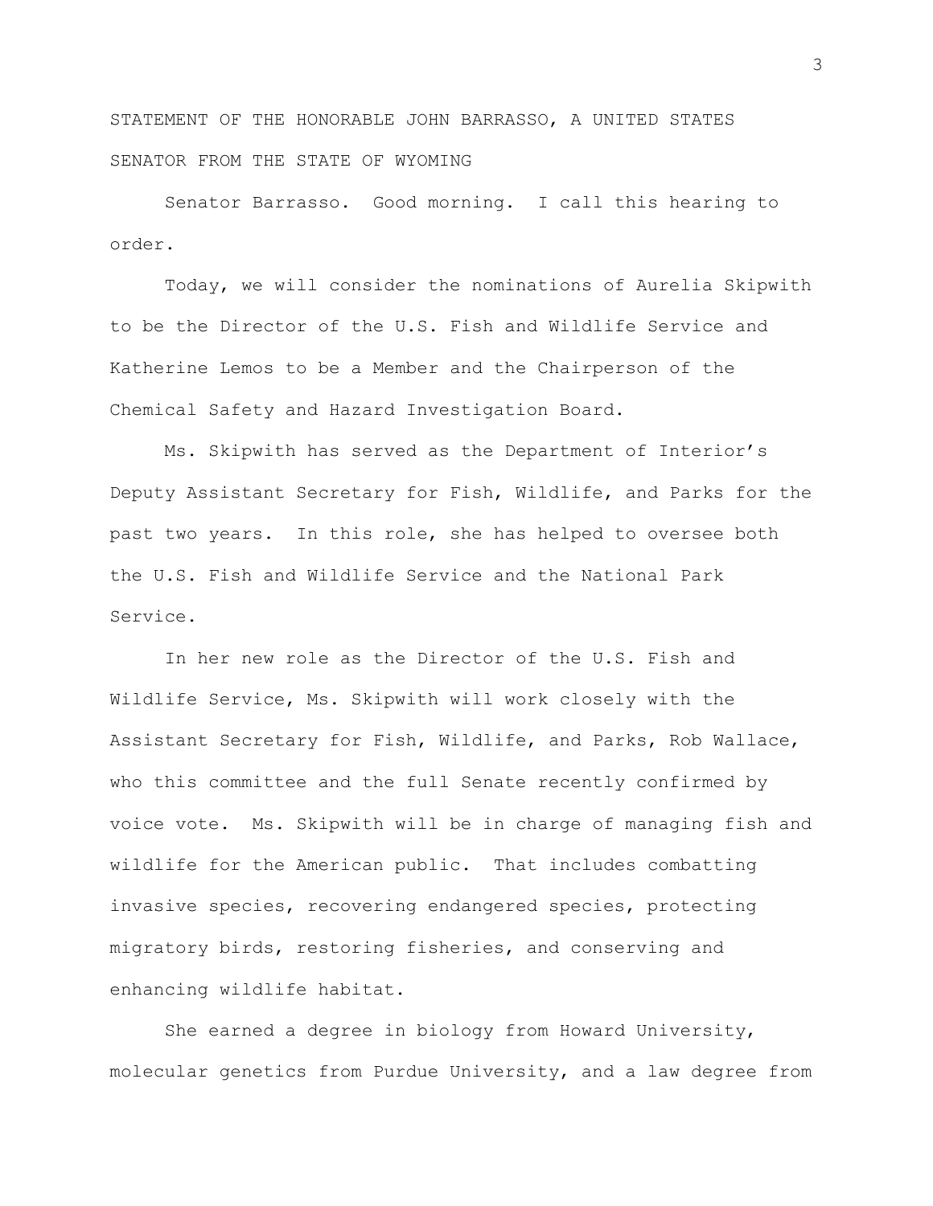STATEMENT OF THE HONORABLE JOHN BARRASSO, A UNITED STATES SENATOR FROM THE STATE OF WYOMING

Senator Barrasso. Good morning. I call this hearing to order.

Today, we will consider the nominations of Aurelia Skipwith to be the Director of the U.S. Fish and Wildlife Service and Katherine Lemos to be a Member and the Chairperson of the Chemical Safety and Hazard Investigation Board.

Ms. Skipwith has served as the Department of Interior's Deputy Assistant Secretary for Fish, Wildlife, and Parks for the past two years. In this role, she has helped to oversee both the U.S. Fish and Wildlife Service and the National Park Service.

In her new role as the Director of the U.S. Fish and Wildlife Service, Ms. Skipwith will work closely with the Assistant Secretary for Fish, Wildlife, and Parks, Rob Wallace, who this committee and the full Senate recently confirmed by voice vote. Ms. Skipwith will be in charge of managing fish and wildlife for the American public. That includes combatting invasive species, recovering endangered species, protecting migratory birds, restoring fisheries, and conserving and enhancing wildlife habitat.

She earned a degree in biology from Howard University, molecular genetics from Purdue University, and a law degree from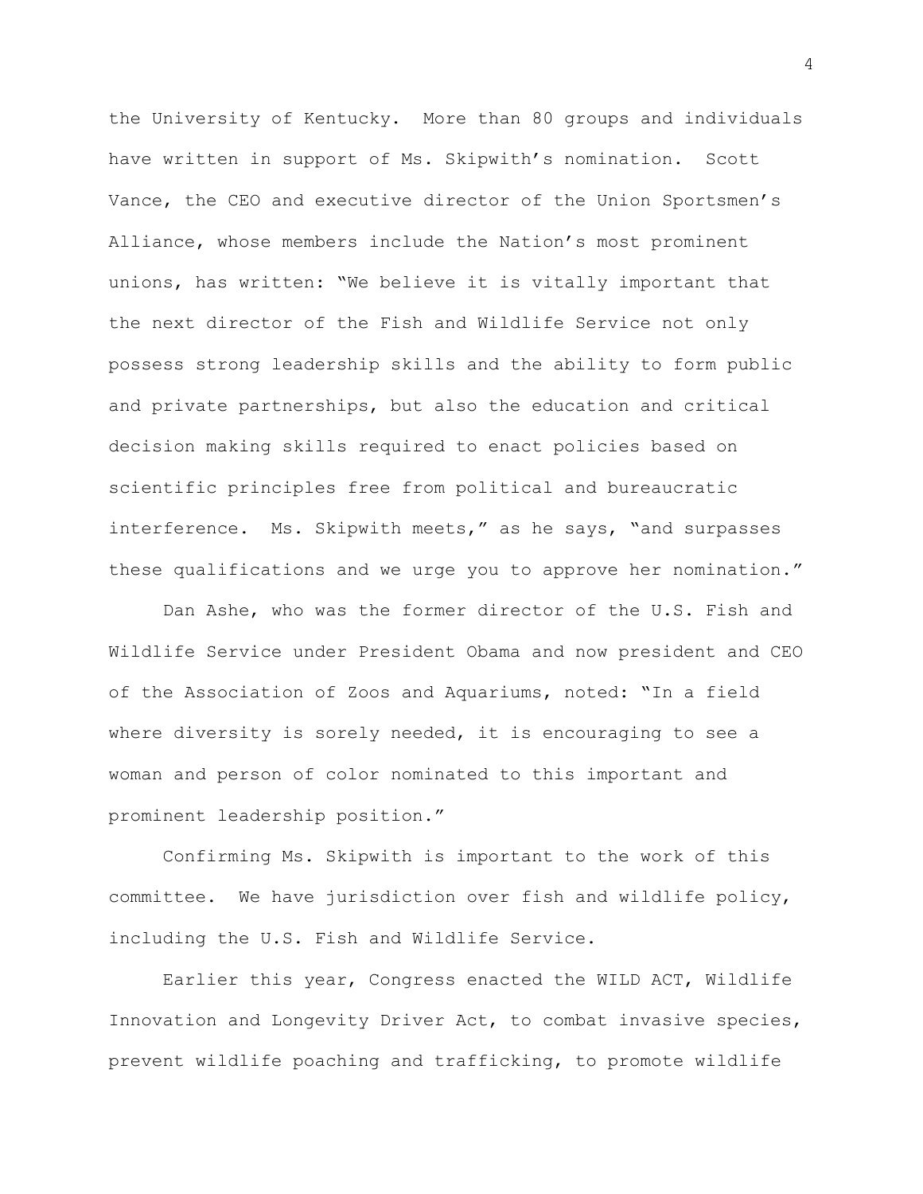the University of Kentucky. More than 80 groups and individuals have written in support of Ms. Skipwith's nomination. Scott Vance, the CEO and executive director of the Union Sportsmen's Alliance, whose members include the Nation's most prominent unions, has written: "We believe it is vitally important that the next director of the Fish and Wildlife Service not only possess strong leadership skills and the ability to form public and private partnerships, but also the education and critical decision making skills required to enact policies based on scientific principles free from political and bureaucratic interference. Ms. Skipwith meets," as he says, "and surpasses these qualifications and we urge you to approve her nomination."

Dan Ashe, who was the former director of the U.S. Fish and Wildlife Service under President Obama and now president and CEO of the Association of Zoos and Aquariums, noted: "In a field where diversity is sorely needed, it is encouraging to see a woman and person of color nominated to this important and prominent leadership position."

Confirming Ms. Skipwith is important to the work of this committee. We have jurisdiction over fish and wildlife policy, including the U.S. Fish and Wildlife Service.

Earlier this year, Congress enacted the WILD ACT, Wildlife Innovation and Longevity Driver Act, to combat invasive species, prevent wildlife poaching and trafficking, to promote wildlife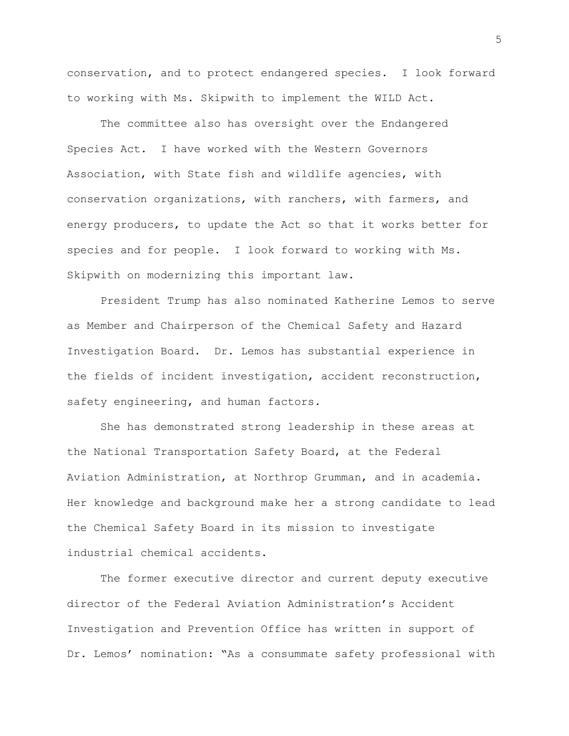conservation, and to protect endangered species. I look forward to working with Ms. Skipwith to implement the WILD Act.

The committee also has oversight over the Endangered Species Act. I have worked with the Western Governors Association, with State fish and wildlife agencies, with conservation organizations, with ranchers, with farmers, and energy producers, to update the Act so that it works better for species and for people. I look forward to working with Ms. Skipwith on modernizing this important law.

President Trump has also nominated Katherine Lemos to serve as Member and Chairperson of the Chemical Safety and Hazard Investigation Board. Dr. Lemos has substantial experience in the fields of incident investigation, accident reconstruction, safety engineering, and human factors.

She has demonstrated strong leadership in these areas at the National Transportation Safety Board, at the Federal Aviation Administration, at Northrop Grumman, and in academia. Her knowledge and background make her a strong candidate to lead the Chemical Safety Board in its mission to investigate industrial chemical accidents.

The former executive director and current deputy executive director of the Federal Aviation Administration's Accident Investigation and Prevention Office has written in support of Dr. Lemos' nomination: "As a consummate safety professional with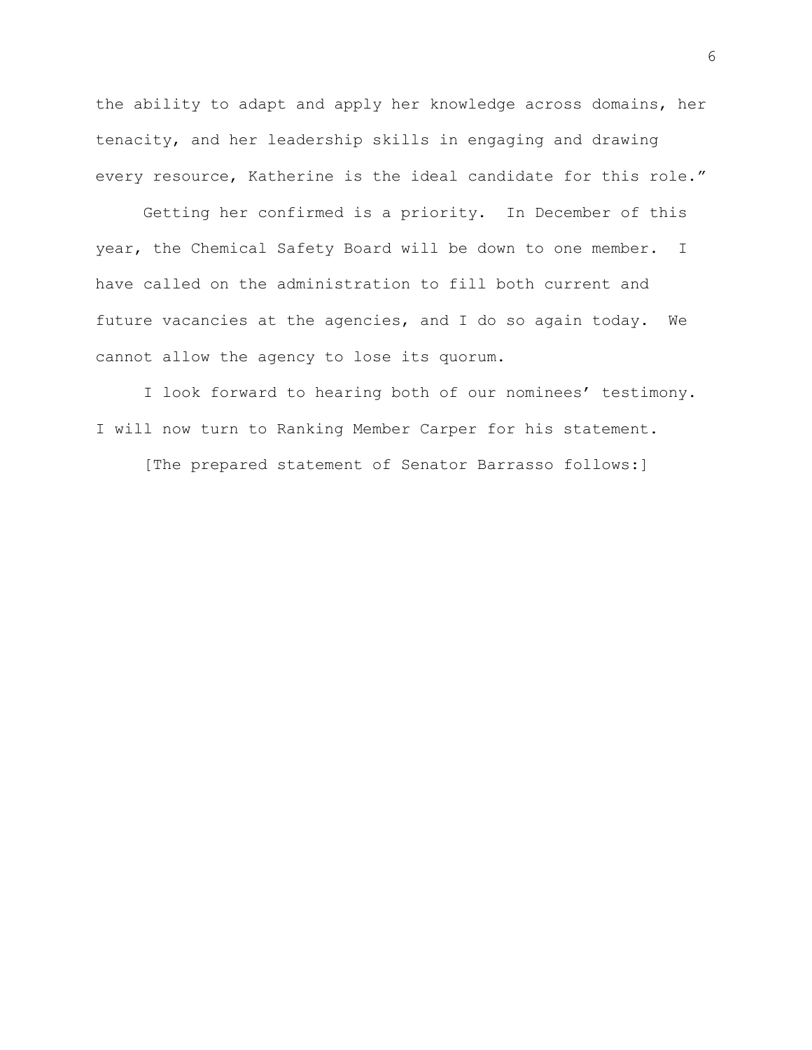the ability to adapt and apply her knowledge across domains, her tenacity, and her leadership skills in engaging and drawing every resource, Katherine is the ideal candidate for this role."

Getting her confirmed is a priority. In December of this year, the Chemical Safety Board will be down to one member. I have called on the administration to fill both current and future vacancies at the agencies, and I do so again today. We cannot allow the agency to lose its quorum.

I look forward to hearing both of our nominees' testimony. I will now turn to Ranking Member Carper for his statement.

[The prepared statement of Senator Barrasso follows:]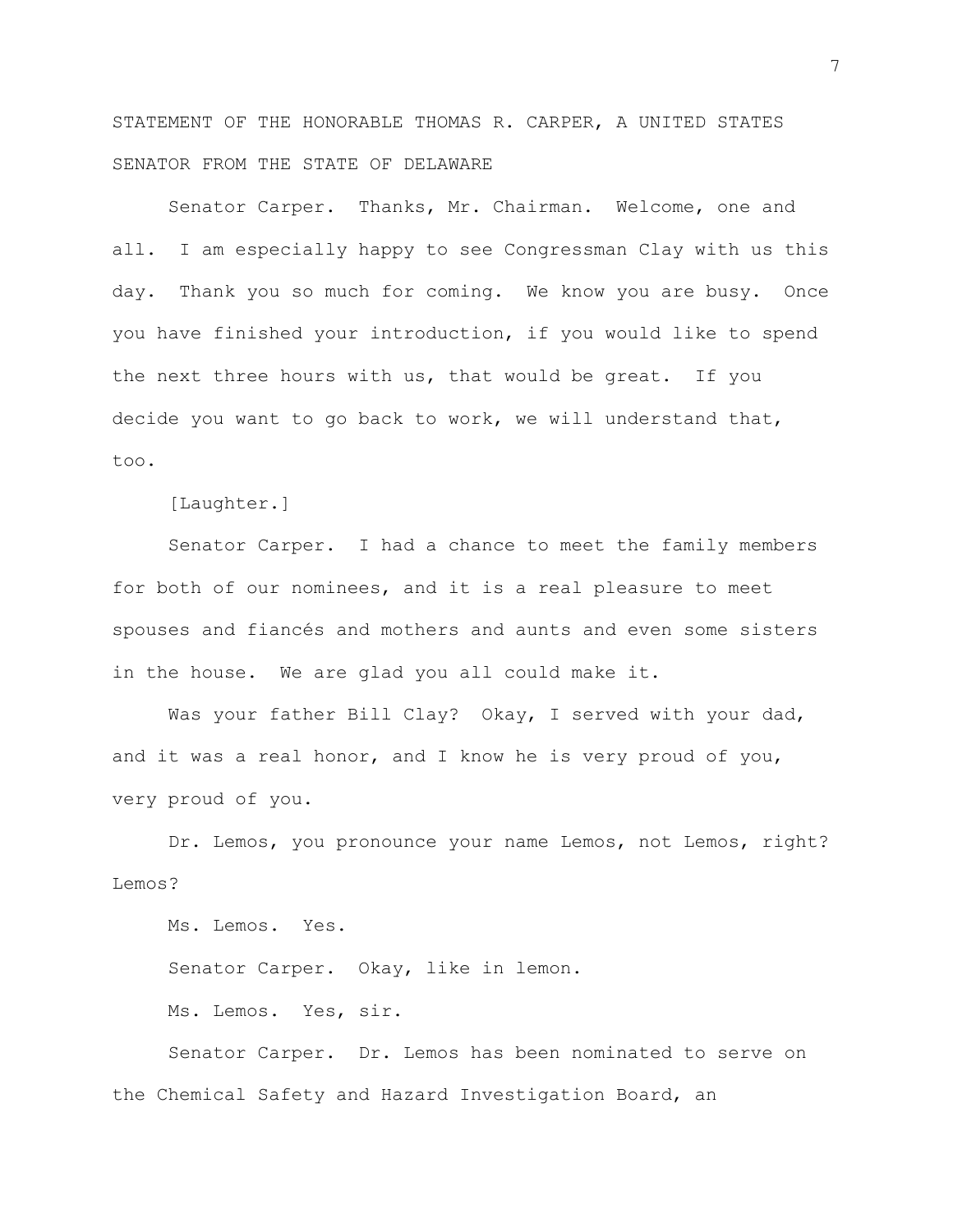STATEMENT OF THE HONORABLE THOMAS R. CARPER, A UNITED STATES SENATOR FROM THE STATE OF DELAWARE

Senator Carper. Thanks, Mr. Chairman. Welcome, one and all. I am especially happy to see Congressman Clay with us this day. Thank you so much for coming. We know you are busy. Once you have finished your introduction, if you would like to spend the next three hours with us, that would be great. If you decide you want to go back to work, we will understand that, too.

[Laughter.]

Senator Carper. I had a chance to meet the family members for both of our nominees, and it is a real pleasure to meet spouses and fiancés and mothers and aunts and even some sisters in the house. We are glad you all could make it.

Was your father Bill Clay? Okay, I served with your dad, and it was a real honor, and I know he is very proud of you, very proud of you.

Dr. Lemos, you pronounce your name Lemos, not Lemos, right? Lemos?

Ms. Lemos. Yes.

Senator Carper. Okay, like in lemon.

Ms. Lemos. Yes, sir.

Senator Carper. Dr. Lemos has been nominated to serve on the Chemical Safety and Hazard Investigation Board, an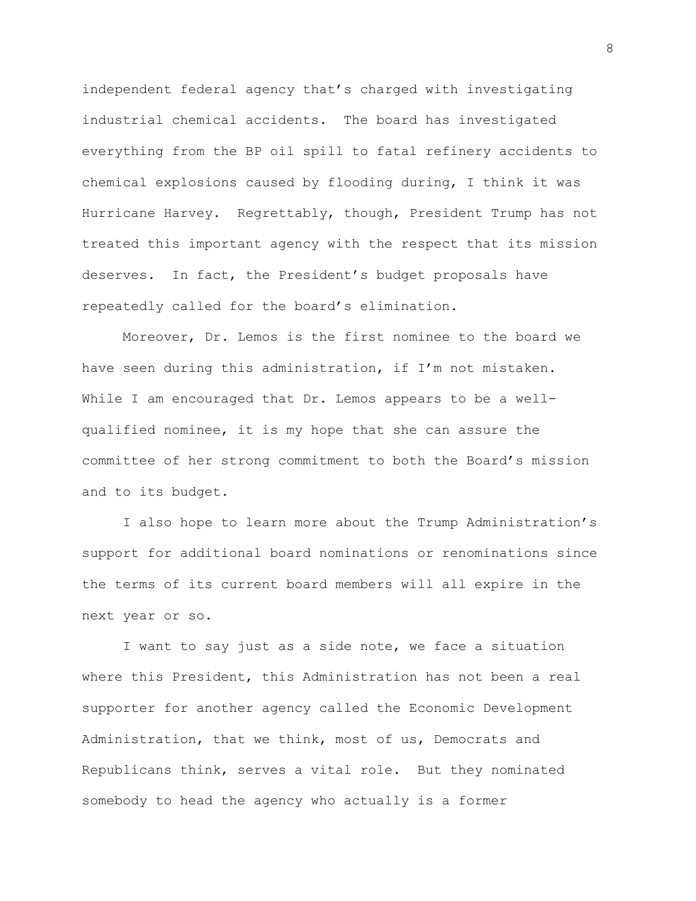independent federal agency that's charged with investigating industrial chemical accidents. The board has investigated everything from the BP oil spill to fatal refinery accidents to chemical explosions caused by flooding during, I think it was Hurricane Harvey. Regrettably, though, President Trump has not treated this important agency with the respect that its mission deserves. In fact, the President's budget proposals have repeatedly called for the board's elimination.

Moreover, Dr. Lemos is the first nominee to the board we have seen during this administration, if I'm not mistaken. While I am encouraged that Dr. Lemos appears to be a well-qualified nominee, it is my hope that she can assure the committee of her strong commitment to both the Board's mission and to its budget.

I also hope to learn more about the Trump Administration's support for additional board nominations or renominations since the terms of its current board members will all expire in the next year or so.

I want to say just as a side note, we face a situation where this President, this Administration has not been a real supporter for another agency called the Economic Development Administration, that we think, most of us, Democrats and Republicans think, serves a vital role. But they nominated somebody to head the agency who actually is a former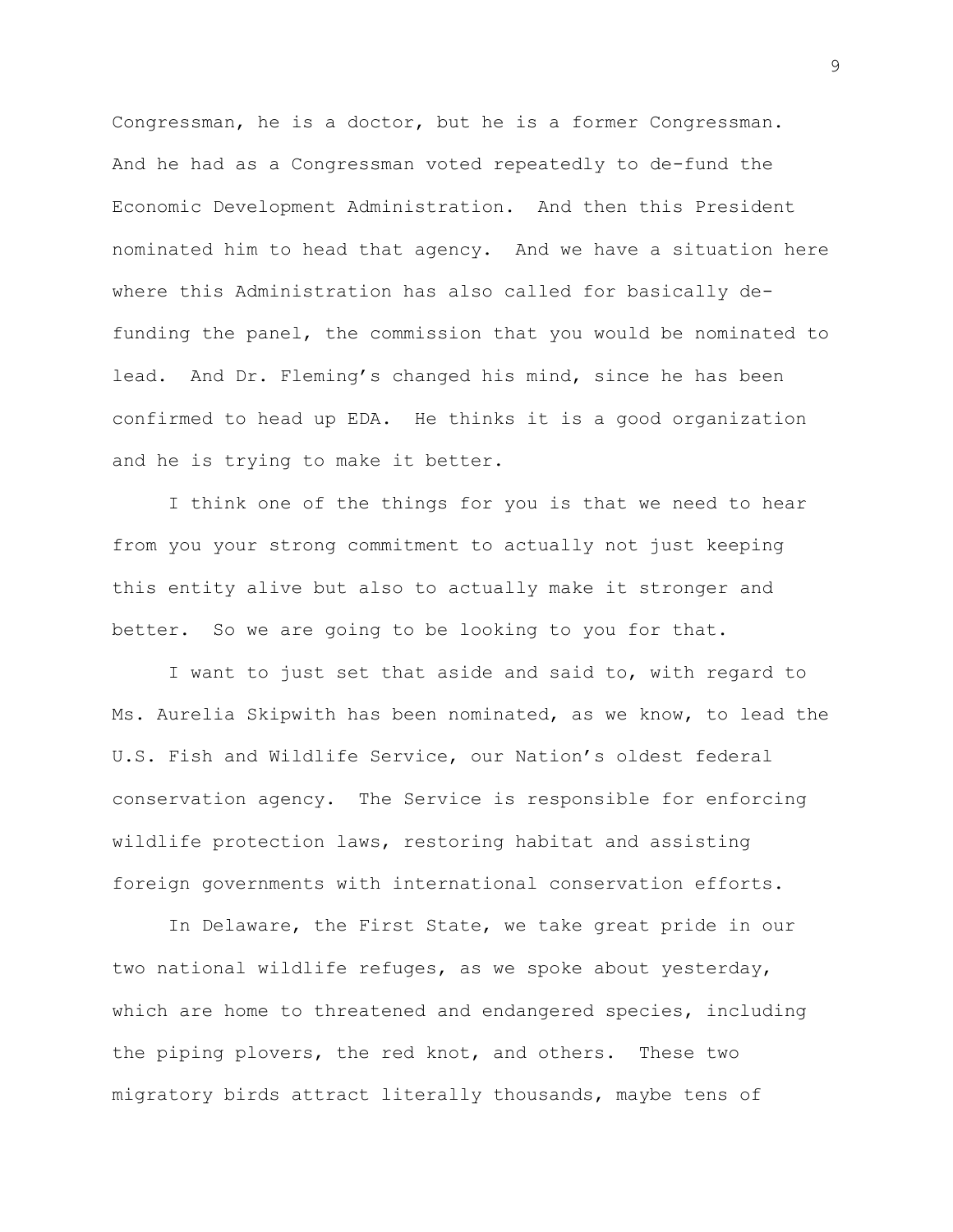Congressman, he is a doctor, but he is a former Congressman. And he had as a Congressman voted repeatedly to de-fund the Economic Development Administration. And then this President nominated him to head that agency. And we have a situation here where this Administration has also called for basically de-funding the panel, the commission that you would be nominated to lead. And Dr. Fleming's changed his mind, since he has been confirmed to head up EDA. He thinks it is a good organization and he is trying to make it better.

I think one of the things for you is that we need to hear from you your strong commitment to actually not just keeping this entity alive but also to actually make it stronger and better. So we are going to be looking to you for that.

I want to just set that aside and said to, with regard to Ms. Aurelia Skipwith has been nominated, as we know, to lead the U.S. Fish and Wildlife Service, our Nation's oldest federal conservation agency. The Service is responsible for enforcing wildlife protection laws, restoring habitat and assisting foreign governments with international conservation efforts.

In Delaware, the First State, we take great pride in our two national wildlife refuges, as we spoke about yesterday, which are home to threatened and endangered species, including the piping plovers, the red knot, and others. These two migratory birds attract literally thousands, maybe tens of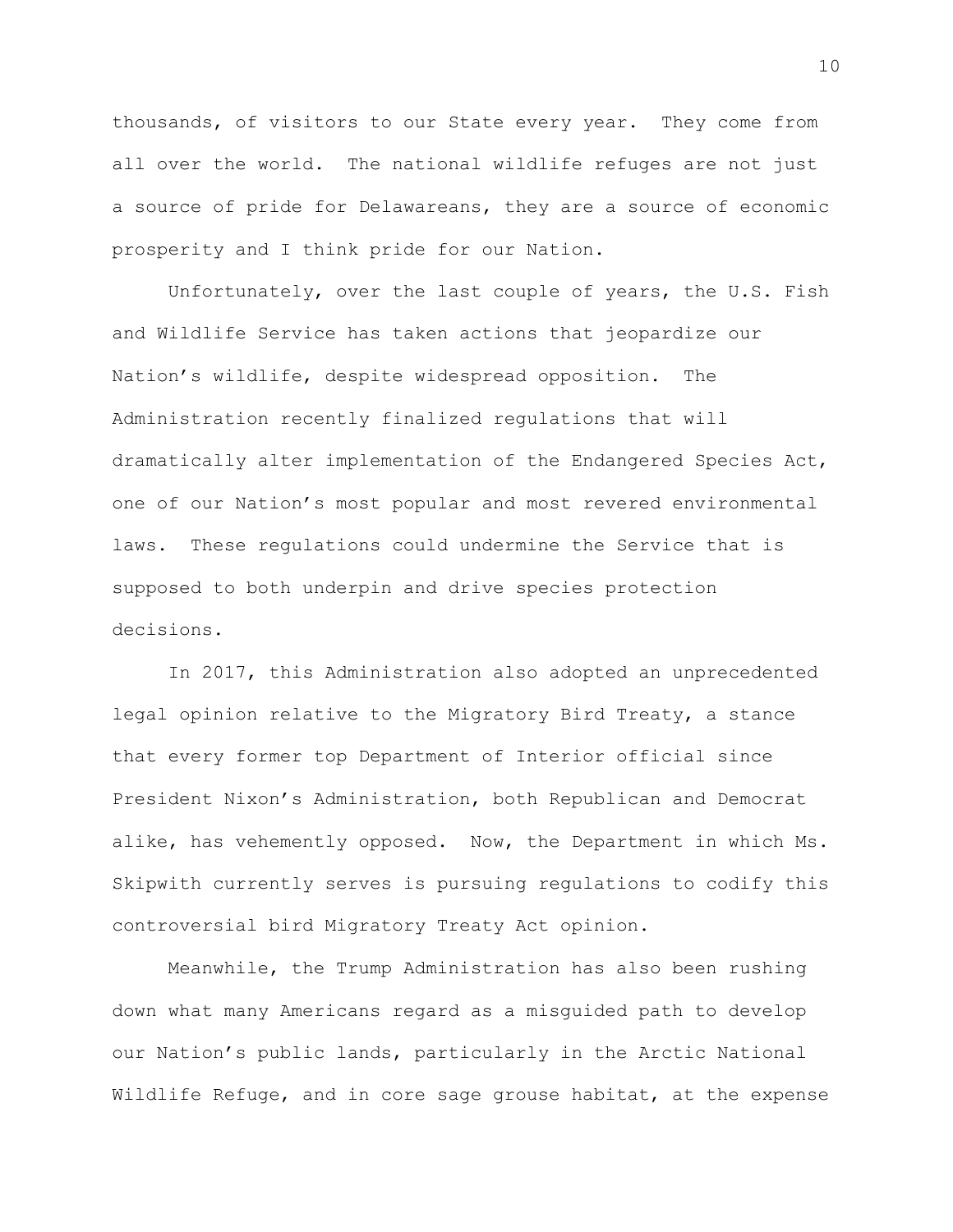thousands, of visitors to our State every year. They come from all over the world. The national wildlife refuges are not just a source of pride for Delawareans, they are a source of economic prosperity and I think pride for our Nation.

Unfortunately, over the last couple of years, the U.S. Fish and Wildlife Service has taken actions that jeopardize our Nation's wildlife, despite widespread opposition. The Administration recently finalized regulations that will dramatically alter implementation of the Endangered Species Act, one of our Nation's most popular and most revered environmental laws. These regulations could undermine the Service that is supposed to both underpin and drive species protection decisions.

In 2017, this Administration also adopted an unprecedented legal opinion relative to the Migratory Bird Treaty, a stance that every former top Department of Interior official since President Nixon's Administration, both Republican and Democrat alike, has vehemently opposed. Now, the Department in which Ms. Skipwith currently serves is pursuing regulations to codify this controversial bird Migratory Treaty Act opinion.

Meanwhile, the Trump Administration has also been rushing down what many Americans regard as a misguided path to develop our Nation's public lands, particularly in the Arctic National Wildlife Refuge, and in core sage grouse habitat, at the expense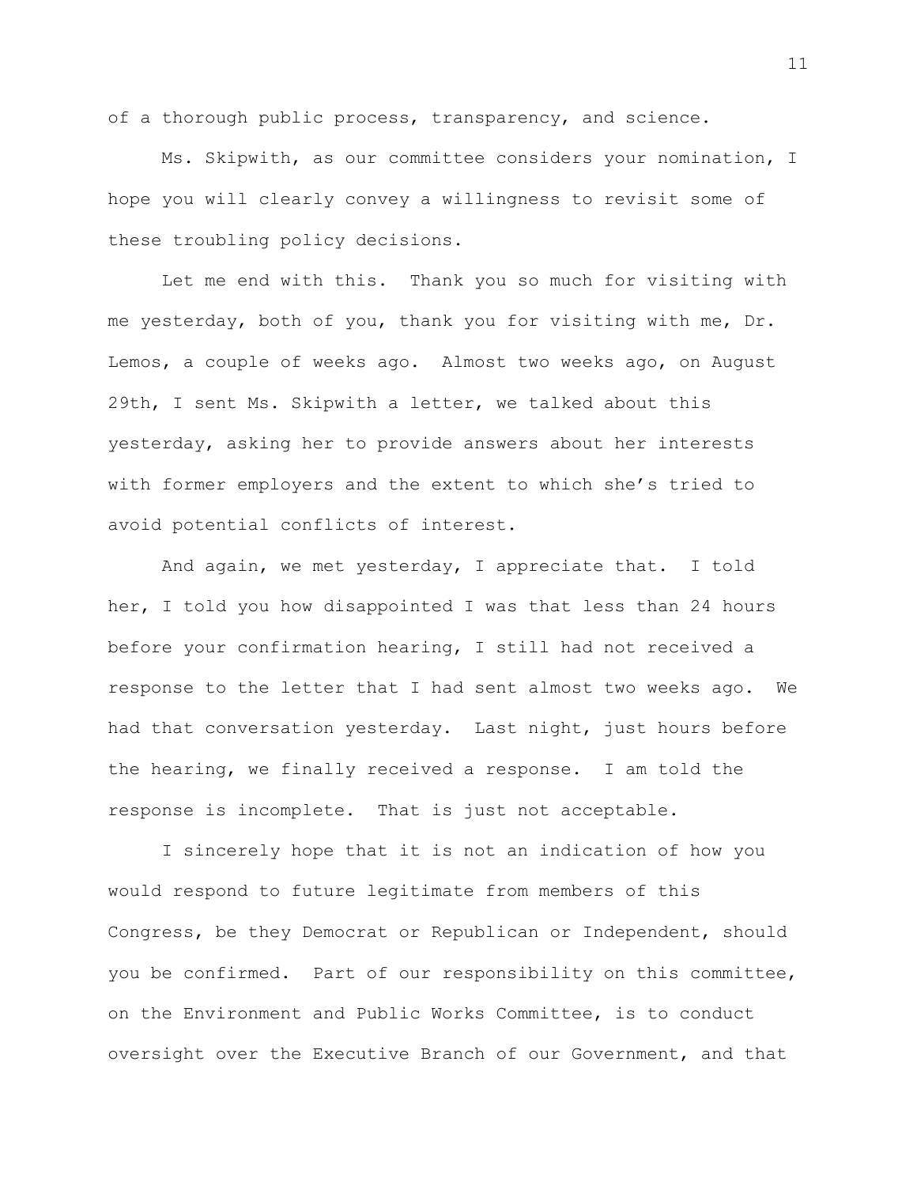of a thorough public process, transparency, and science.

Ms. Skipwith, as our committee considers your nomination, I hope you will clearly convey a willingness to revisit some of these troubling policy decisions.

Let me end with this. Thank you so much for visiting with me yesterday, both of you, thank you for visiting with me, Dr. Lemos, a couple of weeks ago. Almost two weeks ago, on August 29th, I sent Ms. Skipwith a letter, we talked about this yesterday, asking her to provide answers about her interests with former employers and the extent to which she's tried to avoid potential conflicts of interest.

And again, we met yesterday, I appreciate that. I told her, I told you how disappointed I was that less than 24 hours before your confirmation hearing, I still had not received a response to the letter that I had sent almost two weeks ago. We had that conversation yesterday. Last night, just hours before the hearing, we finally received a response. I am told the response is incomplete. That is just not acceptable.

I sincerely hope that it is not an indication of how you would respond to future legitimate from members of this Congress, be they Democrat or Republican or Independent, should you be confirmed. Part of our responsibility on this committee, on the Environment and Public Works Committee, is to conduct oversight over the Executive Branch of our Government, and that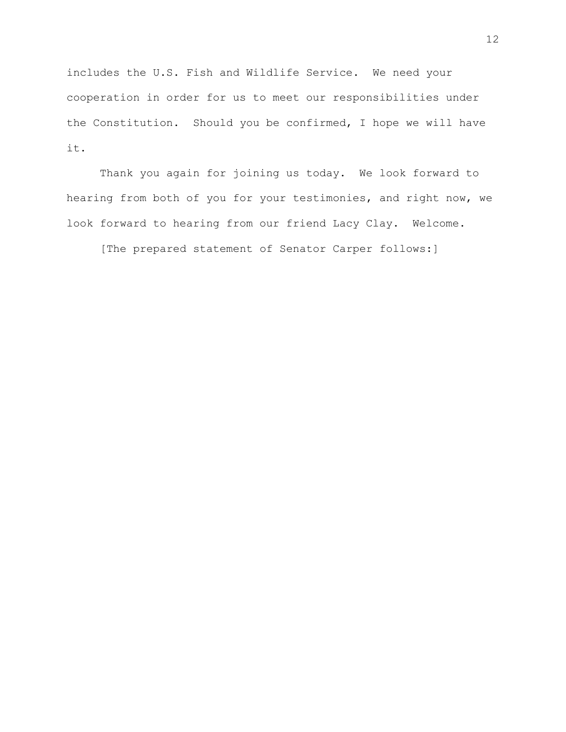includes the U.S. Fish and Wildlife Service. We need your cooperation in order for us to meet our responsibilities under the Constitution. Should you be confirmed, I hope we will have it.

Thank you again for joining us today. We look forward to hearing from both of you for your testimonies, and right now, we look forward to hearing from our friend Lacy Clay. Welcome.

[The prepared statement of Senator Carper follows:]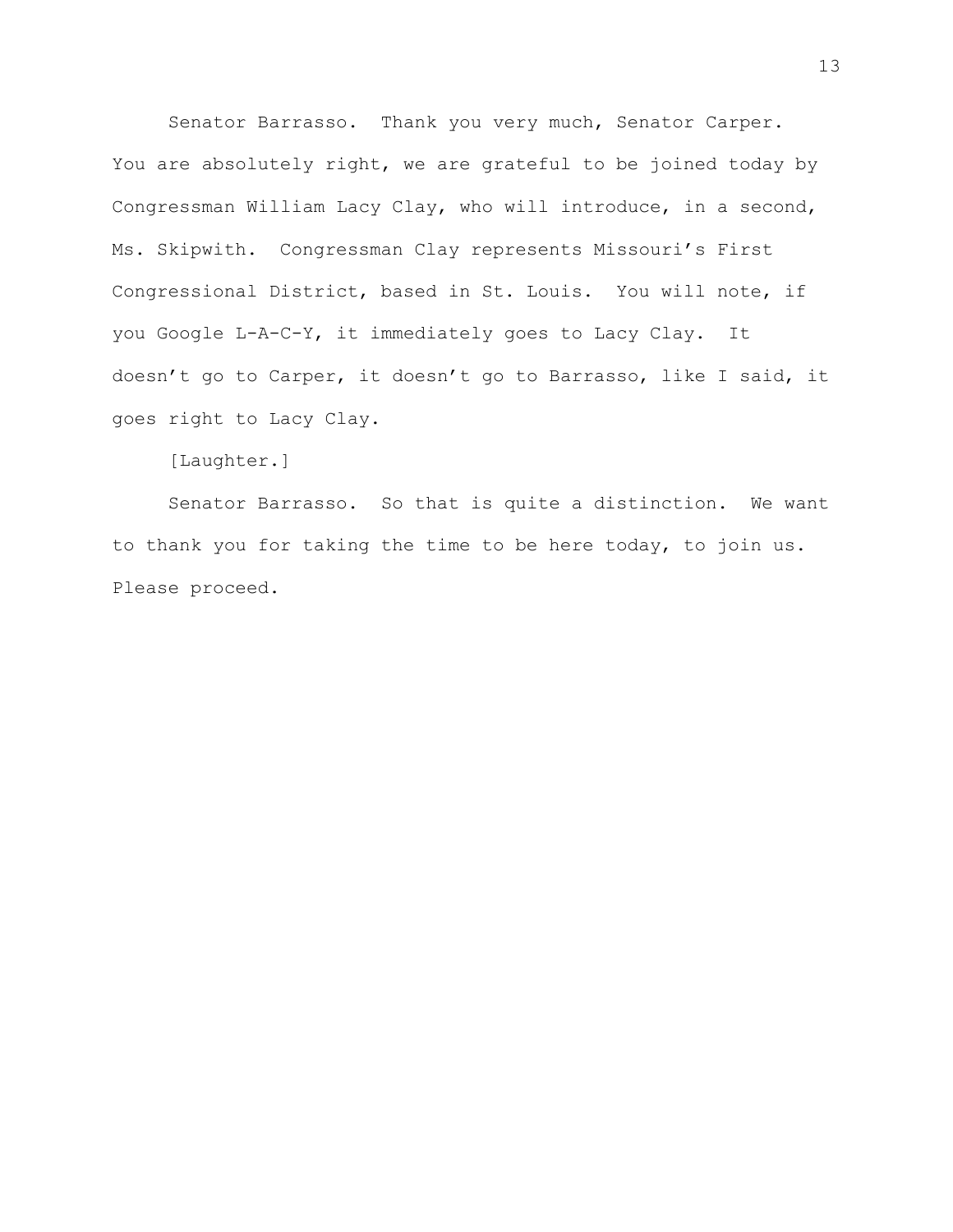Senator Barrasso. Thank you very much, Senator Carper. You are absolutely right, we are grateful to be joined today by Congressman William Lacy Clay, who will introduce, in a second, Ms. Skipwith. Congressman Clay represents Missouri's First Congressional District, based in St. Louis. You will note, if you Google L-A-C-Y, it immediately goes to Lacy Clay. It doesn't go to Carper, it doesn't go to Barrasso, like I said, it goes right to Lacy Clay.

[Laughter.]

Senator Barrasso. So that is quite a distinction. We want to thank you for taking the time to be here today, to join us. Please proceed.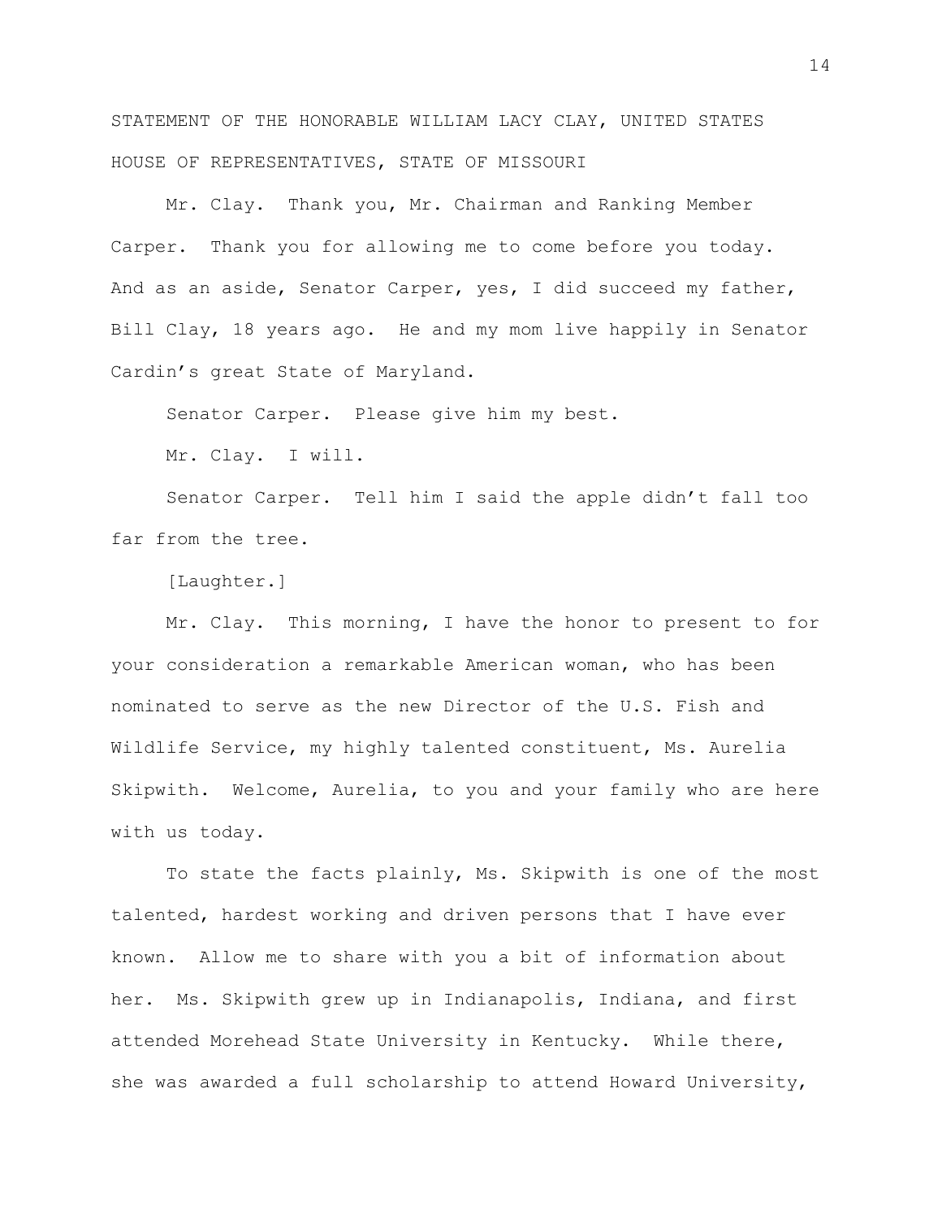STATEMENT OF THE HONORABLE WILLIAM LACY CLAY, UNITED STATES HOUSE OF REPRESENTATIVES, STATE OF MISSOURI

Mr. Clay. Thank you, Mr. Chairman and Ranking Member Carper. Thank you for allowing me to come before you today. And as an aside, Senator Carper, yes, I did succeed my father, Bill Clay, 18 years ago. He and my mom live happily in Senator Cardin's great State of Maryland.

Senator Carper. Please give him my best.

Mr. Clay. I will.

Senator Carper. Tell him I said the apple didn't fall too far from the tree.

[Laughter.]

Mr. Clay. This morning, I have the honor to present to for your consideration a remarkable American woman, who has been nominated to serve as the new Director of the U.S. Fish and Wildlife Service, my highly talented constituent, Ms. Aurelia Skipwith. Welcome, Aurelia, to you and your family who are here with us today.

To state the facts plainly, Ms. Skipwith is one of the most talented, hardest working and driven persons that I have ever known. Allow me to share with you a bit of information about her. Ms. Skipwith grew up in Indianapolis, Indiana, and first attended Morehead State University in Kentucky. While there, she was awarded a full scholarship to attend Howard University,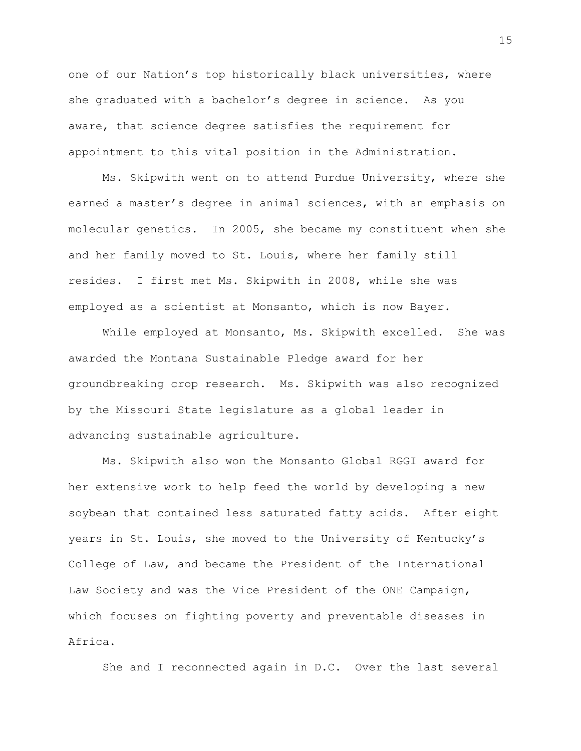one of our Nation's top historically black universities, where she graduated with a bachelor's degree in science. As you aware, that science degree satisfies the requirement for appointment to this vital position in the Administration.

Ms. Skipwith went on to attend Purdue University, where she earned a master's degree in animal sciences, with an emphasis on molecular genetics. In 2005, she became my constituent when she and her family moved to St. Louis, where her family still resides. I first met Ms. Skipwith in 2008, while she was employed as a scientist at Monsanto, which is now Bayer.

While employed at Monsanto, Ms. Skipwith excelled. She was awarded the Montana Sustainable Pledge award for her groundbreaking crop research. Ms. Skipwith was also recognized by the Missouri State legislature as a global leader in advancing sustainable agriculture.

Ms. Skipwith also won the Monsanto Global RGGI award for her extensive work to help feed the world by developing a new soybean that contained less saturated fatty acids. After eight years in St. Louis, she moved to the University of Kentucky's College of Law, and became the President of the International Law Society and was the Vice President of the ONE Campaign, which focuses on fighting poverty and preventable diseases in Africa.

She and I reconnected again in D.C. Over the last several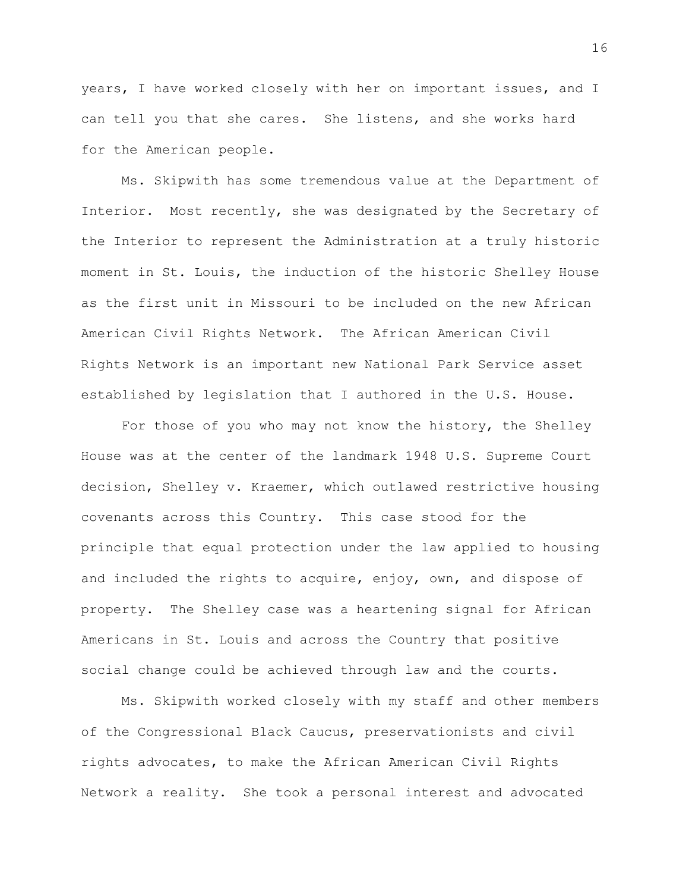years, I have worked closely with her on important issues, and I can tell you that she cares. She listens, and she works hard for the American people.

Ms. Skipwith has some tremendous value at the Department of Interior. Most recently, she was designated by the Secretary of the Interior to represent the Administration at a truly historic moment in St. Louis, the induction of the historic Shelley House as the first unit in Missouri to be included on the new African American Civil Rights Network. The African American Civil Rights Network is an important new National Park Service asset established by legislation that I authored in the U.S. House.

For those of you who may not know the history, the Shelley House was at the center of the landmark 1948 U.S. Supreme Court decision, Shelley v. Kraemer, which outlawed restrictive housing covenants across this Country. This case stood for the principle that equal protection under the law applied to housing and included the rights to acquire, enjoy, own, and dispose of property. The Shelley case was a heartening signal for African Americans in St. Louis and across the Country that positive social change could be achieved through law and the courts.

Ms. Skipwith worked closely with my staff and other members of the Congressional Black Caucus, preservationists and civil rights advocates, to make the African American Civil Rights Network a reality. She took a personal interest and advocated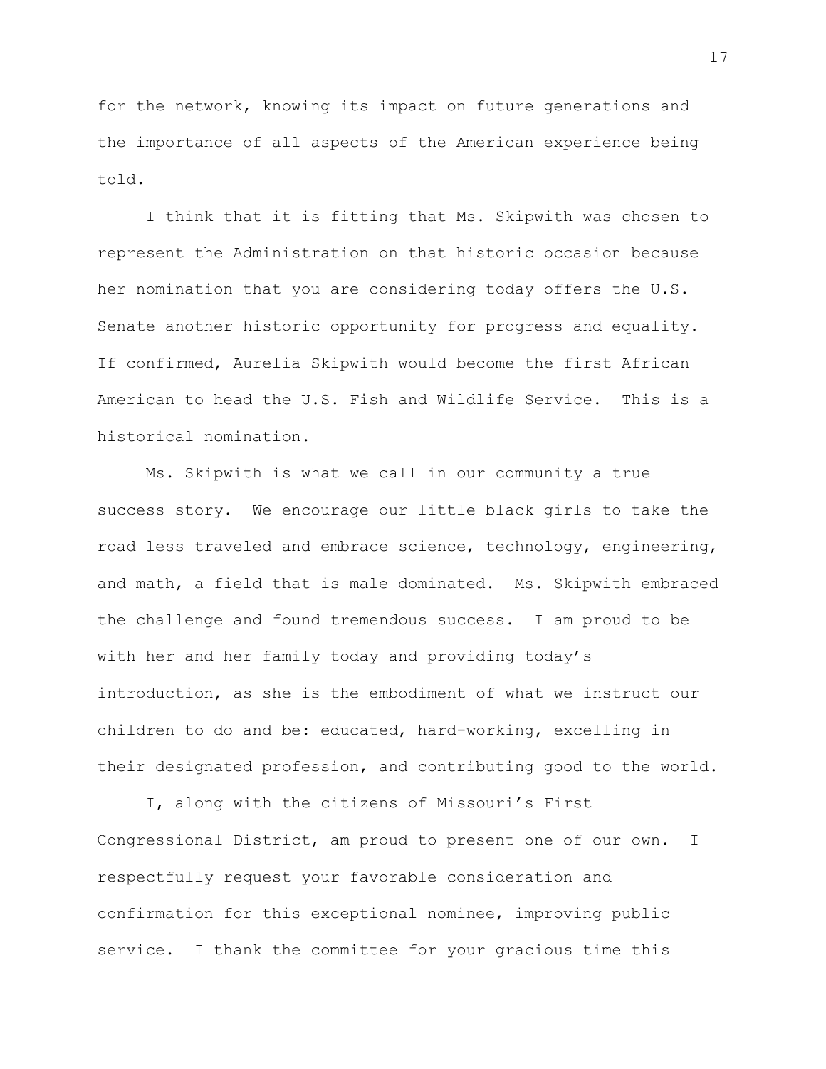for the network, knowing its impact on future generations and the importance of all aspects of the American experience being told.

I think that it is fitting that Ms. Skipwith was chosen to represent the Administration on that historic occasion because her nomination that you are considering today offers the U.S. Senate another historic opportunity for progress and equality. If confirmed, Aurelia Skipwith would become the first African American to head the U.S. Fish and Wildlife Service. This is a historical nomination.

Ms. Skipwith is what we call in our community a true success story. We encourage our little black girls to take the road less traveled and embrace science, technology, engineering, and math, a field that is male dominated. Ms. Skipwith embraced the challenge and found tremendous success. I am proud to be with her and her family today and providing today's introduction, as she is the embodiment of what we instruct our children to do and be: educated, hard-working, excelling in their designated profession, and contributing good to the world.

I, along with the citizens of Missouri's First Congressional District, am proud to present one of our own. I respectfully request your favorable consideration and confirmation for this exceptional nominee, improving public service. I thank the committee for your gracious time this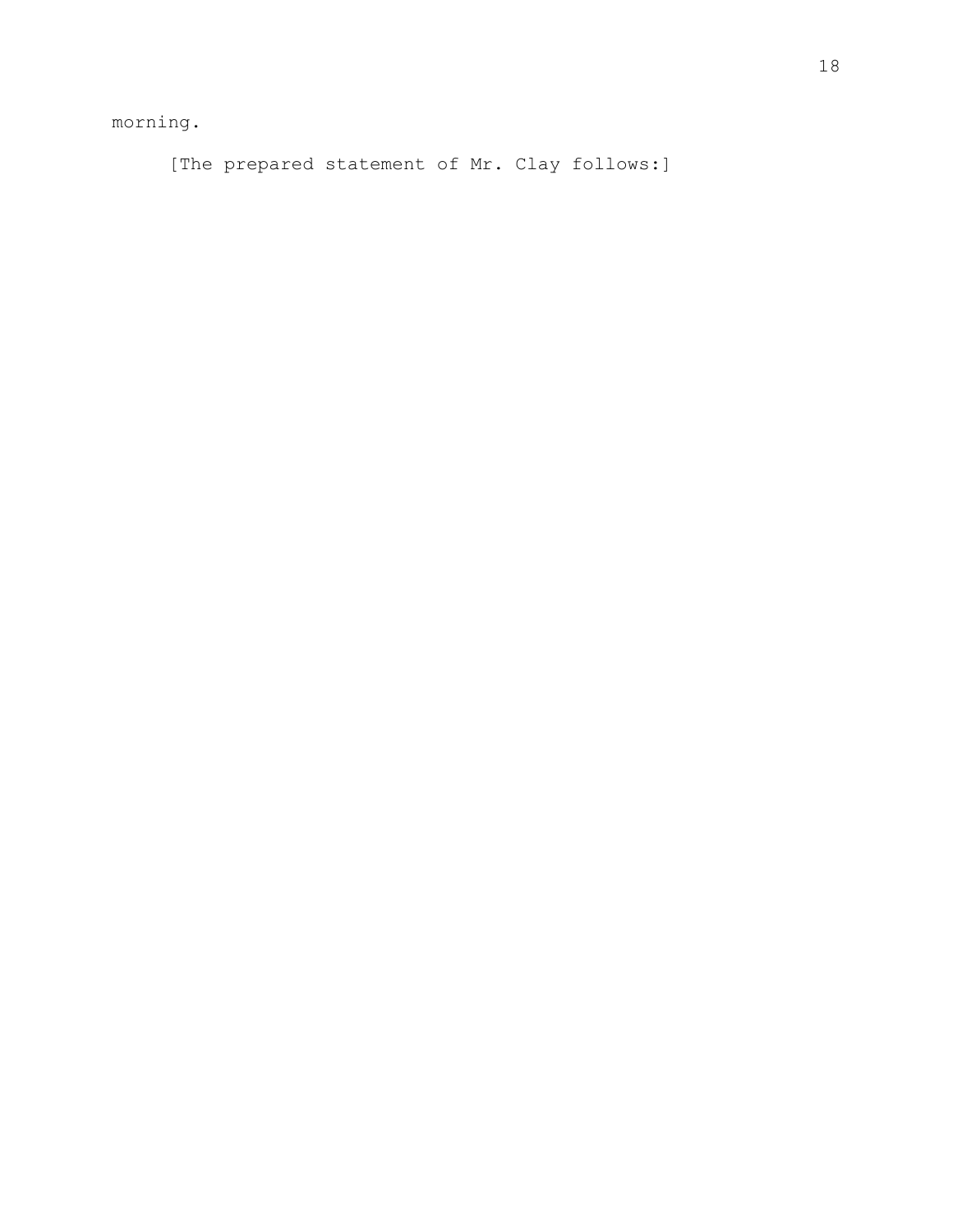morning.

[The prepared statement of Mr. Clay follows:]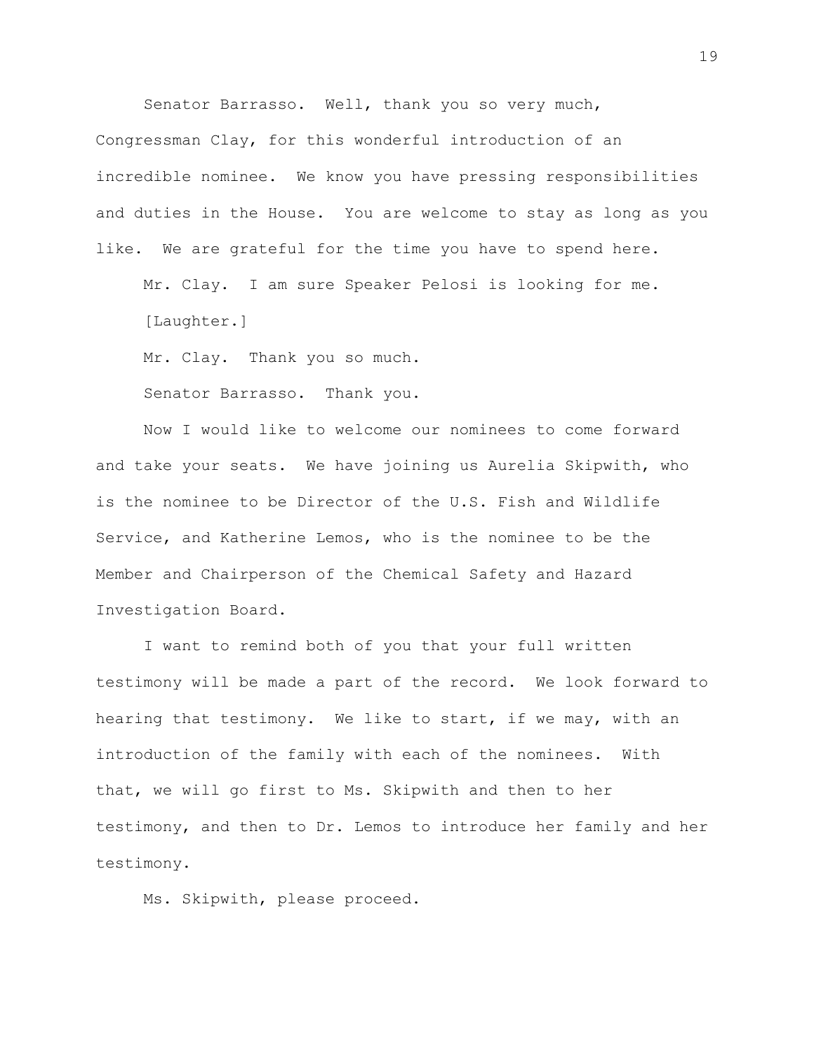Senator Barrasso. Well, thank you so very much, Congressman Clay, for this wonderful introduction of an incredible nominee. We know you have pressing responsibilities and duties in the House. You are welcome to stay as long as you like. We are grateful for the time you have to spend here.

Mr. Clay. I am sure Speaker Pelosi is looking for me.

[Laughter.]

Mr. Clay. Thank you so much.

Senator Barrasso. Thank you.

Now I would like to welcome our nominees to come forward and take your seats. We have joining us Aurelia Skipwith, who is the nominee to be Director of the U.S. Fish and Wildlife Service, and Katherine Lemos, who is the nominee to be the Member and Chairperson of the Chemical Safety and Hazard Investigation Board.

I want to remind both of you that your full written testimony will be made a part of the record. We look forward to hearing that testimony. We like to start, if we may, with an introduction of the family with each of the nominees. With that, we will go first to Ms. Skipwith and then to her testimony, and then to Dr. Lemos to introduce her family and her testimony.

Ms. Skipwith, please proceed.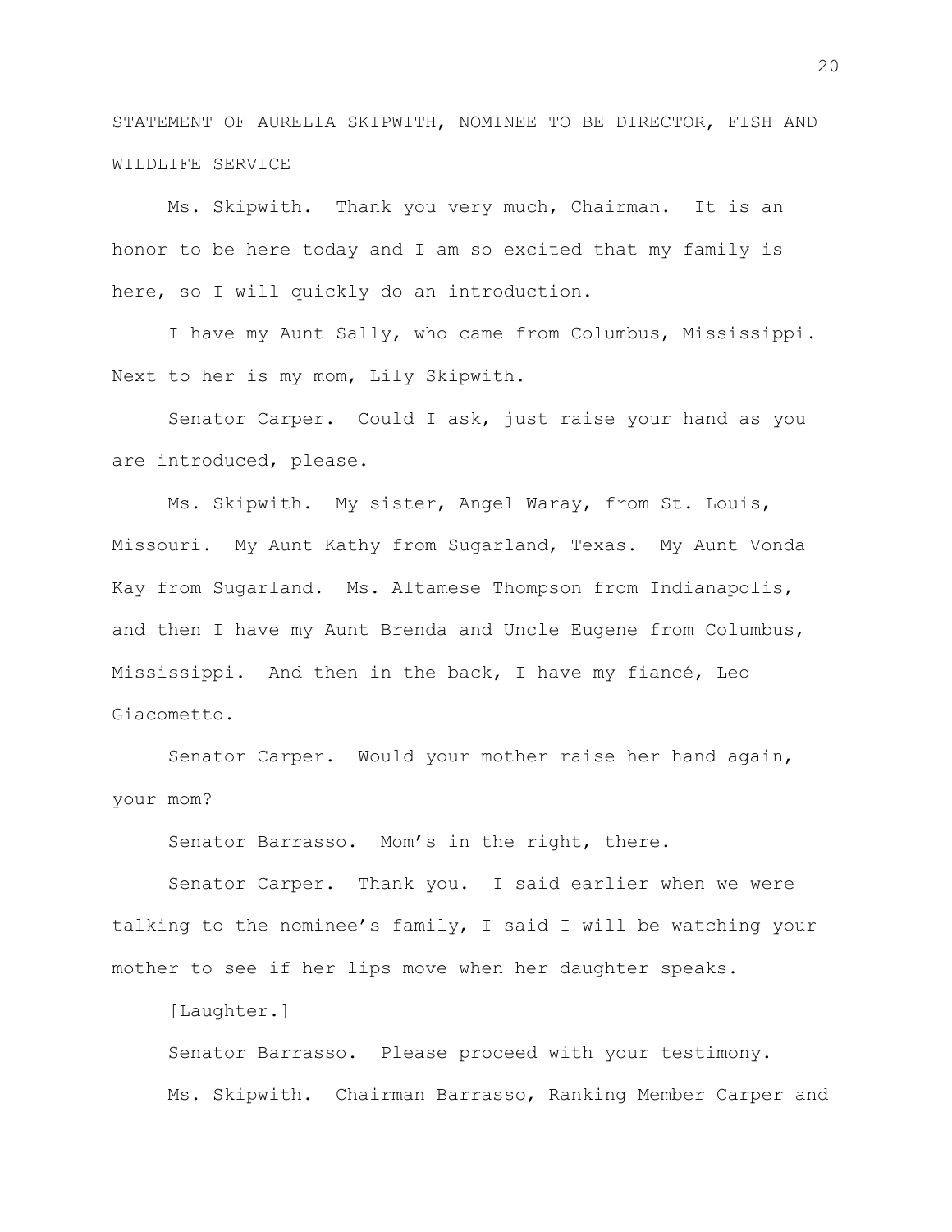STATEMENT OF AURELIA SKIPWITH, NOMINEE TO BE DIRECTOR, FISH AND WILDLIFE SERVICE

Ms. Skipwith. Thank you very much, Chairman. It is an honor to be here today and I am so excited that my family is here, so I will quickly do an introduction.

I have my Aunt Sally, who came from Columbus, Mississippi. Next to her is my mom, Lily Skipwith.

Senator Carper. Could I ask, just raise your hand as you are introduced, please.

Ms. Skipwith. My sister, Angel Waray, from St. Louis, Missouri. My Aunt Kathy from Sugarland, Texas. My Aunt Vonda Kay from Sugarland. Ms. Altamese Thompson from Indianapolis, and then I have my Aunt Brenda and Uncle Eugene from Columbus, Mississippi. And then in the back, I have my fiancé, Leo Giacometto.

Senator Carper. Would your mother raise her hand again, your mom?

Senator Barrasso. Mom's in the right, there.

Senator Carper. Thank you. I said earlier when we were talking to the nominee's family, I said I will be watching your mother to see if her lips move when her daughter speaks.

[Laughter.]

Senator Barrasso. Please proceed with your testimony.

Ms. Skipwith. Chairman Barrasso, Ranking Member Carper and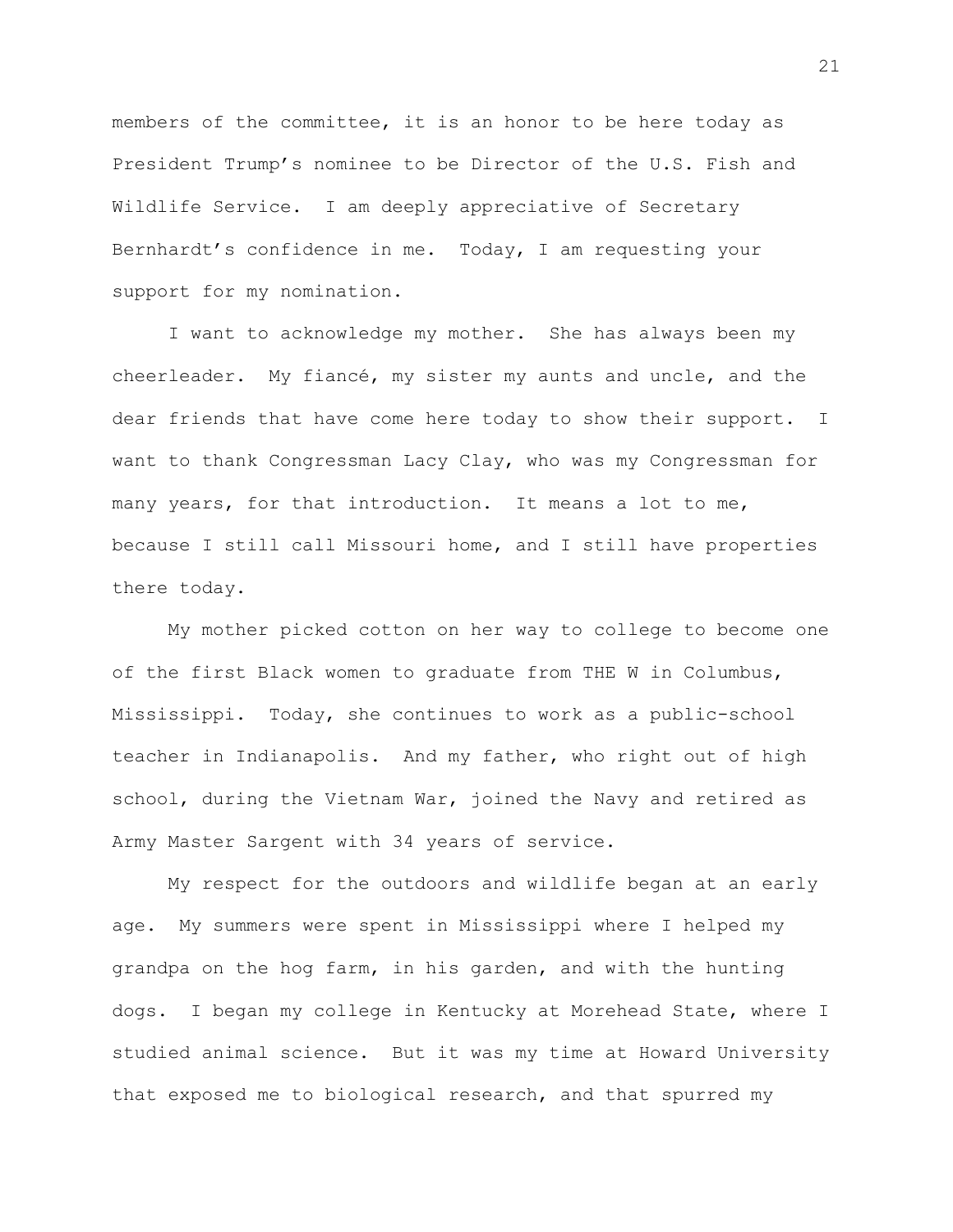members of the committee, it is an honor to be here today as President Trump's nominee to be Director of the U.S. Fish and Wildlife Service. I am deeply appreciative of Secretary Bernhardt's confidence in me. Today, I am requesting your support for my nomination.

I want to acknowledge my mother. She has always been my cheerleader. My fiancé, my sister my aunts and uncle, and the dear friends that have come here today to show their support. I want to thank Congressman Lacy Clay, who was my Congressman for many years, for that introduction. It means a lot to me, because I still call Missouri home, and I still have properties there today.

My mother picked cotton on her way to college to become one of the first Black women to graduate from THE W in Columbus, Mississippi. Today, she continues to work as a public-school teacher in Indianapolis. And my father, who right out of high school, during the Vietnam War, joined the Navy and retired as Army Master Sargent with 34 years of service.

My respect for the outdoors and wildlife began at an early age. My summers were spent in Mississippi where I helped my grandpa on the hog farm, in his garden, and with the hunting dogs. I began my college in Kentucky at Morehead State, where I studied animal science. But it was my time at Howard University that exposed me to biological research, and that spurred my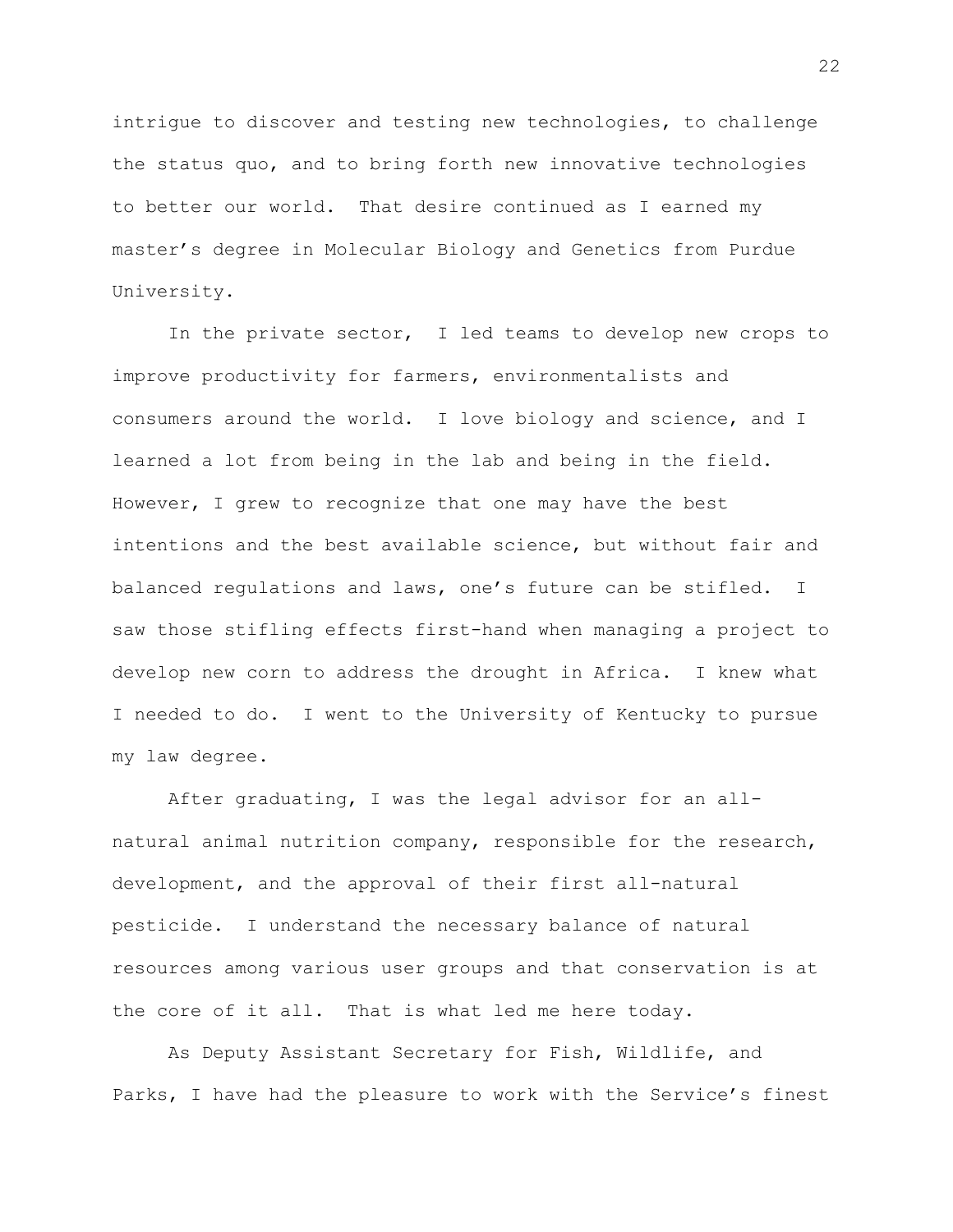intrigue to discover and testing new technologies, to challenge the status quo, and to bring forth new innovative technologies to better our world. That desire continued as I earned my master's degree in Molecular Biology and Genetics from Purdue University.

In the private sector, I led teams to develop new crops to improve productivity for farmers, environmentalists and consumers around the world. I love biology and science, and I learned a lot from being in the lab and being in the field. However, I grew to recognize that one may have the best intentions and the best available science, but without fair and balanced regulations and laws, one's future can be stifled. I saw those stifling effects first-hand when managing a project to develop new corn to address the drought in Africa. I knew what I needed to do. I went to the University of Kentucky to pursue my law degree.

After graduating, I was the legal advisor for an all-natural animal nutrition company, responsible for the research, development, and the approval of their first all-natural pesticide. I understand the necessary balance of natural resources among various user groups and that conservation is at the core of it all. That is what led me here today.

As Deputy Assistant Secretary for Fish, Wildlife, and Parks, I have had the pleasure to work with the Service's finest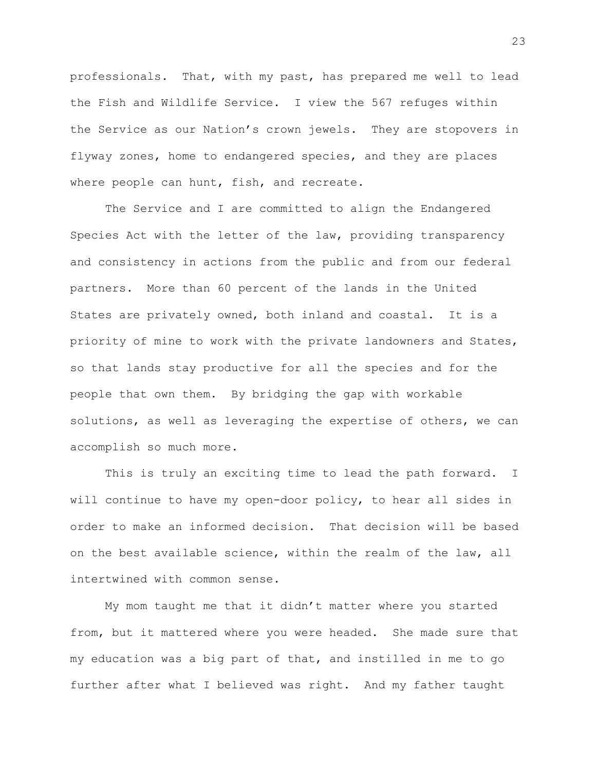professionals. That, with my past, has prepared me well to lead the Fish and Wildlife Service. I view the 567 refuges within the Service as our Nation's crown jewels. They are stopovers in flyway zones, home to endangered species, and they are places where people can hunt, fish, and recreate.

The Service and I are committed to align the Endangered Species Act with the letter of the law, providing transparency and consistency in actions from the public and from our federal partners. More than 60 percent of the lands in the United States are privately owned, both inland and coastal. It is a priority of mine to work with the private landowners and States, so that lands stay productive for all the species and for the people that own them. By bridging the gap with workable solutions, as well as leveraging the expertise of others, we can accomplish so much more.

This is truly an exciting time to lead the path forward. I will continue to have my open-door policy, to hear all sides in order to make an informed decision. That decision will be based on the best available science, within the realm of the law, all intertwined with common sense.

My mom taught me that it didn't matter where you started from, but it mattered where you were headed. She made sure that my education was a big part of that, and instilled in me to go further after what I believed was right. And my father taught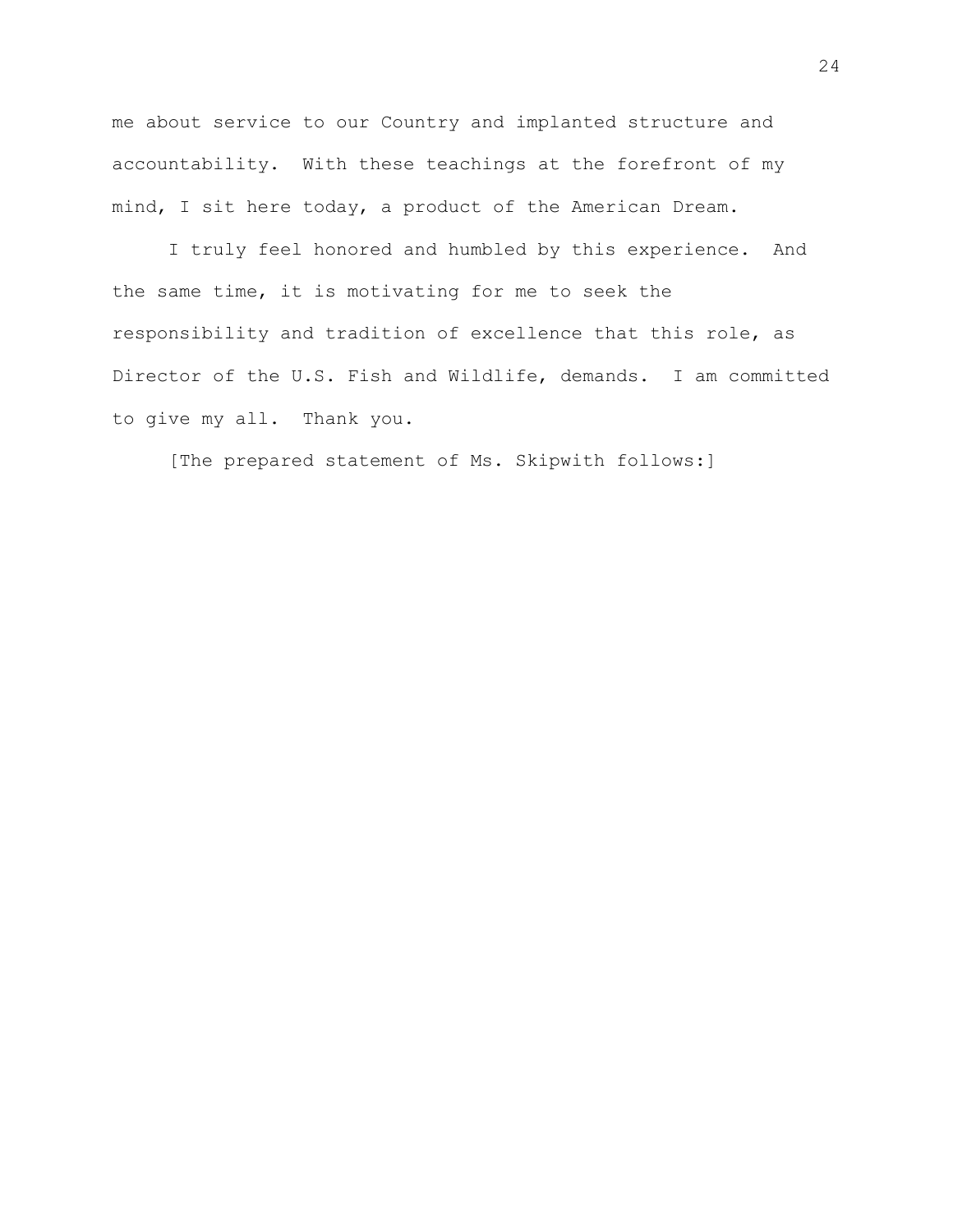me about service to our Country and implanted structure and accountability. With these teachings at the forefront of my mind, I sit here today, a product of the American Dream.

I truly feel honored and humbled by this experience. And the same time, it is motivating for me to seek the responsibility and tradition of excellence that this role, as Director of the U.S. Fish and Wildlife, demands. I am committed to give my all. Thank you.

[The prepared statement of Ms. Skipwith follows:]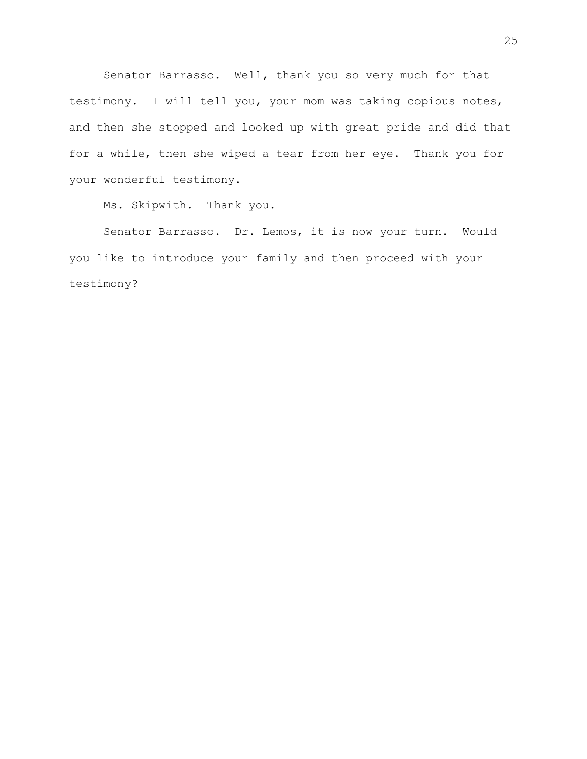Senator Barrasso. Well, thank you so very much for that testimony. I will tell you, your mom was taking copious notes, and then she stopped and looked up with great pride and did that for a while, then she wiped a tear from her eye. Thank you for your wonderful testimony.

Ms. Skipwith. Thank you.

Senator Barrasso. Dr. Lemos, it is now your turn. Would you like to introduce your family and then proceed with your testimony?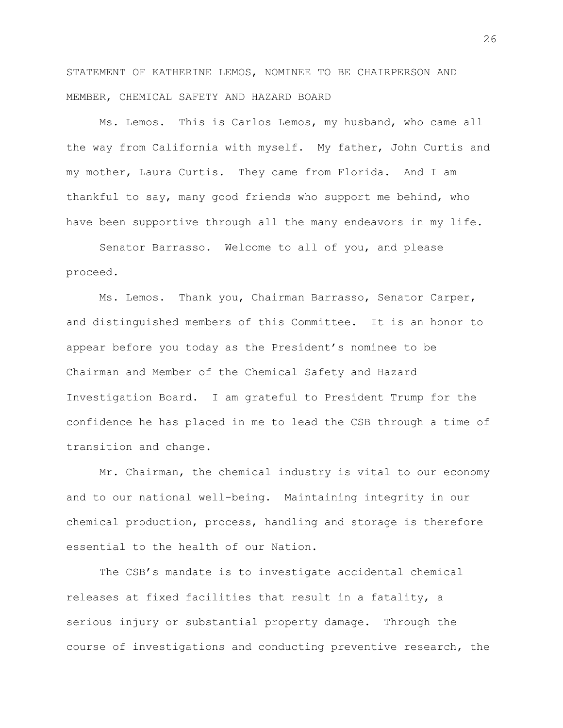STATEMENT OF KATHERINE LEMOS, NOMINEE TO BE CHAIRPERSON AND MEMBER, CHEMICAL SAFETY AND HAZARD BOARD

Ms. Lemos. This is Carlos Lemos, my husband, who came all the way from California with myself. My father, John Curtis and my mother, Laura Curtis. They came from Florida. And I am thankful to say, many good friends who support me behind, who have been supportive through all the many endeavors in my life.

Senator Barrasso. Welcome to all of you, and please proceed.

Ms. Lemos. Thank you, Chairman Barrasso, Senator Carper, and distinguished members of this Committee. It is an honor to appear before you today as the President's nominee to be Chairman and Member of the Chemical Safety and Hazard Investigation Board. I am grateful to President Trump for the confidence he has placed in me to lead the CSB through a time of transition and change.

Mr. Chairman, the chemical industry is vital to our economy and to our national well-being. Maintaining integrity in our chemical production, process, handling and storage is therefore essential to the health of our Nation.

The CSB's mandate is to investigate accidental chemical releases at fixed facilities that result in a fatality, a serious injury or substantial property damage. Through the course of investigations and conducting preventive research, the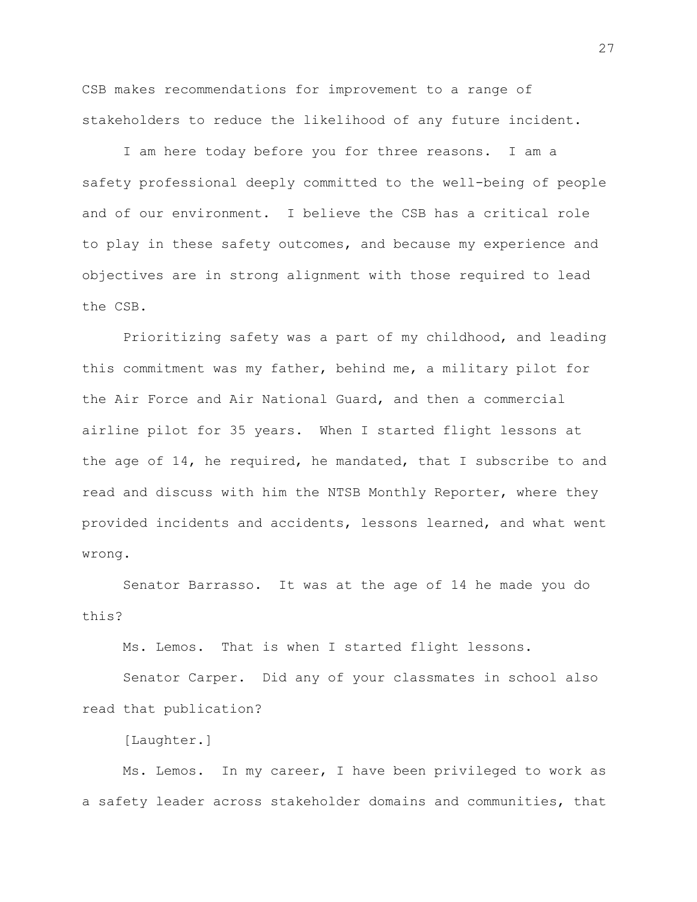CSB makes recommendations for improvement to a range of stakeholders to reduce the likelihood of any future incident.

I am here today before you for three reasons. I am a safety professional deeply committed to the well-being of people and of our environment. I believe the CSB has a critical role to play in these safety outcomes, and because my experience and objectives are in strong alignment with those required to lead the CSB.

Prioritizing safety was a part of my childhood, and leading this commitment was my father, behind me, a military pilot for the Air Force and Air National Guard, and then a commercial airline pilot for 35 years. When I started flight lessons at the age of 14, he required, he mandated, that I subscribe to and read and discuss with him the NTSB Monthly Reporter, where they provided incidents and accidents, lessons learned, and what went wrong.

Senator Barrasso. It was at the age of 14 he made you do this?

Ms. Lemos. That is when I started flight lessons.

Senator Carper. Did any of your classmates in school also read that publication?

[Laughter.]

Ms. Lemos. In my career, I have been privileged to work as a safety leader across stakeholder domains and communities, that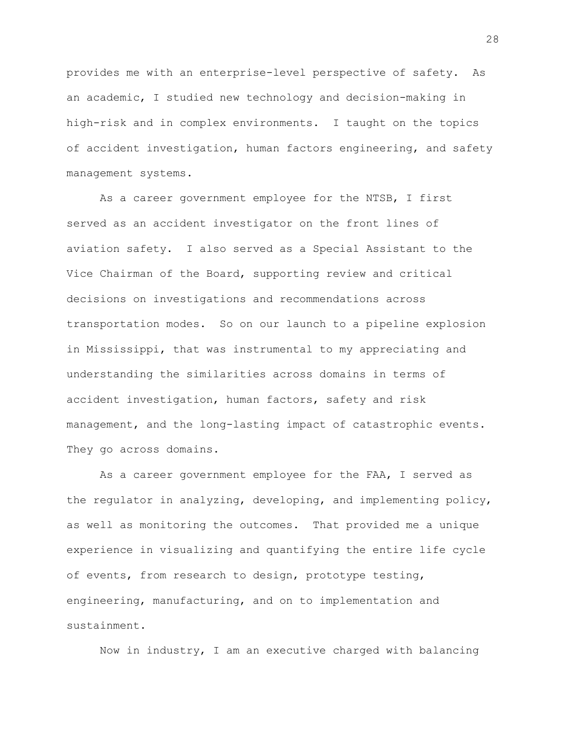provides me with an enterprise-level perspective of safety. As an academic, I studied new technology and decision-making in high-risk and in complex environments. I taught on the topics of accident investigation, human factors engineering, and safety management systems.

As a career government employee for the NTSB, I first served as an accident investigator on the front lines of aviation safety. I also served as a Special Assistant to the Vice Chairman of the Board, supporting review and critical decisions on investigations and recommendations across transportation modes. So on our launch to a pipeline explosion in Mississippi, that was instrumental to my appreciating and understanding the similarities across domains in terms of accident investigation, human factors, safety and risk management, and the long-lasting impact of catastrophic events. They go across domains.

As a career government employee for the FAA, I served as the regulator in analyzing, developing, and implementing policy, as well as monitoring the outcomes. That provided me a unique experience in visualizing and quantifying the entire life cycle of events, from research to design, prototype testing, engineering, manufacturing, and on to implementation and sustainment.

Now in industry, I am an executive charged with balancing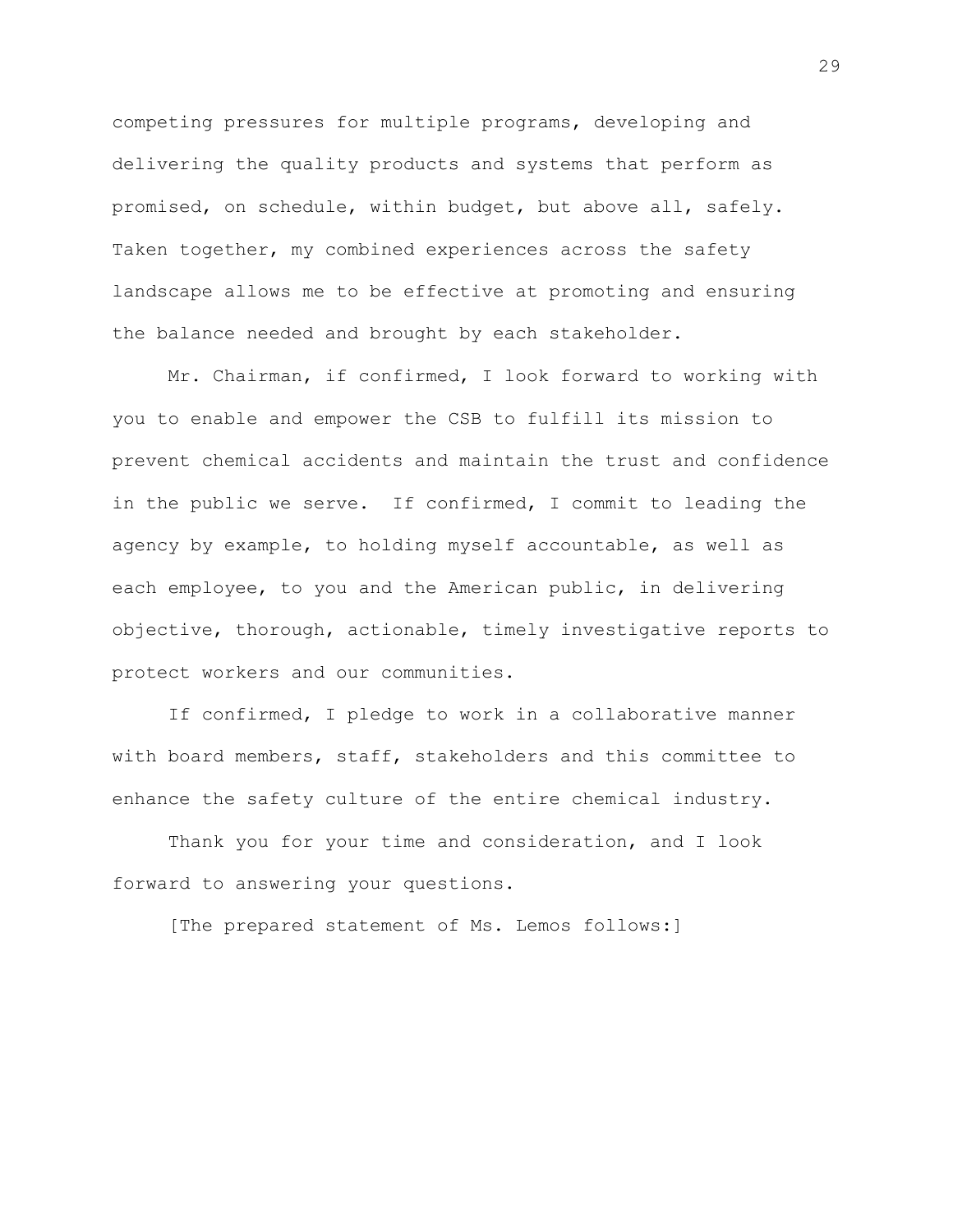competing pressures for multiple programs, developing and delivering the quality products and systems that perform as promised, on schedule, within budget, but above all, safely. Taken together, my combined experiences across the safety landscape allows me to be effective at promoting and ensuring the balance needed and brought by each stakeholder.

Mr. Chairman, if confirmed, I look forward to working with you to enable and empower the CSB to fulfill its mission to prevent chemical accidents and maintain the trust and confidence in the public we serve. If confirmed, I commit to leading the agency by example, to holding myself accountable, as well as each employee, to you and the American public, in delivering objective, thorough, actionable, timely investigative reports to protect workers and our communities.

If confirmed, I pledge to work in a collaborative manner with board members, staff, stakeholders and this committee to enhance the safety culture of the entire chemical industry.

Thank you for your time and consideration, and I look forward to answering your questions.

[The prepared statement of Ms. Lemos follows:]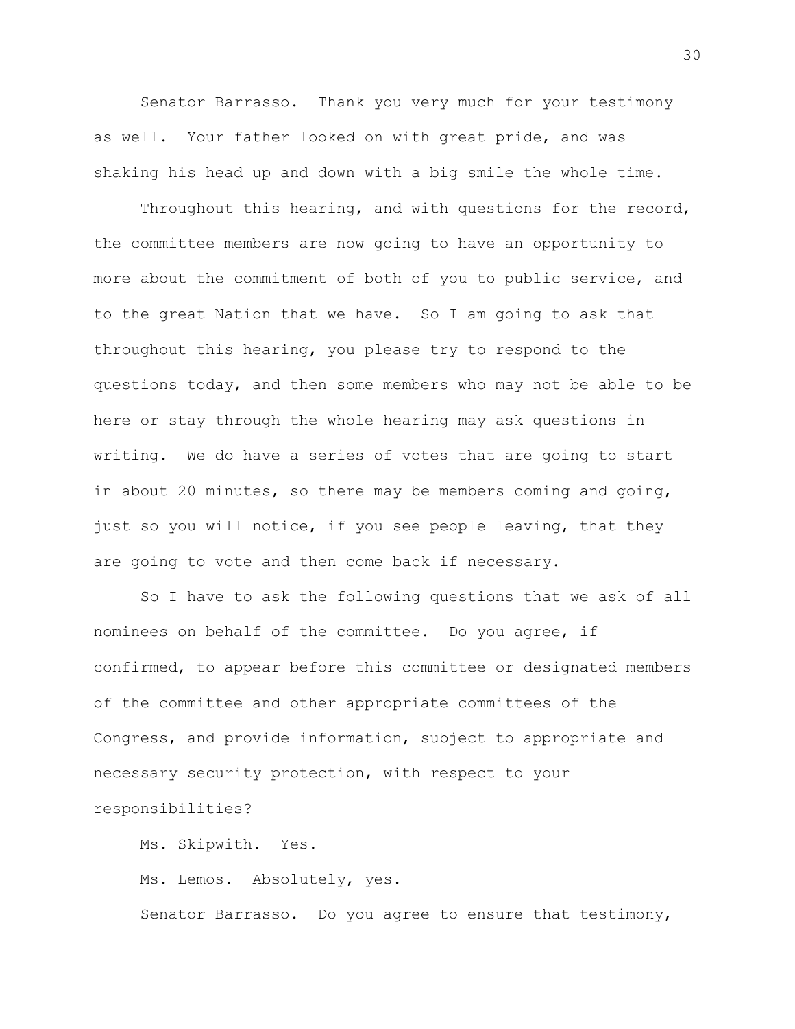Senator Barrasso. Thank you very much for your testimony as well. Your father looked on with great pride, and was shaking his head up and down with a big smile the whole time.

Throughout this hearing, and with questions for the record, the committee members are now going to have an opportunity to more about the commitment of both of you to public service, and to the great Nation that we have. So I am going to ask that throughout this hearing, you please try to respond to the questions today, and then some members who may not be able to be here or stay through the whole hearing may ask questions in writing. We do have a series of votes that are going to start in about 20 minutes, so there may be members coming and going, just so you will notice, if you see people leaving, that they are going to vote and then come back if necessary.

So I have to ask the following questions that we ask of all nominees on behalf of the committee. Do you agree, if confirmed, to appear before this committee or designated members of the committee and other appropriate committees of the Congress, and provide information, subject to appropriate and necessary security protection, with respect to your responsibilities?

Ms. Skipwith. Yes.

Ms. Lemos. Absolutely, yes.

Senator Barrasso. Do you agree to ensure that testimony,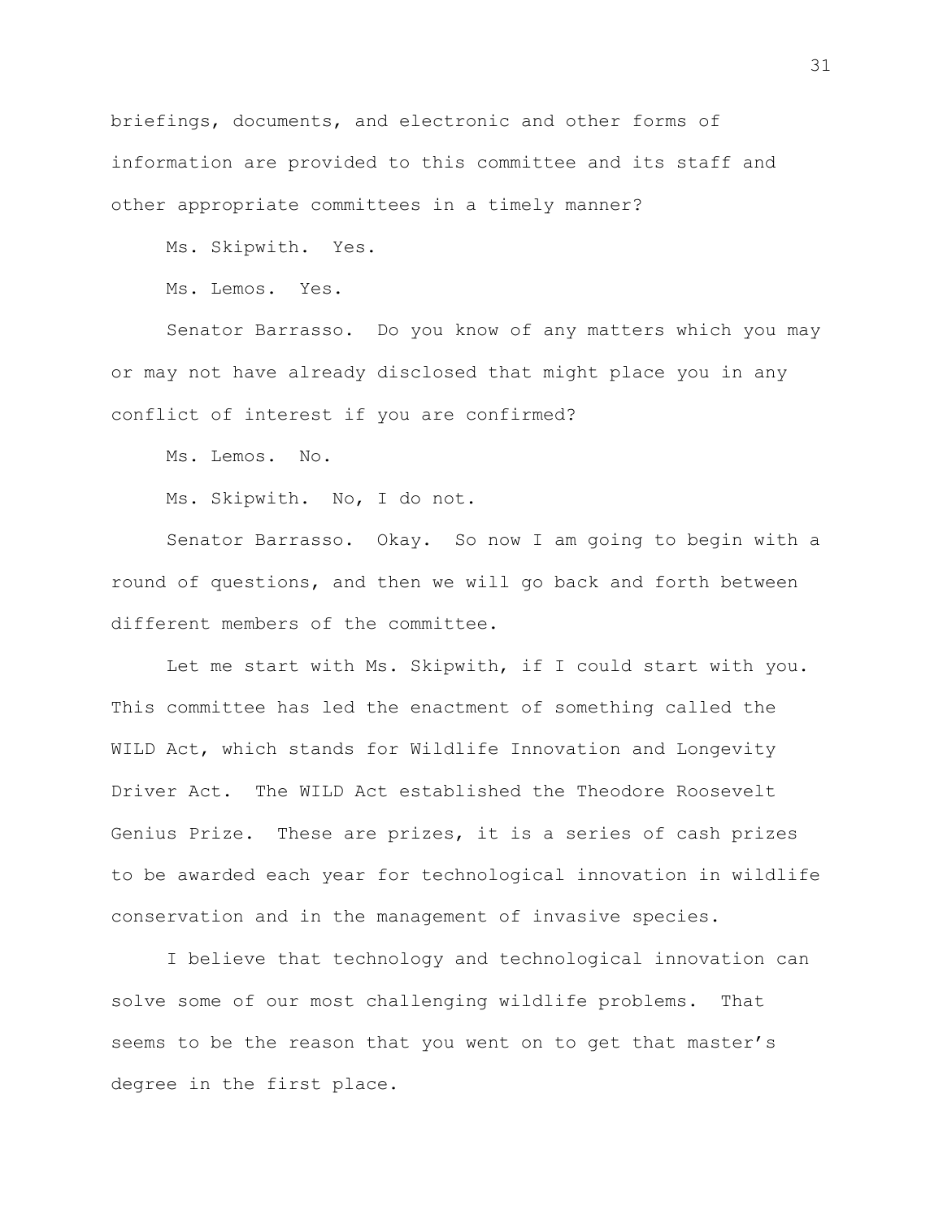briefings, documents, and electronic and other forms of information are provided to this committee and its staff and other appropriate committees in a timely manner?

Ms. Skipwith. Yes.

Ms. Lemos. Yes.

Senator Barrasso. Do you know of any matters which you may or may not have already disclosed that might place you in any conflict of interest if you are confirmed?

Ms. Lemos. No.

Ms. Skipwith. No, I do not.

Senator Barrasso. Okay. So now I am going to begin with a round of questions, and then we will go back and forth between different members of the committee.

Let me start with Ms. Skipwith, if I could start with you. This committee has led the enactment of something called the WILD Act, which stands for Wildlife Innovation and Longevity Driver Act. The WILD Act established the Theodore Roosevelt Genius Prize. These are prizes, it is a series of cash prizes to be awarded each year for technological innovation in wildlife conservation and in the management of invasive species.

I believe that technology and technological innovation can solve some of our most challenging wildlife problems. That seems to be the reason that you went on to get that master's degree in the first place.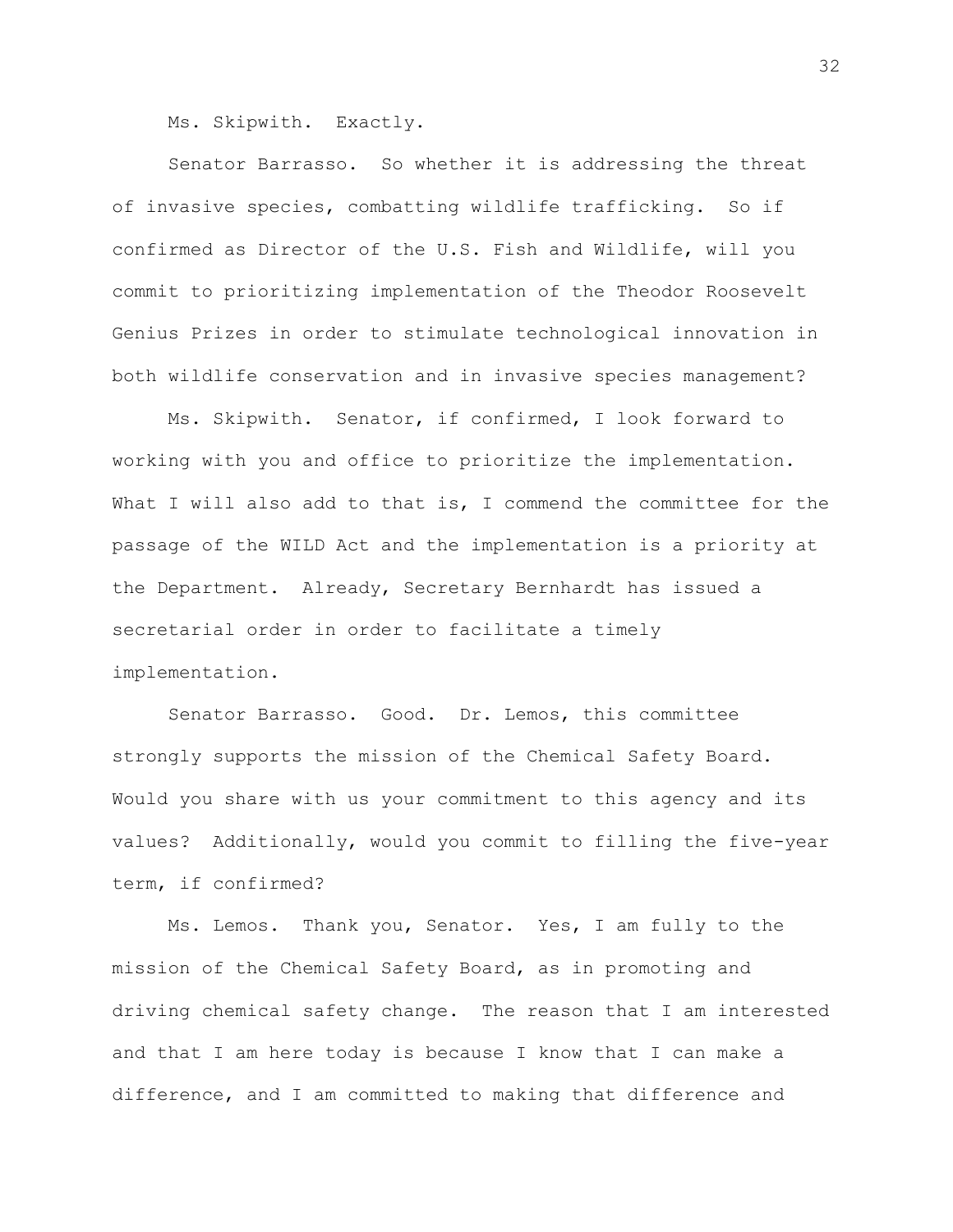Ms. Skipwith. Exactly.

Senator Barrasso. So whether it is addressing the threat of invasive species, combatting wildlife trafficking. So if confirmed as Director of the U.S. Fish and Wildlife, will you commit to prioritizing implementation of the Theodor Roosevelt Genius Prizes in order to stimulate technological innovation in both wildlife conservation and in invasive species management?

Ms. Skipwith. Senator, if confirmed, I look forward to working with you and office to prioritize the implementation. What I will also add to that is, I commend the committee for the passage of the WILD Act and the implementation is a priority at the Department. Already, Secretary Bernhardt has issued a secretarial order in order to facilitate a timely implementation.

Senator Barrasso. Good. Dr. Lemos, this committee strongly supports the mission of the Chemical Safety Board. Would you share with us your commitment to this agency and its values? Additionally, would you commit to filling the five-year term, if confirmed?

Ms. Lemos. Thank you, Senator. Yes, I am fully to the mission of the Chemical Safety Board, as in promoting and driving chemical safety change. The reason that I am interested and that I am here today is because I know that I can make a difference, and I am committed to making that difference and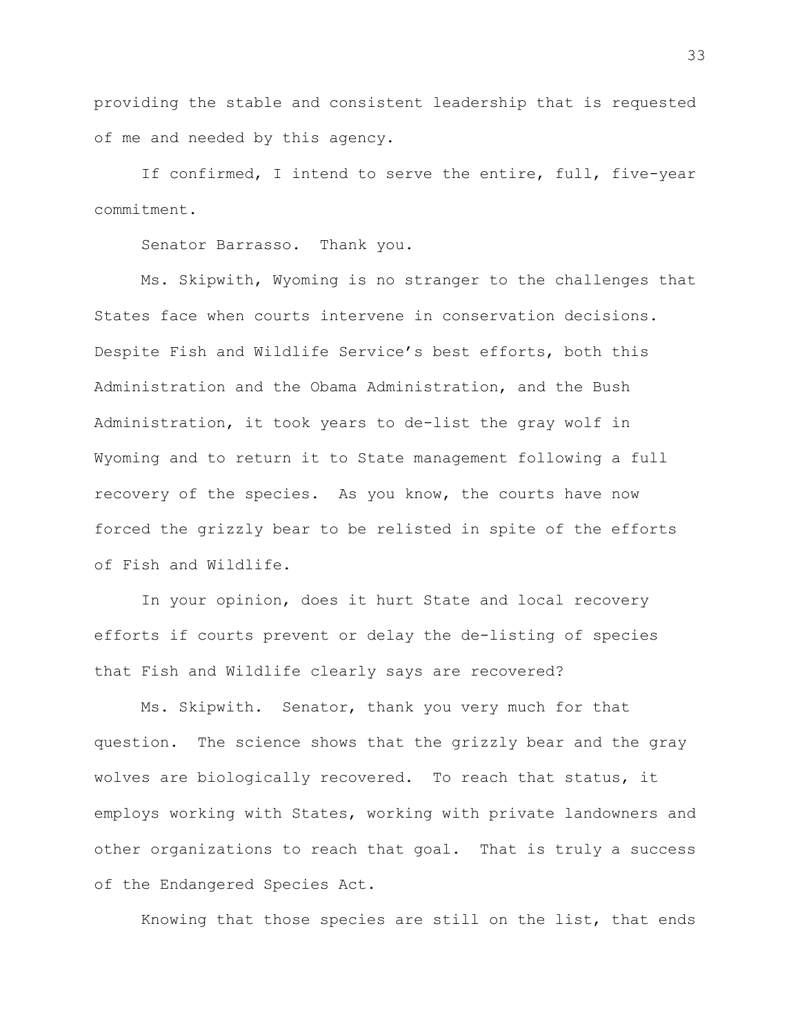providing the stable and consistent leadership that is requested of me and needed by this agency.

If confirmed, I intend to serve the entire, full, five-year commitment.

Senator Barrasso. Thank you.

Ms. Skipwith, Wyoming is no stranger to the challenges that States face when courts intervene in conservation decisions. Despite Fish and Wildlife Service's best efforts, both this Administration and the Obama Administration, and the Bush Administration, it took years to de-list the gray wolf in Wyoming and to return it to State management following a full recovery of the species. As you know, the courts have now forced the grizzly bear to be relisted in spite of the efforts of Fish and Wildlife.

In your opinion, does it hurt State and local recovery efforts if courts prevent or delay the de-listing of species that Fish and Wildlife clearly says are recovered?

Ms. Skipwith. Senator, thank you very much for that question. The science shows that the grizzly bear and the gray wolves are biologically recovered. To reach that status, it employs working with States, working with private landowners and other organizations to reach that goal. That is truly a success of the Endangered Species Act.

Knowing that those species are still on the list, that ends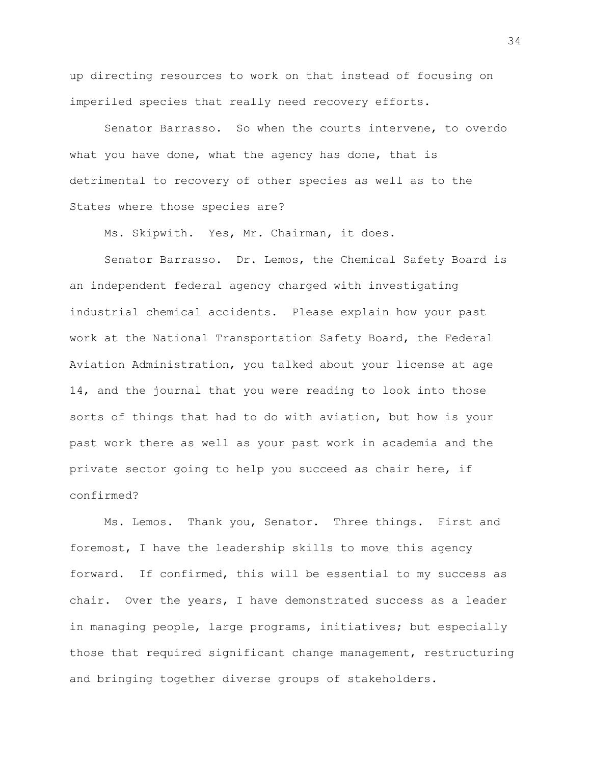up directing resources to work on that instead of focusing on imperiled species that really need recovery efforts.

Senator Barrasso. So when the courts intervene, to overdo what you have done, what the agency has done, that is detrimental to recovery of other species as well as to the States where those species are?

Ms. Skipwith. Yes, Mr. Chairman, it does.

Senator Barrasso. Dr. Lemos, the Chemical Safety Board is an independent federal agency charged with investigating industrial chemical accidents. Please explain how your past work at the National Transportation Safety Board, the Federal Aviation Administration, you talked about your license at age 14, and the journal that you were reading to look into those sorts of things that had to do with aviation, but how is your past work there as well as your past work in academia and the private sector going to help you succeed as chair here, if confirmed?

Ms. Lemos. Thank you, Senator. Three things. First and foremost, I have the leadership skills to move this agency forward. If confirmed, this will be essential to my success as chair. Over the years, I have demonstrated success as a leader in managing people, large programs, initiatives; but especially those that required significant change management, restructuring and bringing together diverse groups of stakeholders.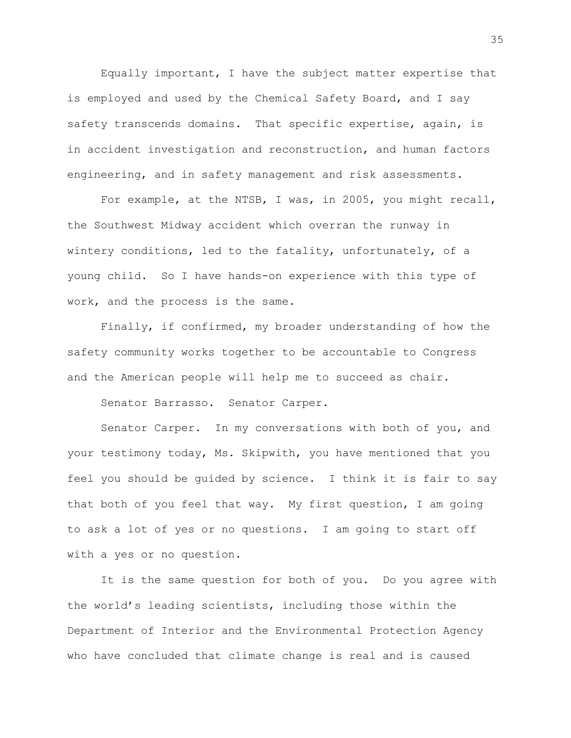Equally important, I have the subject matter expertise that is employed and used by the Chemical Safety Board, and I say safety transcends domains. That specific expertise, again, is in accident investigation and reconstruction, and human factors engineering, and in safety management and risk assessments.

For example, at the NTSB, I was, in 2005, you might recall, the Southwest Midway accident which overran the runway in wintery conditions, led to the fatality, unfortunately, of a young child. So I have hands-on experience with this type of work, and the process is the same.

Finally, if confirmed, my broader understanding of how the safety community works together to be accountable to Congress and the American people will help me to succeed as chair.

Senator Barrasso. Senator Carper.

Senator Carper. In my conversations with both of you, and your testimony today, Ms. Skipwith, you have mentioned that you feel you should be guided by science. I think it is fair to say that both of you feel that way. My first question, I am going to ask a lot of yes or no questions. I am going to start off with a yes or no question.

It is the same question for both of you. Do you agree with the world's leading scientists, including those within the Department of Interior and the Environmental Protection Agency who have concluded that climate change is real and is caused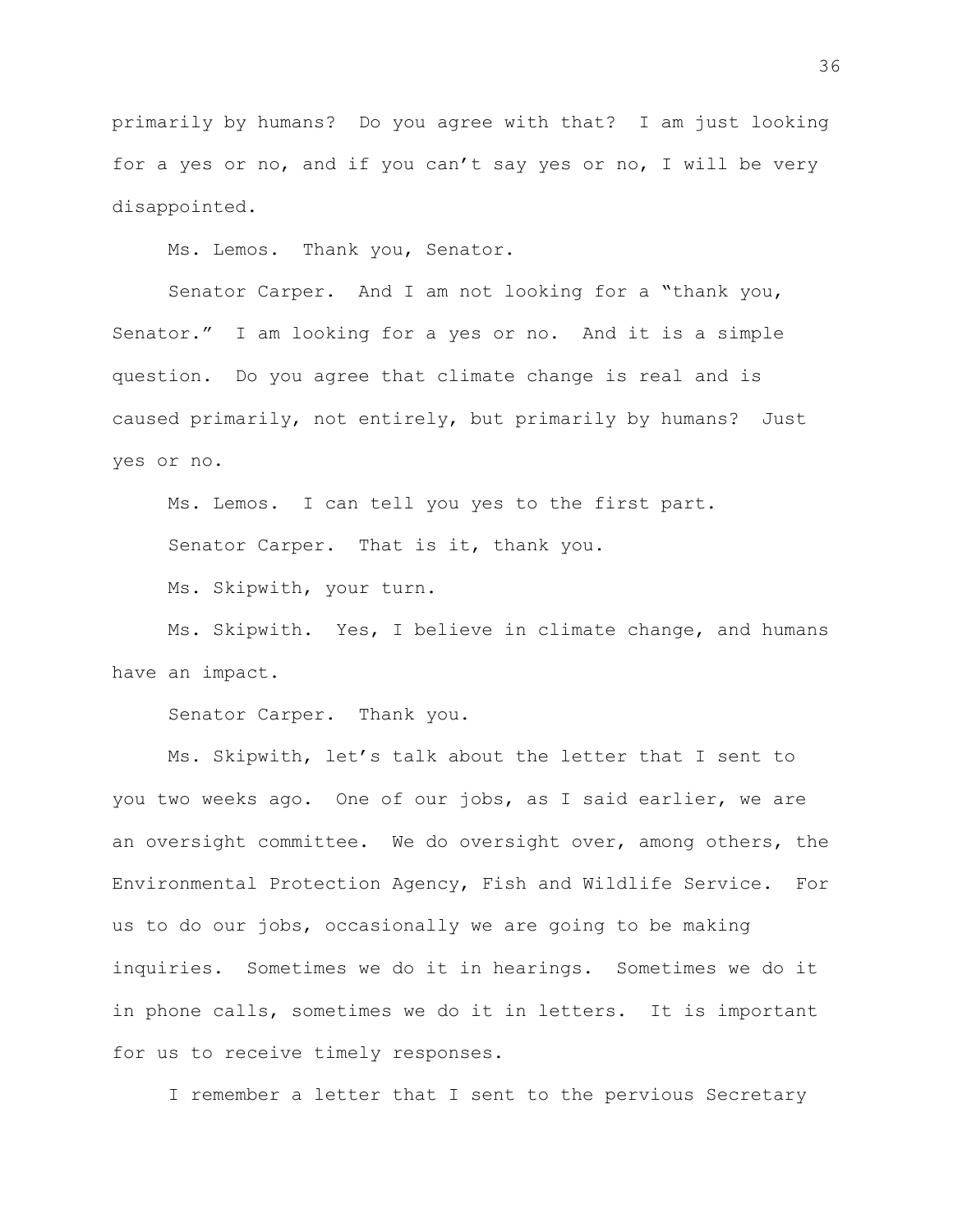primarily by humans? Do you agree with that? I am just looking for a yes or no, and if you can't say yes or no, I will be very disappointed.

Ms. Lemos. Thank you, Senator.

Senator Carper. And I am not looking for a "thank you, Senator." I am looking for a yes or no. And it is a simple question. Do you agree that climate change is real and is caused primarily, not entirely, but primarily by humans? Just yes or no.

Ms. Lemos. I can tell you yes to the first part.

Senator Carper. That is it, thank you.

Ms. Skipwith, your turn.

Ms. Skipwith. Yes, I believe in climate change, and humans have an impact.

Senator Carper. Thank you.

Ms. Skipwith, let's talk about the letter that I sent to you two weeks ago. One of our jobs, as I said earlier, we are an oversight committee. We do oversight over, among others, the Environmental Protection Agency, Fish and Wildlife Service. For us to do our jobs, occasionally we are going to be making inquiries. Sometimes we do it in hearings. Sometimes we do it in phone calls, sometimes we do it in letters. It is important for us to receive timely responses.

I remember a letter that I sent to the pervious Secretary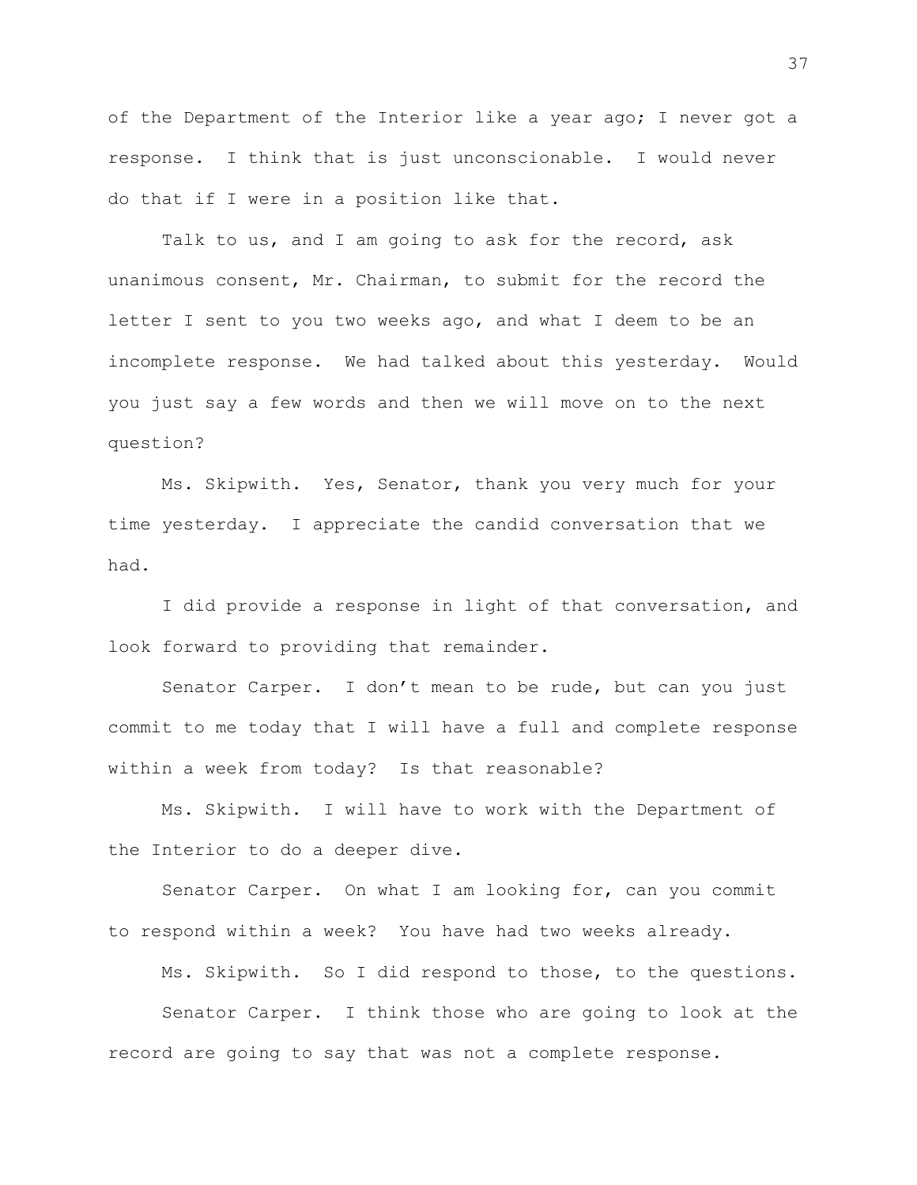of the Department of the Interior like a year ago; I never got a response. I think that is just unconscionable. I would never do that if I were in a position like that.

Talk to us, and I am going to ask for the record, ask unanimous consent, Mr. Chairman, to submit for the record the letter I sent to you two weeks ago, and what I deem to be an incomplete response. We had talked about this yesterday. Would you just say a few words and then we will move on to the next question?

Ms. Skipwith. Yes, Senator, thank you very much for your time yesterday. I appreciate the candid conversation that we had.

I did provide a response in light of that conversation, and look forward to providing that remainder.

Senator Carper. I don't mean to be rude, but can you just commit to me today that I will have a full and complete response within a week from today? Is that reasonable?

Ms. Skipwith. I will have to work with the Department of the Interior to do a deeper dive.

Senator Carper. On what I am looking for, can you commit to respond within a week? You have had two weeks already.

Ms. Skipwith. So I did respond to those, to the questions.

Senator Carper. I think those who are going to look at the record are going to say that was not a complete response.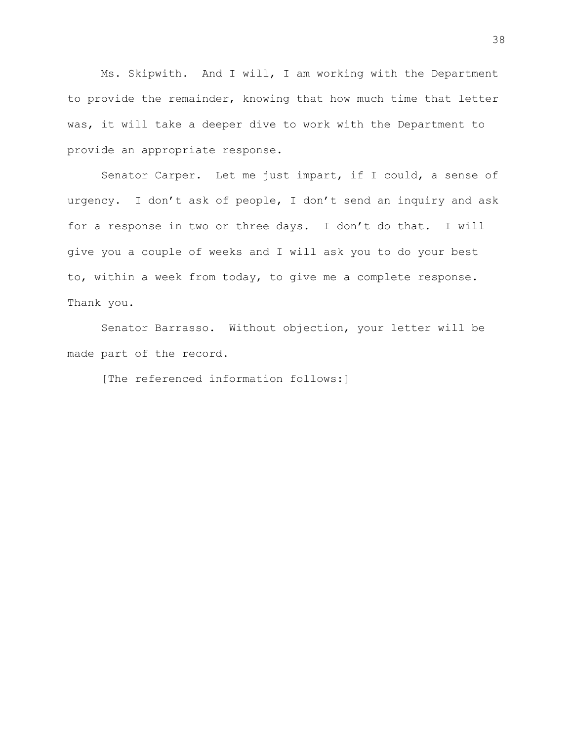Ms. Skipwith. And I will, I am working with the Department to provide the remainder, knowing that how much time that letter was, it will take a deeper dive to work with the Department to provide an appropriate response.

Senator Carper. Let me just impart, if I could, a sense of urgency. I don't ask of people, I don't send an inquiry and ask for a response in two or three days. I don't do that. I will give you a couple of weeks and I will ask you to do your best to, within a week from today, to give me a complete response. Thank you.

Senator Barrasso. Without objection, your letter will be made part of the record.

[The referenced information follows:]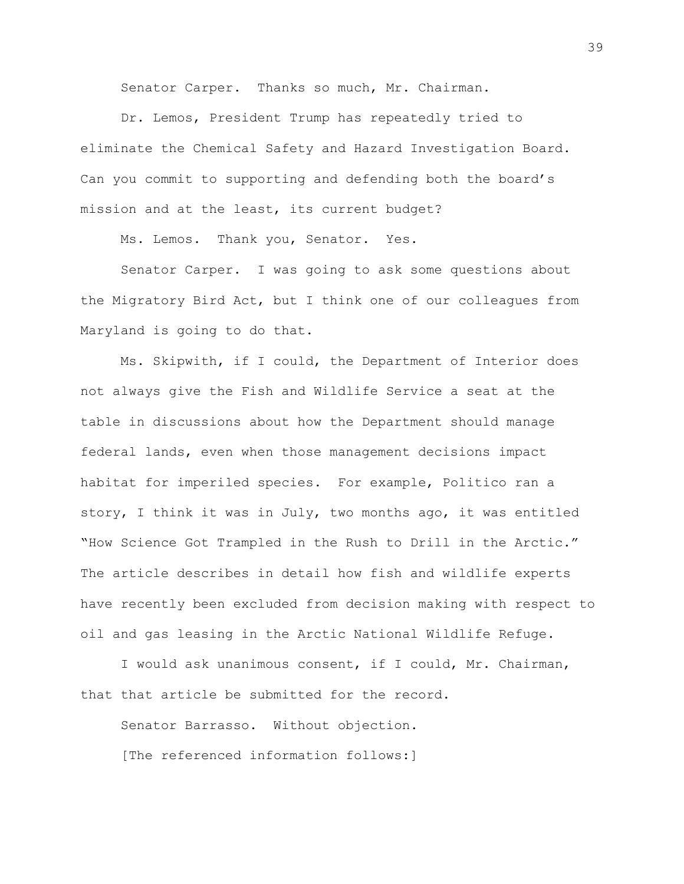Senator Carper. Thanks so much, Mr. Chairman.

Dr. Lemos, President Trump has repeatedly tried to eliminate the Chemical Safety and Hazard Investigation Board. Can you commit to supporting and defending both the board's mission and at the least, its current budget?

Ms. Lemos. Thank you, Senator. Yes.

Senator Carper. I was going to ask some questions about the Migratory Bird Act, but I think one of our colleagues from Maryland is going to do that.

Ms. Skipwith, if I could, the Department of Interior does not always give the Fish and Wildlife Service a seat at the table in discussions about how the Department should manage federal lands, even when those management decisions impact habitat for imperiled species. For example, Politico ran a story, I think it was in July, two months ago, it was entitled "How Science Got Trampled in the Rush to Drill in the Arctic." The article describes in detail how fish and wildlife experts have recently been excluded from decision making with respect to oil and gas leasing in the Arctic National Wildlife Refuge.

I would ask unanimous consent, if I could, Mr. Chairman, that that article be submitted for the record.

Senator Barrasso. Without objection.

[The referenced information follows:]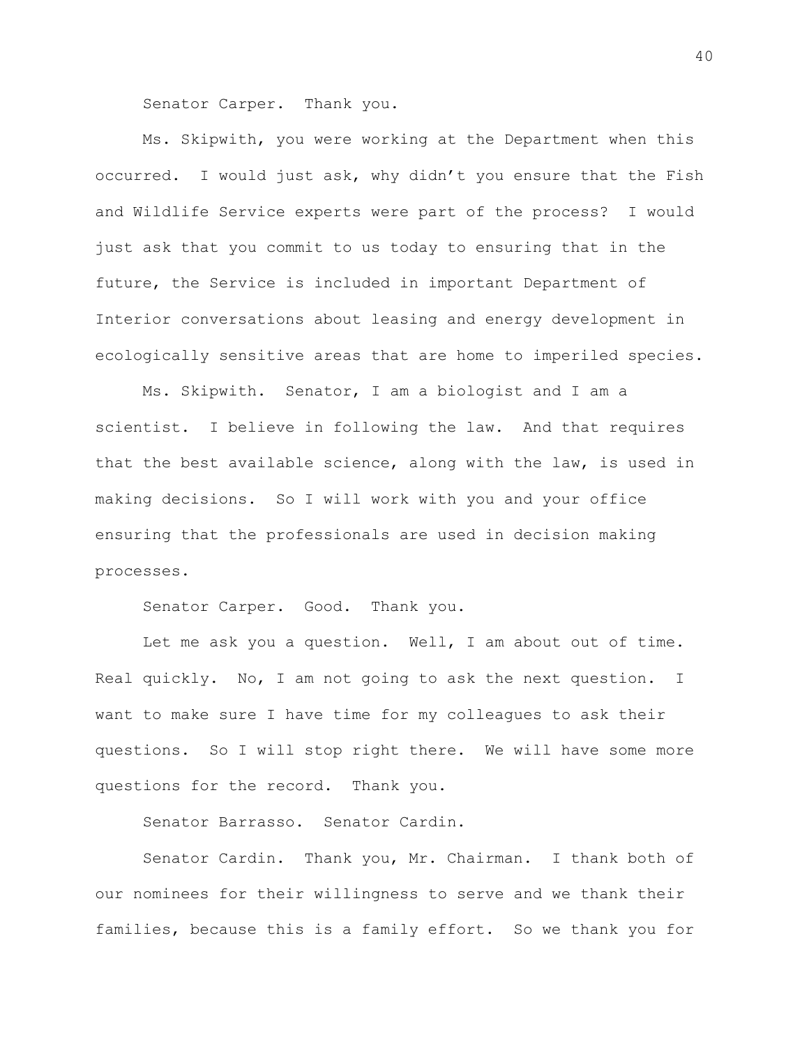Senator Carper. Thank you.

Ms. Skipwith, you were working at the Department when this occurred. I would just ask, why didn't you ensure that the Fish and Wildlife Service experts were part of the process? I would just ask that you commit to us today to ensuring that in the future, the Service is included in important Department of Interior conversations about leasing and energy development in ecologically sensitive areas that are home to imperiled species.

Ms. Skipwith. Senator, I am a biologist and I am a scientist. I believe in following the law. And that requires that the best available science, along with the law, is used in making decisions. So I will work with you and your office ensuring that the professionals are used in decision making processes.

Senator Carper. Good. Thank you.

Let me ask you a question. Well, I am about out of time. Real quickly. No, I am not going to ask the next question. I want to make sure I have time for my colleagues to ask their questions. So I will stop right there. We will have some more questions for the record. Thank you.

Senator Barrasso. Senator Cardin.

Senator Cardin. Thank you, Mr. Chairman. I thank both of our nominees for their willingness to serve and we thank their families, because this is a family effort. So we thank you for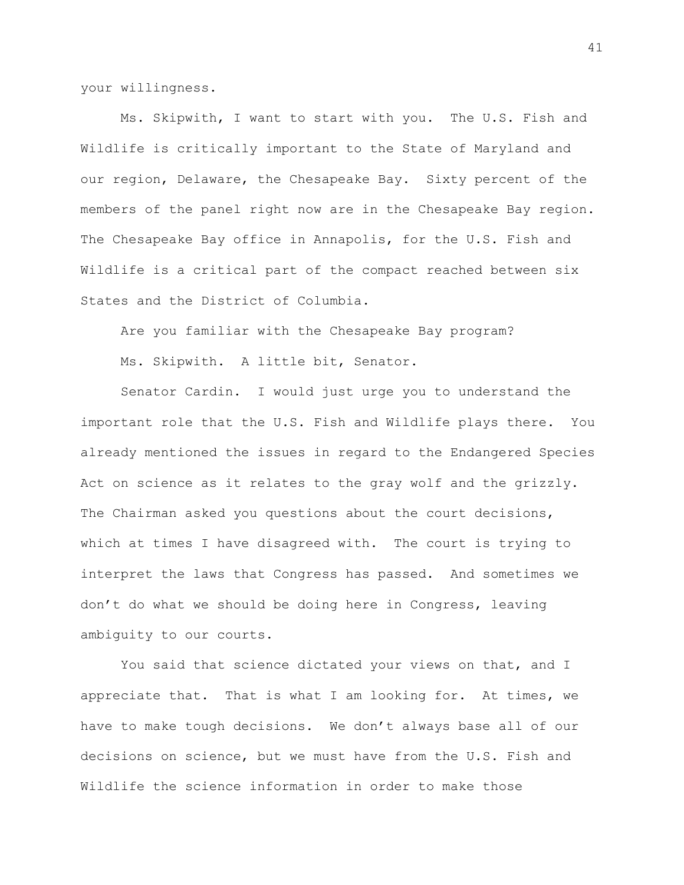your willingness.

Ms. Skipwith, I want to start with you. The U.S. Fish and Wildlife is critically important to the State of Maryland and our region, Delaware, the Chesapeake Bay. Sixty percent of the members of the panel right now are in the Chesapeake Bay region. The Chesapeake Bay office in Annapolis, for the U.S. Fish and Wildlife is a critical part of the compact reached between six States and the District of Columbia.

Are you familiar with the Chesapeake Bay program?

Ms. Skipwith. A little bit, Senator.

Senator Cardin. I would just urge you to understand the important role that the U.S. Fish and Wildlife plays there. You already mentioned the issues in regard to the Endangered Species Act on science as it relates to the gray wolf and the grizzly. The Chairman asked you questions about the court decisions, which at times I have disagreed with. The court is trying to interpret the laws that Congress has passed. And sometimes we don't do what we should be doing here in Congress, leaving ambiguity to our courts.

You said that science dictated your views on that, and I appreciate that. That is what I am looking for. At times, we have to make tough decisions. We don't always base all of our decisions on science, but we must have from the U.S. Fish and Wildlife the science information in order to make those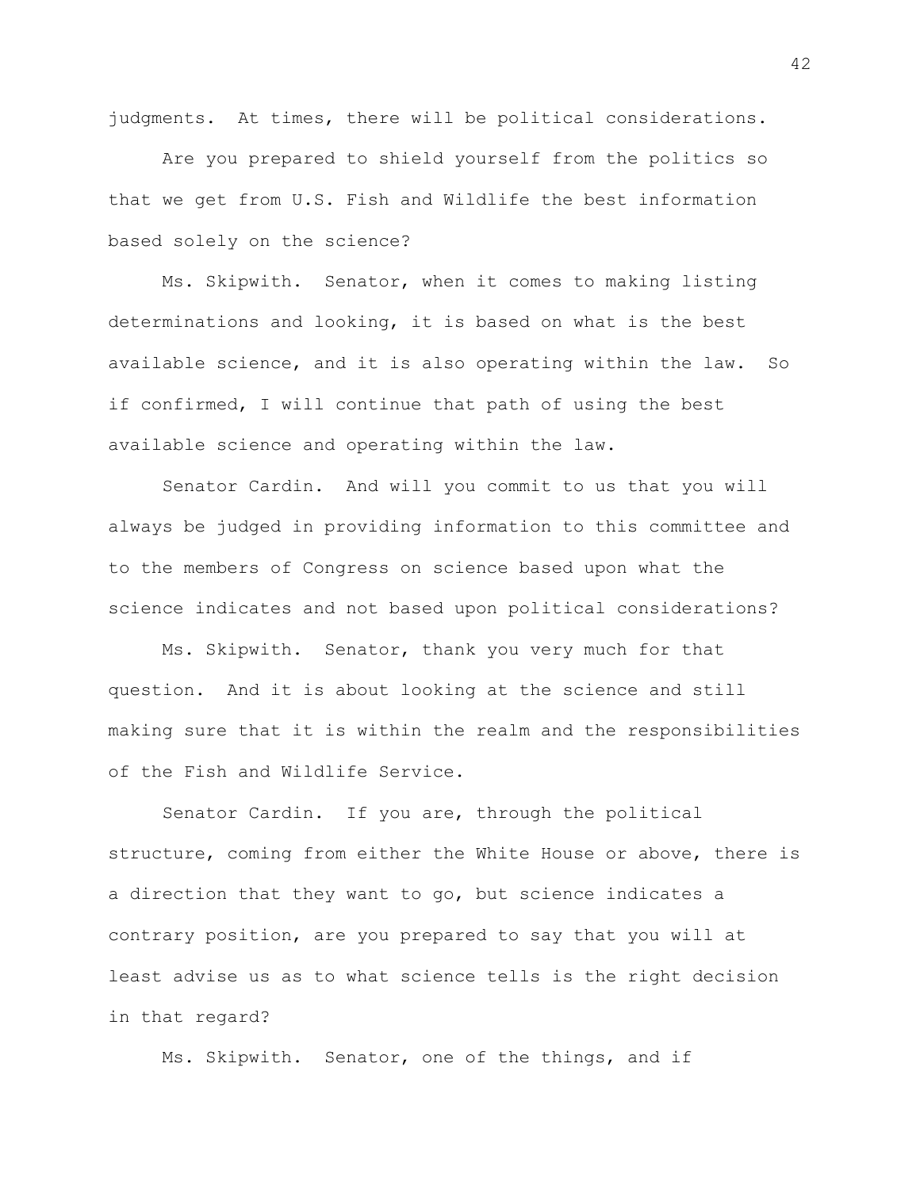judgments. At times, there will be political considerations.

Are you prepared to shield yourself from the politics so that we get from U.S. Fish and Wildlife the best information based solely on the science?

Ms. Skipwith. Senator, when it comes to making listing determinations and looking, it is based on what is the best available science, and it is also operating within the law. So if confirmed, I will continue that path of using the best available science and operating within the law.

Senator Cardin. And will you commit to us that you will always be judged in providing information to this committee and to the members of Congress on science based upon what the science indicates and not based upon political considerations?

Ms. Skipwith. Senator, thank you very much for that question. And it is about looking at the science and still making sure that it is within the realm and the responsibilities of the Fish and Wildlife Service.

Senator Cardin. If you are, through the political structure, coming from either the White House or above, there is a direction that they want to go, but science indicates a contrary position, are you prepared to say that you will at least advise us as to what science tells is the right decision in that regard?

Ms. Skipwith. Senator, one of the things, and if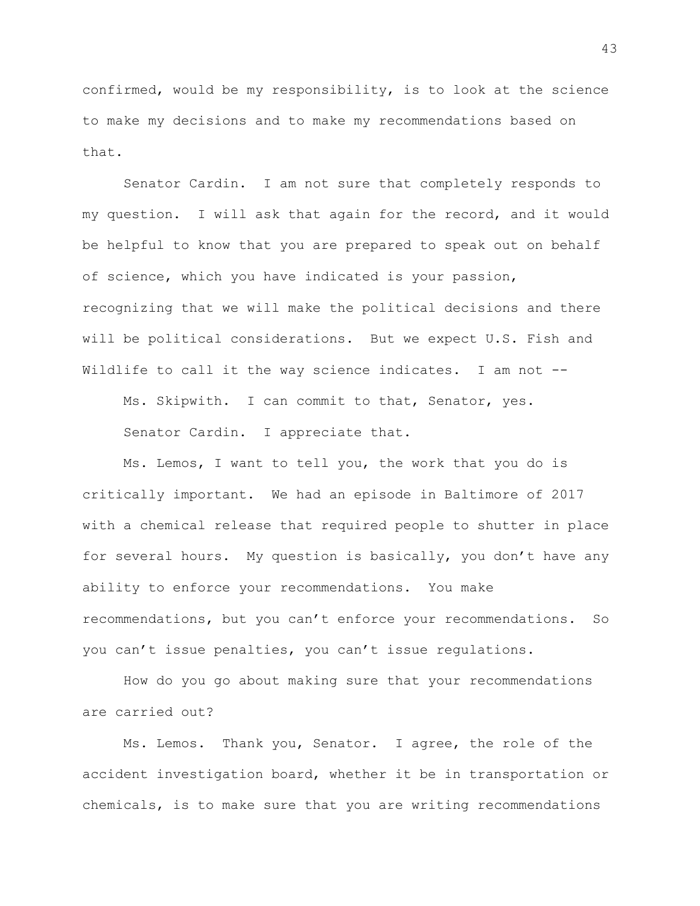confirmed, would be my responsibility, is to look at the science to make my decisions and to make my recommendations based on that.

Senator Cardin. I am not sure that completely responds to my question. I will ask that again for the record, and it would be helpful to know that you are prepared to speak out on behalf of science, which you have indicated is your passion, recognizing that we will make the political decisions and there will be political considerations. But we expect U.S. Fish and Wildlife to call it the way science indicates. I am not --

Ms. Skipwith. I can commit to that, Senator, yes.

Senator Cardin. I appreciate that.

Ms. Lemos, I want to tell you, the work that you do is critically important. We had an episode in Baltimore of 2017 with a chemical release that required people to shutter in place for several hours. My question is basically, you don't have any ability to enforce your recommendations. You make recommendations, but you can't enforce your recommendations. So you can't issue penalties, you can't issue regulations.

How do you go about making sure that your recommendations are carried out?

Ms. Lemos. Thank you, Senator. I agree, the role of the accident investigation board, whether it be in transportation or chemicals, is to make sure that you are writing recommendations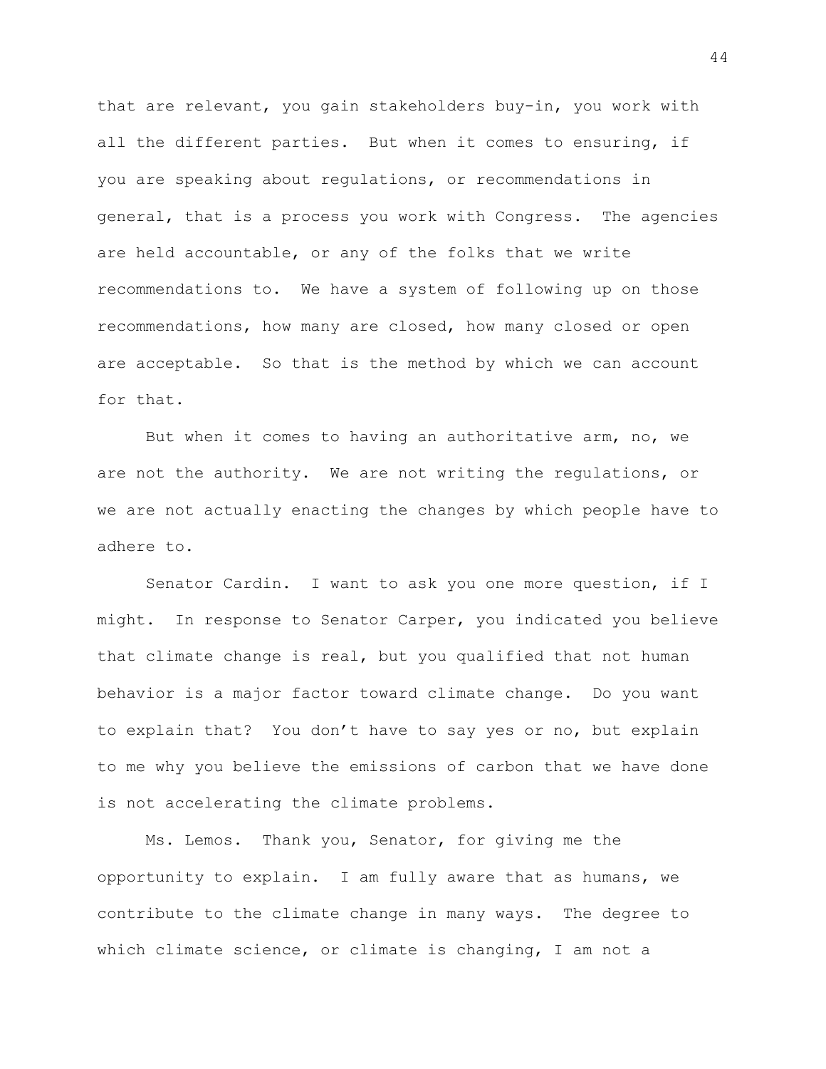that are relevant, you gain stakeholders buy-in, you work with all the different parties. But when it comes to ensuring, if you are speaking about regulations, or recommendations in general, that is a process you work with Congress. The agencies are held accountable, or any of the folks that we write recommendations to. We have a system of following up on those recommendations, how many are closed, how many closed or open are acceptable. So that is the method by which we can account for that.

But when it comes to having an authoritative arm, no, we are not the authority. We are not writing the regulations, or we are not actually enacting the changes by which people have to adhere to.

Senator Cardin. I want to ask you one more question, if I might. In response to Senator Carper, you indicated you believe that climate change is real, but you qualified that not human behavior is a major factor toward climate change. Do you want to explain that? You don't have to say yes or no, but explain to me why you believe the emissions of carbon that we have done is not accelerating the climate problems.

Ms. Lemos. Thank you, Senator, for giving me the opportunity to explain. I am fully aware that as humans, we contribute to the climate change in many ways. The degree to which climate science, or climate is changing, I am not a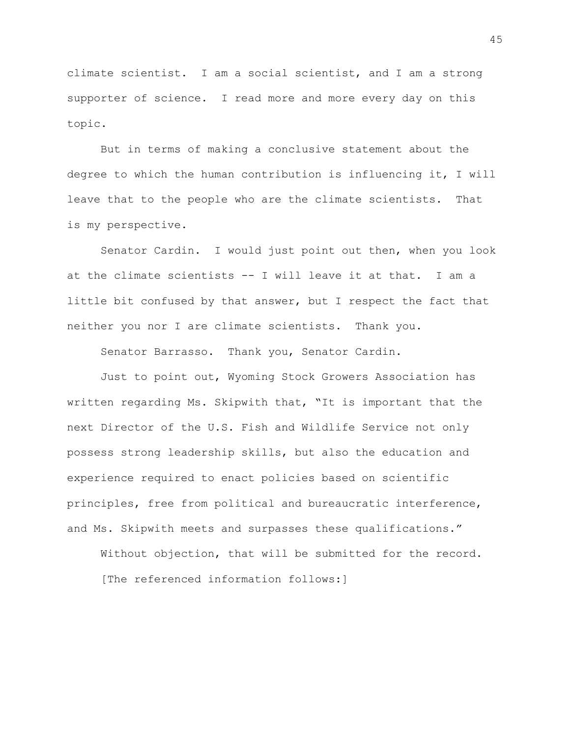climate scientist. I am a social scientist, and I am a strong supporter of science. I read more and more every day on this topic.

But in terms of making a conclusive statement about the degree to which the human contribution is influencing it, I will leave that to the people who are the climate scientists. That is my perspective.

Senator Cardin. I would just point out then, when you look at the climate scientists -- I will leave it at that. I am a little bit confused by that answer, but I respect the fact that neither you nor I are climate scientists. Thank you.

Senator Barrasso. Thank you, Senator Cardin.

Just to point out, Wyoming Stock Growers Association has written regarding Ms. Skipwith that, "It is important that the next Director of the U.S. Fish and Wildlife Service not only possess strong leadership skills, but also the education and experience required to enact policies based on scientific principles, free from political and bureaucratic interference, and Ms. Skipwith meets and surpasses these qualifications."

Without objection, that will be submitted for the record.

[The referenced information follows:]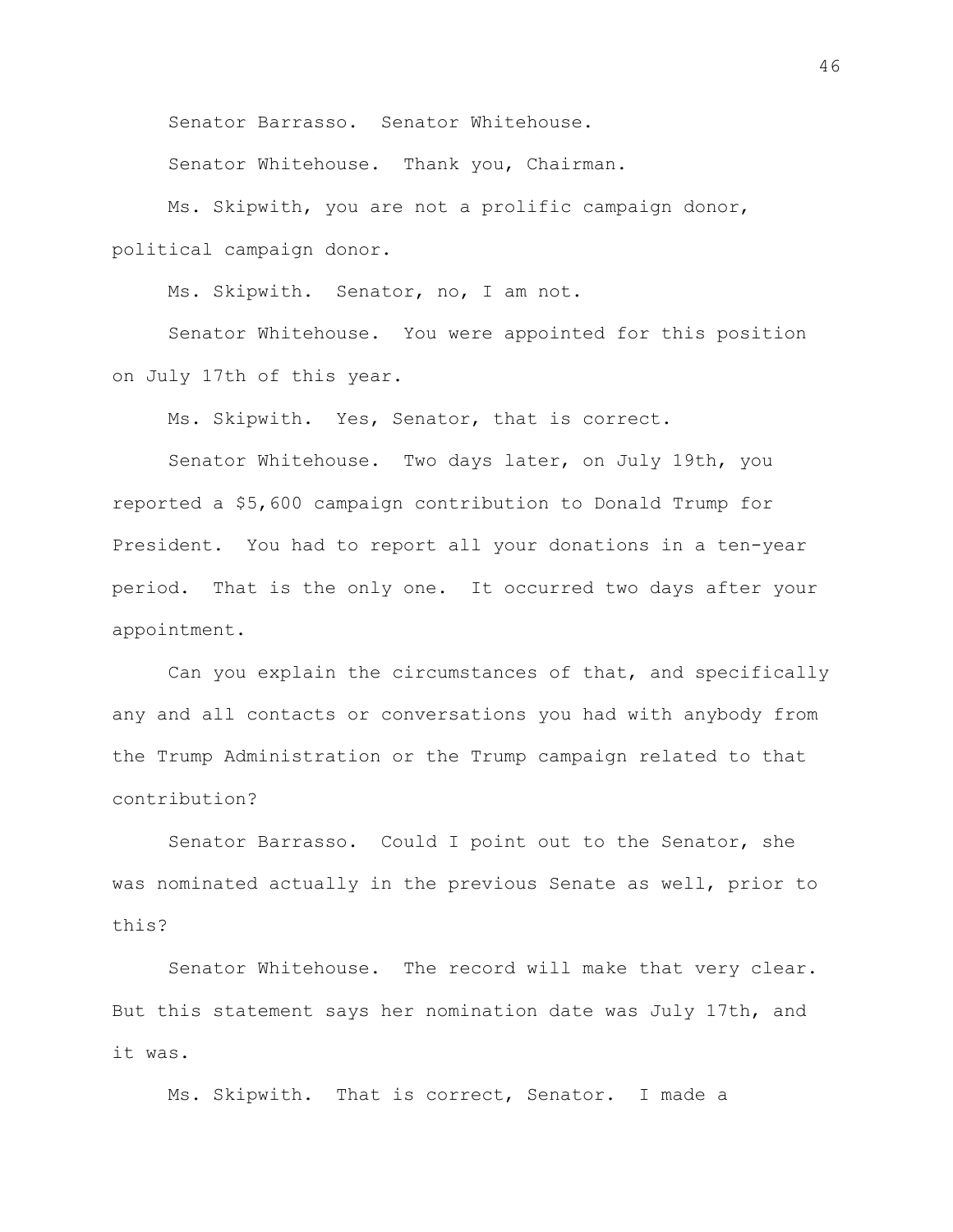Senator Barrasso. Senator Whitehouse.

Senator Whitehouse. Thank you, Chairman.

Ms. Skipwith, you are not a prolific campaign donor, political campaign donor.

Ms. Skipwith. Senator, no, I am not.

Senator Whitehouse. You were appointed for this position on July 17th of this year.

Ms. Skipwith. Yes, Senator, that is correct.

Senator Whitehouse. Two days later, on July 19th, you reported a $5,600 campaign contribution to Donald Trump for President. You had to report all your donations in a ten-year period. That is the only one. It occurred two days after your appointment.

Can you explain the circumstances of that, and specifically any and all contacts or conversations you had with anybody from the Trump Administration or the Trump campaign related to that contribution?

Senator Barrasso. Could I point out to the Senator, she was nominated actually in the previous Senate as well, prior to this?

Senator Whitehouse. The record will make that very clear. But this statement says her nomination date was July 17th, and it was.

Ms. Skipwith. That is correct, Senator. I made a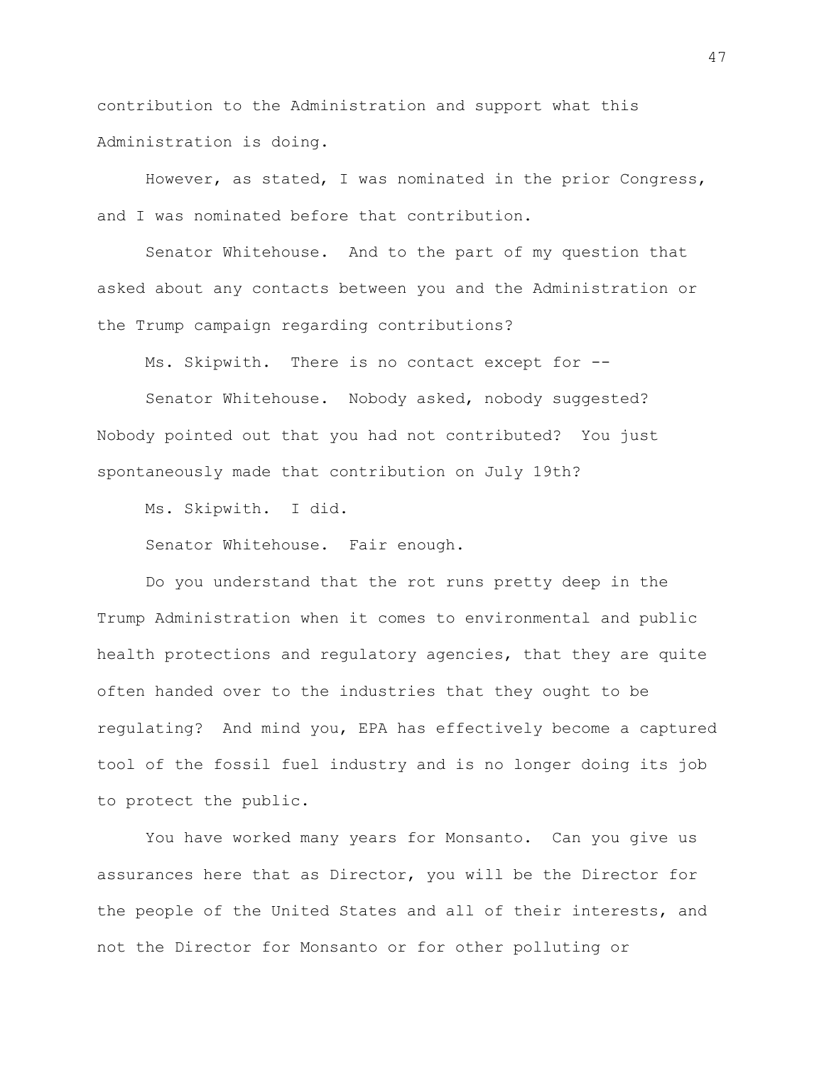contribution to the Administration and support what this Administration is doing.

However, as stated, I was nominated in the prior Congress, and I was nominated before that contribution.

Senator Whitehouse. And to the part of my question that asked about any contacts between you and the Administration or the Trump campaign regarding contributions?

Ms. Skipwith. There is no contact except for --

Senator Whitehouse. Nobody asked, nobody suggested? Nobody pointed out that you had not contributed? You just spontaneously made that contribution on July 19th?

Ms. Skipwith. I did.

Senator Whitehouse. Fair enough.

Do you understand that the rot runs pretty deep in the Trump Administration when it comes to environmental and public health protections and regulatory agencies, that they are quite often handed over to the industries that they ought to be regulating? And mind you, EPA has effectively become a captured tool of the fossil fuel industry and is no longer doing its job to protect the public.

You have worked many years for Monsanto. Can you give us assurances here that as Director, you will be the Director for the people of the United States and all of their interests, and not the Director for Monsanto or for other polluting or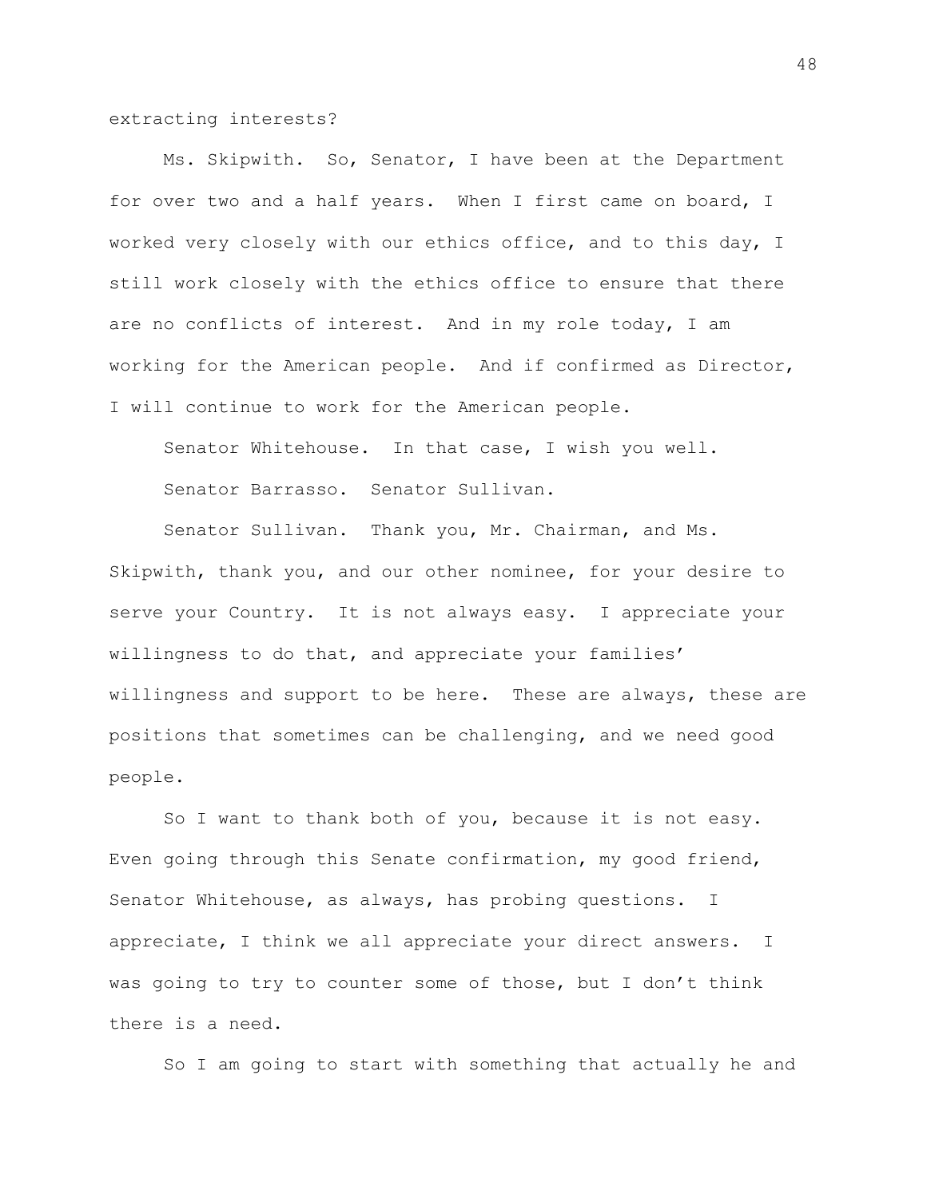extracting interests?

Ms. Skipwith. So, Senator, I have been at the Department for over two and a half years. When I first came on board, I worked very closely with our ethics office, and to this day, I still work closely with the ethics office to ensure that there are no conflicts of interest. And in my role today, I am working for the American people. And if confirmed as Director, I will continue to work for the American people.

Senator Whitehouse. In that case, I wish you well.

Senator Barrasso. Senator Sullivan.

Senator Sullivan. Thank you, Mr. Chairman, and Ms. Skipwith, thank you, and our other nominee, for your desire to serve your Country. It is not always easy. I appreciate your willingness to do that, and appreciate your families' willingness and support to be here. These are always, these are positions that sometimes can be challenging, and we need good people.

So I want to thank both of you, because it is not easy. Even going through this Senate confirmation, my good friend, Senator Whitehouse, as always, has probing questions. I appreciate, I think we all appreciate your direct answers. I was going to try to counter some of those, but I don't think there is a need.

So I am going to start with something that actually he and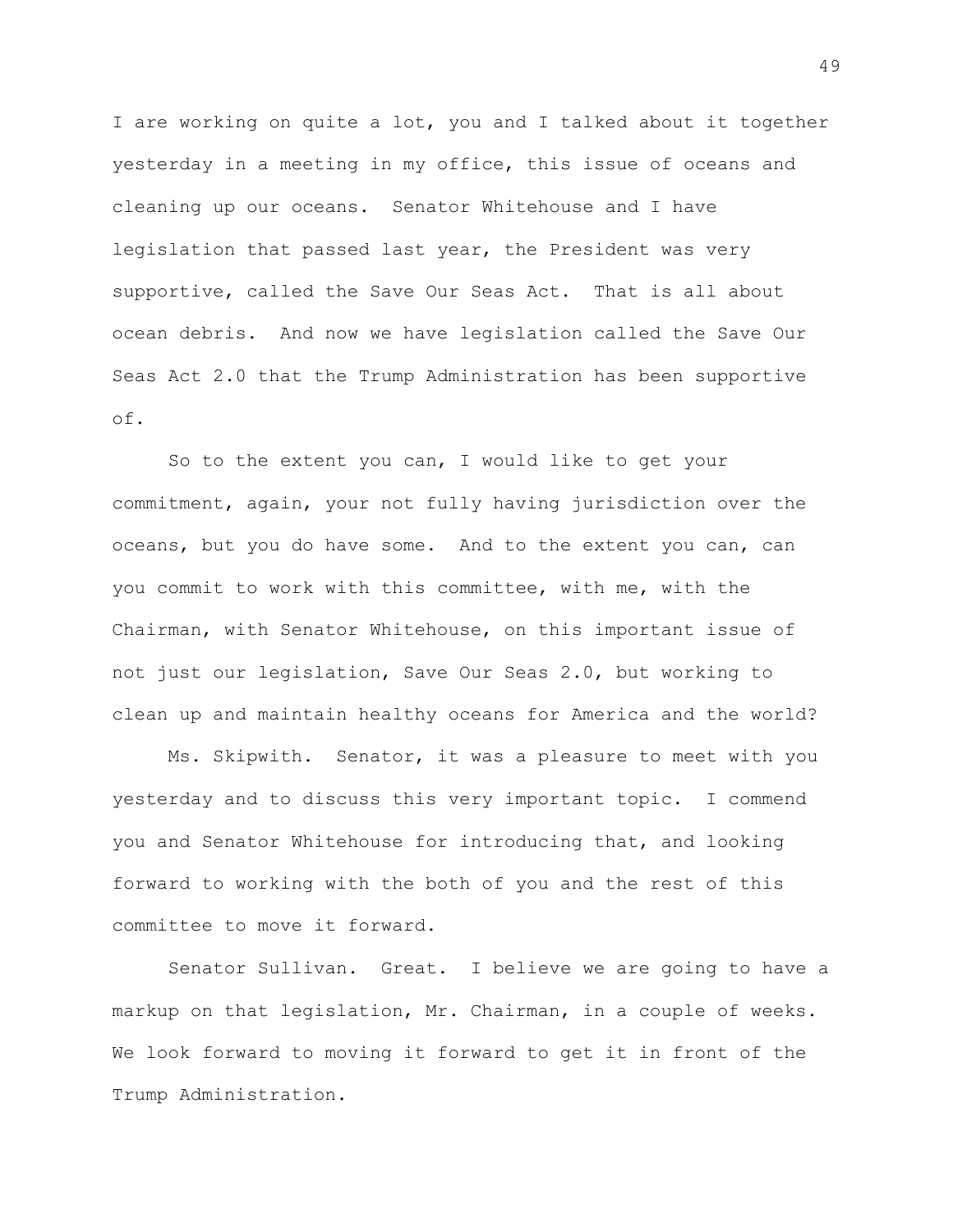I are working on quite a lot, you and I talked about it together yesterday in a meeting in my office, this issue of oceans and cleaning up our oceans. Senator Whitehouse and I have legislation that passed last year, the President was very supportive, called the Save Our Seas Act. That is all about ocean debris. And now we have legislation called the Save Our Seas Act 2.0 that the Trump Administration has been supportive of.

So to the extent you can, I would like to get your commitment, again, your not fully having jurisdiction over the oceans, but you do have some. And to the extent you can, can you commit to work with this committee, with me, with the Chairman, with Senator Whitehouse, on this important issue of not just our legislation, Save Our Seas 2.0, but working to clean up and maintain healthy oceans for America and the world?

Ms. Skipwith. Senator, it was a pleasure to meet with you yesterday and to discuss this very important topic. I commend you and Senator Whitehouse for introducing that, and looking forward to working with the both of you and the rest of this committee to move it forward.

Senator Sullivan. Great. I believe we are going to have a markup on that legislation, Mr. Chairman, in a couple of weeks. We look forward to moving it forward to get it in front of the Trump Administration.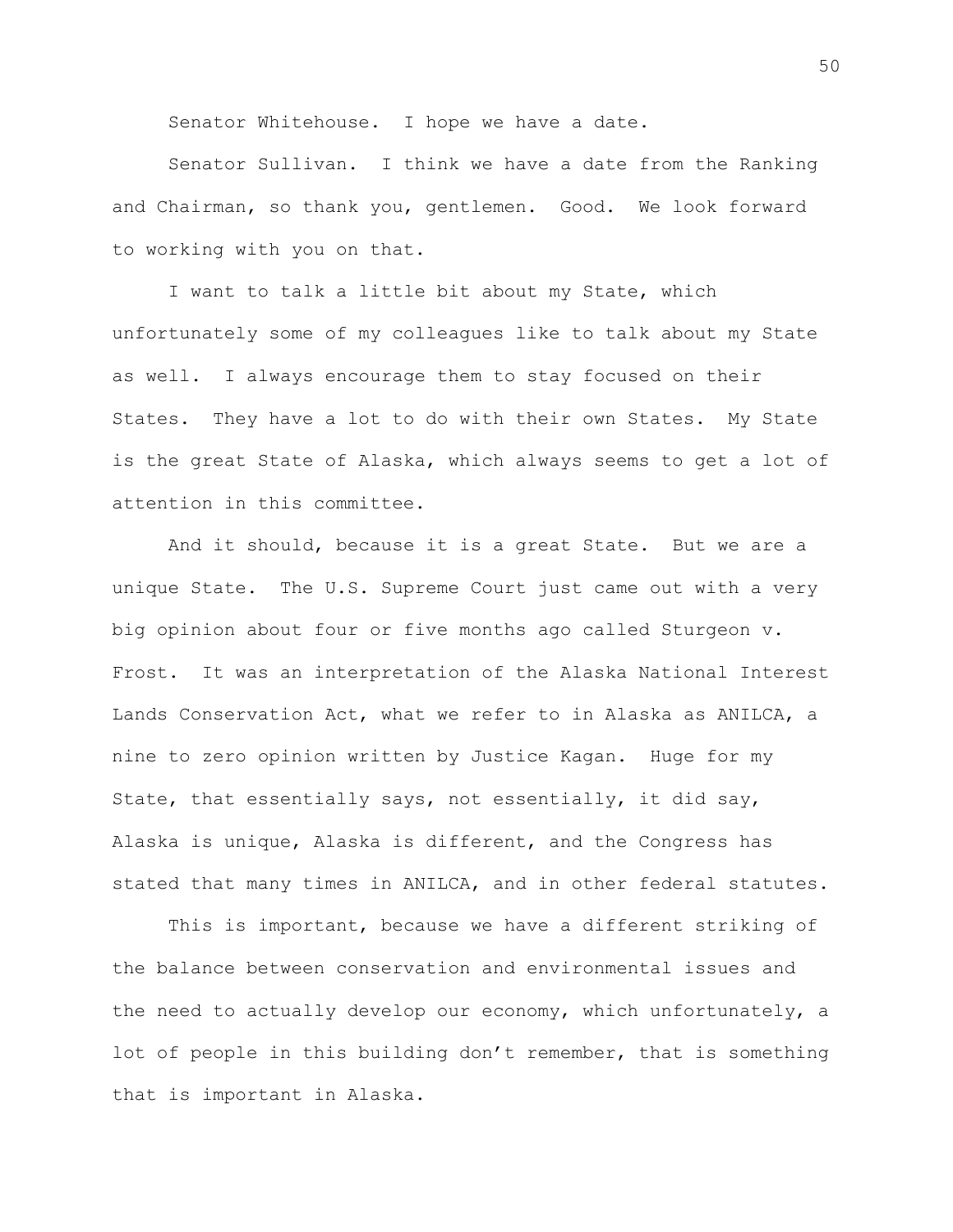Senator Whitehouse. I hope we have a date.

Senator Sullivan. I think we have a date from the Ranking and Chairman, so thank you, gentlemen. Good. We look forward to working with you on that.

I want to talk a little bit about my State, which unfortunately some of my colleagues like to talk about my State as well. I always encourage them to stay focused on their States. They have a lot to do with their own States. My State is the great State of Alaska, which always seems to get a lot of attention in this committee.

And it should, because it is a great State. But we are a unique State. The U.S. Supreme Court just came out with a very big opinion about four or five months ago called Sturgeon v. Frost. It was an interpretation of the Alaska National Interest Lands Conservation Act, what we refer to in Alaska as ANILCA, a nine to zero opinion written by Justice Kagan. Huge for my State, that essentially says, not essentially, it did say, Alaska is unique, Alaska is different, and the Congress has stated that many times in ANILCA, and in other federal statutes.

This is important, because we have a different striking of the balance between conservation and environmental issues and the need to actually develop our economy, which unfortunately, a lot of people in this building don't remember, that is something that is important in Alaska.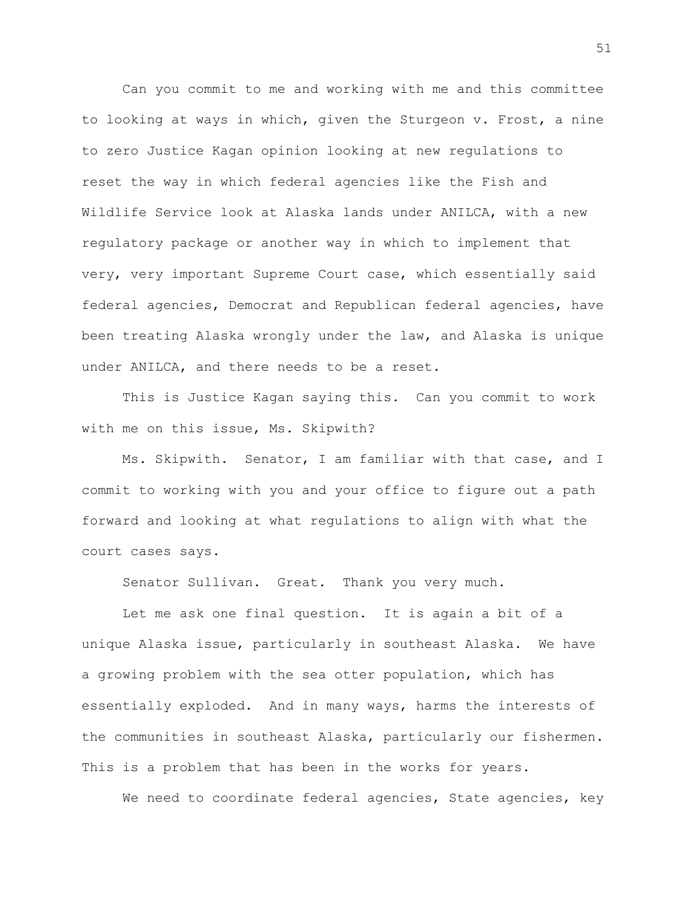Can you commit to me and working with me and this committee to looking at ways in which, given the Sturgeon v. Frost, a nine to zero Justice Kagan opinion looking at new regulations to reset the way in which federal agencies like the Fish and Wildlife Service look at Alaska lands under ANILCA, with a new regulatory package or another way in which to implement that very, very important Supreme Court case, which essentially said federal agencies, Democrat and Republican federal agencies, have been treating Alaska wrongly under the law, and Alaska is unique under ANILCA, and there needs to be a reset.

This is Justice Kagan saying this. Can you commit to work with me on this issue, Ms. Skipwith?

Ms. Skipwith. Senator, I am familiar with that case, and I commit to working with you and your office to figure out a path forward and looking at what regulations to align with what the court cases says.

Senator Sullivan. Great. Thank you very much.

Let me ask one final question. It is again a bit of a unique Alaska issue, particularly in southeast Alaska. We have a growing problem with the sea otter population, which has essentially exploded. And in many ways, harms the interests of the communities in southeast Alaska, particularly our fishermen. This is a problem that has been in the works for years.

We need to coordinate federal agencies, State agencies, key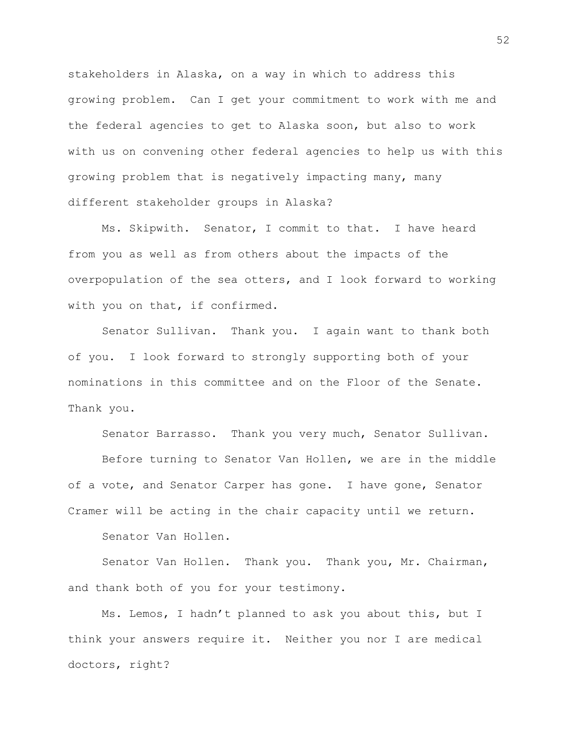stakeholders in Alaska, on a way in which to address this growing problem. Can I get your commitment to work with me and the federal agencies to get to Alaska soon, but also to work with us on convening other federal agencies to help us with this growing problem that is negatively impacting many, many different stakeholder groups in Alaska?

Ms. Skipwith. Senator, I commit to that. I have heard from you as well as from others about the impacts of the overpopulation of the sea otters, and I look forward to working with you on that, if confirmed.

Senator Sullivan. Thank you. I again want to thank both of you. I look forward to strongly supporting both of your nominations in this committee and on the Floor of the Senate. Thank you.

Senator Barrasso. Thank you very much, Senator Sullivan.

Before turning to Senator Van Hollen, we are in the middle of a vote, and Senator Carper has gone. I have gone, Senator Cramer will be acting in the chair capacity until we return.

Senator Van Hollen.

Senator Van Hollen. Thank you. Thank you, Mr. Chairman, and thank both of you for your testimony.

Ms. Lemos, I hadn't planned to ask you about this, but I think your answers require it. Neither you nor I are medical doctors, right?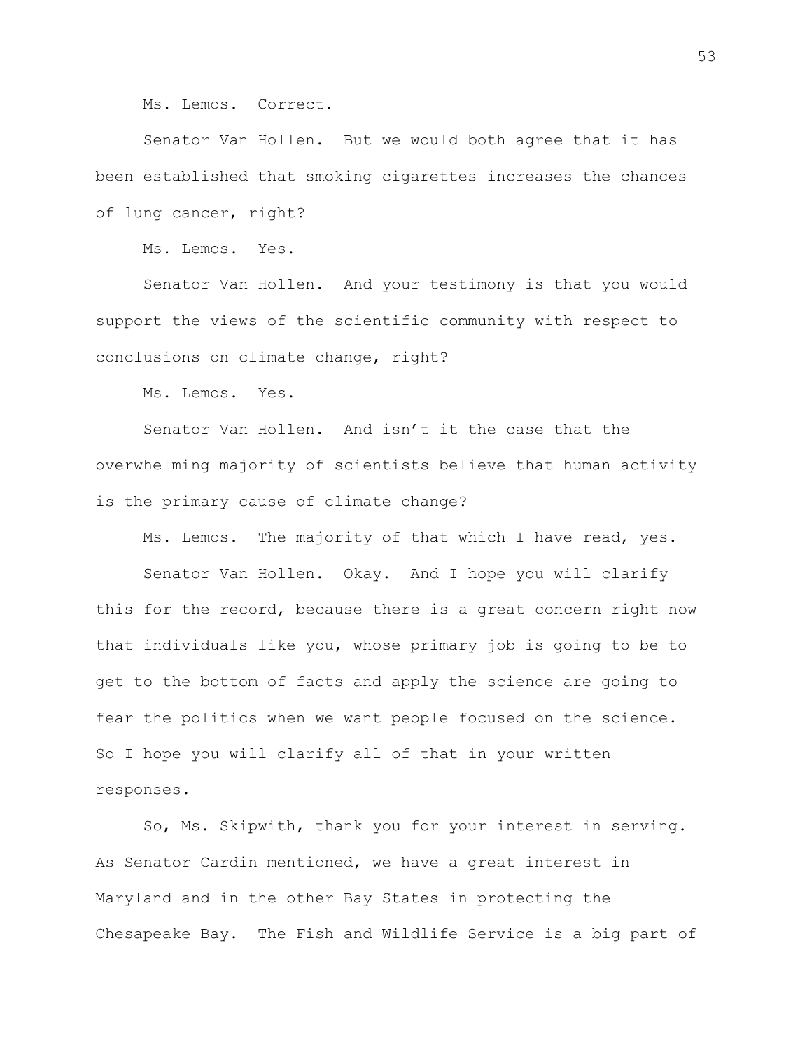Ms. Lemos. Correct.

Senator Van Hollen. But we would both agree that it has been established that smoking cigarettes increases the chances of lung cancer, right?

Ms. Lemos. Yes.

Senator Van Hollen. And your testimony is that you would support the views of the scientific community with respect to conclusions on climate change, right?

Ms. Lemos. Yes.

Senator Van Hollen. And isn't it the case that the overwhelming majority of scientists believe that human activity is the primary cause of climate change?

Ms. Lemos. The majority of that which I have read, yes.

Senator Van Hollen. Okay. And I hope you will clarify this for the record, because there is a great concern right now that individuals like you, whose primary job is going to be to get to the bottom of facts and apply the science are going to fear the politics when we want people focused on the science. So I hope you will clarify all of that in your written responses.

So, Ms. Skipwith, thank you for your interest in serving. As Senator Cardin mentioned, we have a great interest in Maryland and in the other Bay States in protecting the Chesapeake Bay. The Fish and Wildlife Service is a big part of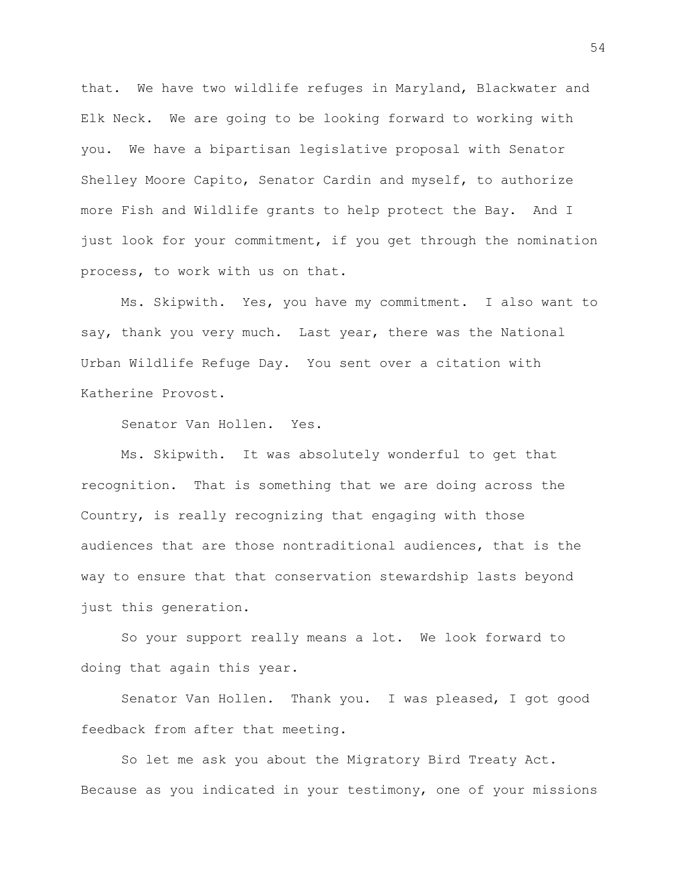that. We have two wildlife refuges in Maryland, Blackwater and Elk Neck. We are going to be looking forward to working with you. We have a bipartisan legislative proposal with Senator Shelley Moore Capito, Senator Cardin and myself, to authorize more Fish and Wildlife grants to help protect the Bay. And I just look for your commitment, if you get through the nomination process, to work with us on that.

Ms. Skipwith. Yes, you have my commitment. I also want to say, thank you very much. Last year, there was the National Urban Wildlife Refuge Day. You sent over a citation with Katherine Provost.

Senator Van Hollen. Yes.

Ms. Skipwith. It was absolutely wonderful to get that recognition. That is something that we are doing across the Country, is really recognizing that engaging with those audiences that are those nontraditional audiences, that is the way to ensure that that conservation stewardship lasts beyond just this generation.

So your support really means a lot. We look forward to doing that again this year.

Senator Van Hollen. Thank you. I was pleased, I got good feedback from after that meeting.

So let me ask you about the Migratory Bird Treaty Act. Because as you indicated in your testimony, one of your missions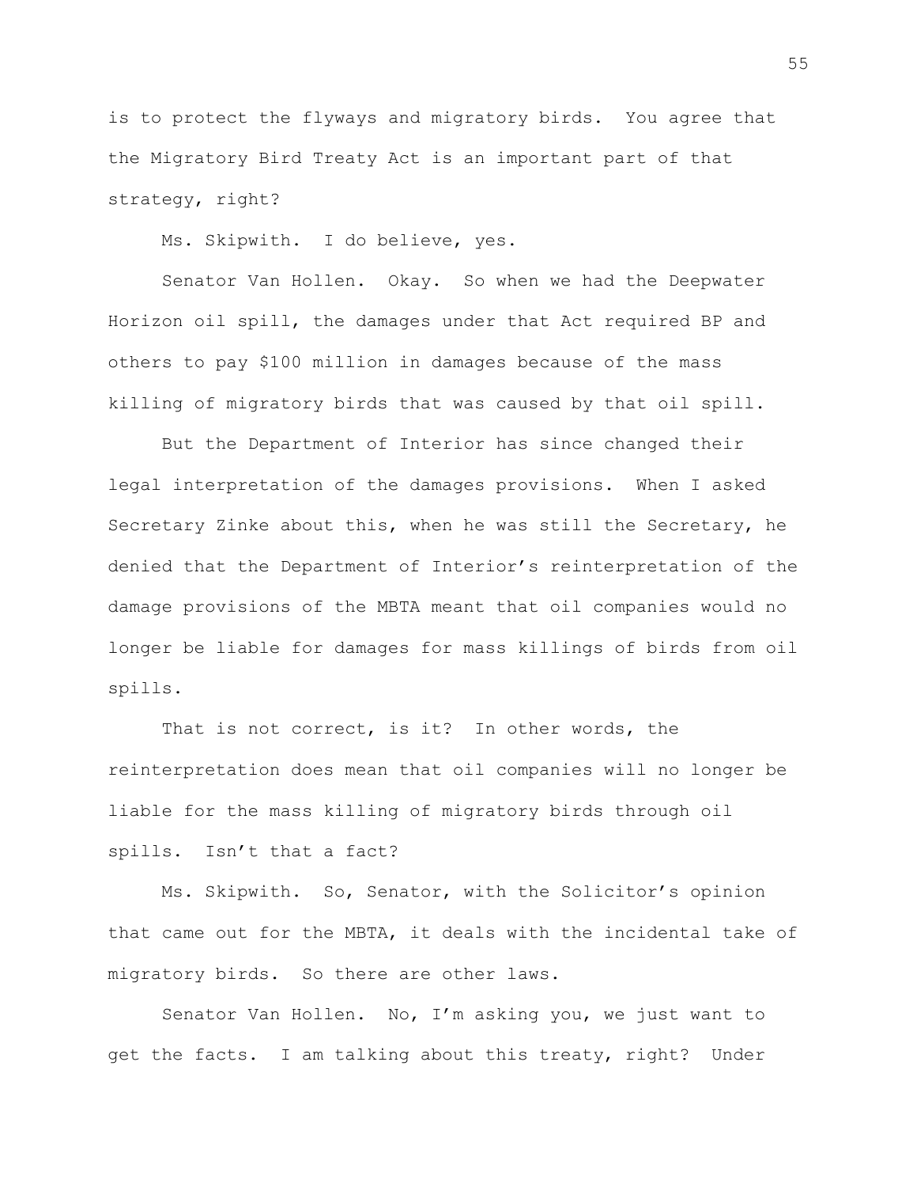is to protect the flyways and migratory birds. You agree that the Migratory Bird Treaty Act is an important part of that strategy, right?

Ms. Skipwith. I do believe, yes.

Senator Van Hollen. Okay. So when we had the Deepwater Horizon oil spill, the damages under that Act required BP and others to pay $100 million in damages because of the mass killing of migratory birds that was caused by that oil spill.

But the Department of Interior has since changed their legal interpretation of the damages provisions. When I asked Secretary Zinke about this, when he was still the Secretary, he denied that the Department of Interior's reinterpretation of the damage provisions of the MBTA meant that oil companies would no longer be liable for damages for mass killings of birds from oil spills.

That is not correct, is it? In other words, the reinterpretation does mean that oil companies will no longer be liable for the mass killing of migratory birds through oil spills. Isn't that a fact?

Ms. Skipwith. So, Senator, with the Solicitor's opinion that came out for the MBTA, it deals with the incidental take of migratory birds. So there are other laws.

Senator Van Hollen. No, I'm asking you, we just want to get the facts. I am talking about this treaty, right? Under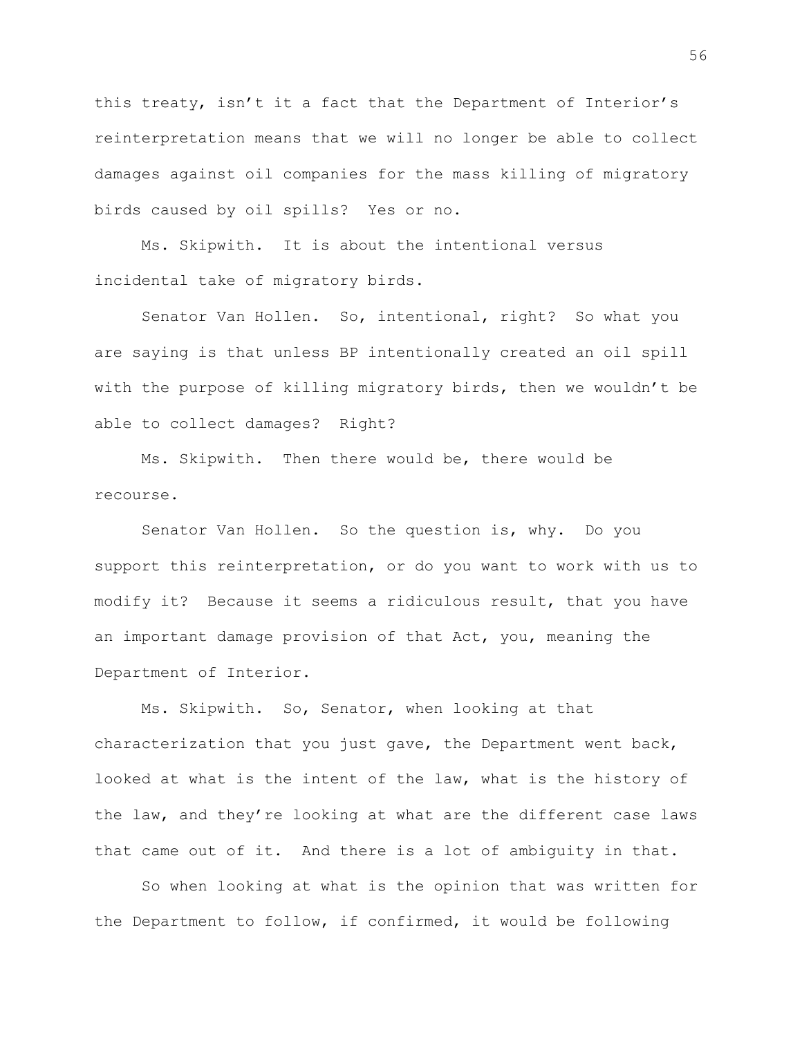this treaty, isn't it a fact that the Department of Interior's reinterpretation means that we will no longer be able to collect damages against oil companies for the mass killing of migratory birds caused by oil spills? Yes or no.

Ms. Skipwith. It is about the intentional versus incidental take of migratory birds.

Senator Van Hollen. So, intentional, right? So what you are saying is that unless BP intentionally created an oil spill with the purpose of killing migratory birds, then we wouldn't be able to collect damages? Right?

Ms. Skipwith. Then there would be, there would be recourse.

Senator Van Hollen. So the question is, why. Do you support this reinterpretation, or do you want to work with us to modify it? Because it seems a ridiculous result, that you have an important damage provision of that Act, you, meaning the Department of Interior.

Ms. Skipwith. So, Senator, when looking at that characterization that you just gave, the Department went back, looked at what is the intent of the law, what is the history of the law, and they're looking at what are the different case laws that came out of it. And there is a lot of ambiguity in that.

So when looking at what is the opinion that was written for the Department to follow, if confirmed, it would be following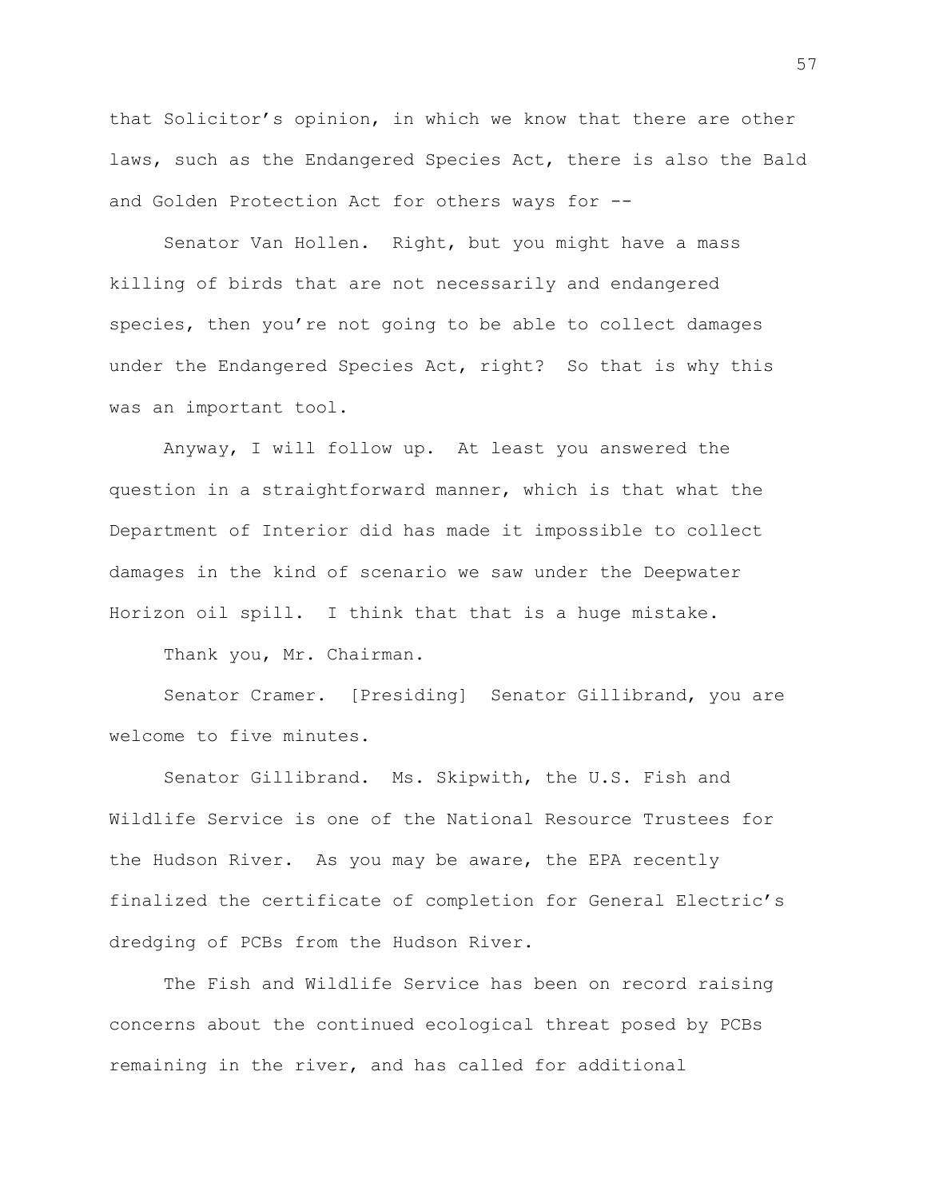that Solicitor's opinion, in which we know that there are other laws, such as the Endangered Species Act, there is also the Bald and Golden Protection Act for others ways for --

Senator Van Hollen. Right, but you might have a mass killing of birds that are not necessarily and endangered species, then you're not going to be able to collect damages under the Endangered Species Act, right? So that is why this was an important tool.

Anyway, I will follow up. At least you answered the question in a straightforward manner, which is that what the Department of Interior did has made it impossible to collect damages in the kind of scenario we saw under the Deepwater Horizon oil spill. I think that that is a huge mistake.

Thank you, Mr. Chairman.

Senator Cramer. [Presiding] Senator Gillibrand, you are welcome to five minutes.

Senator Gillibrand. Ms. Skipwith, the U.S. Fish and Wildlife Service is one of the National Resource Trustees for the Hudson River. As you may be aware, the EPA recently finalized the certificate of completion for General Electric's dredging of PCBs from the Hudson River.

The Fish and Wildlife Service has been on record raising concerns about the continued ecological threat posed by PCBs remaining in the river, and has called for additional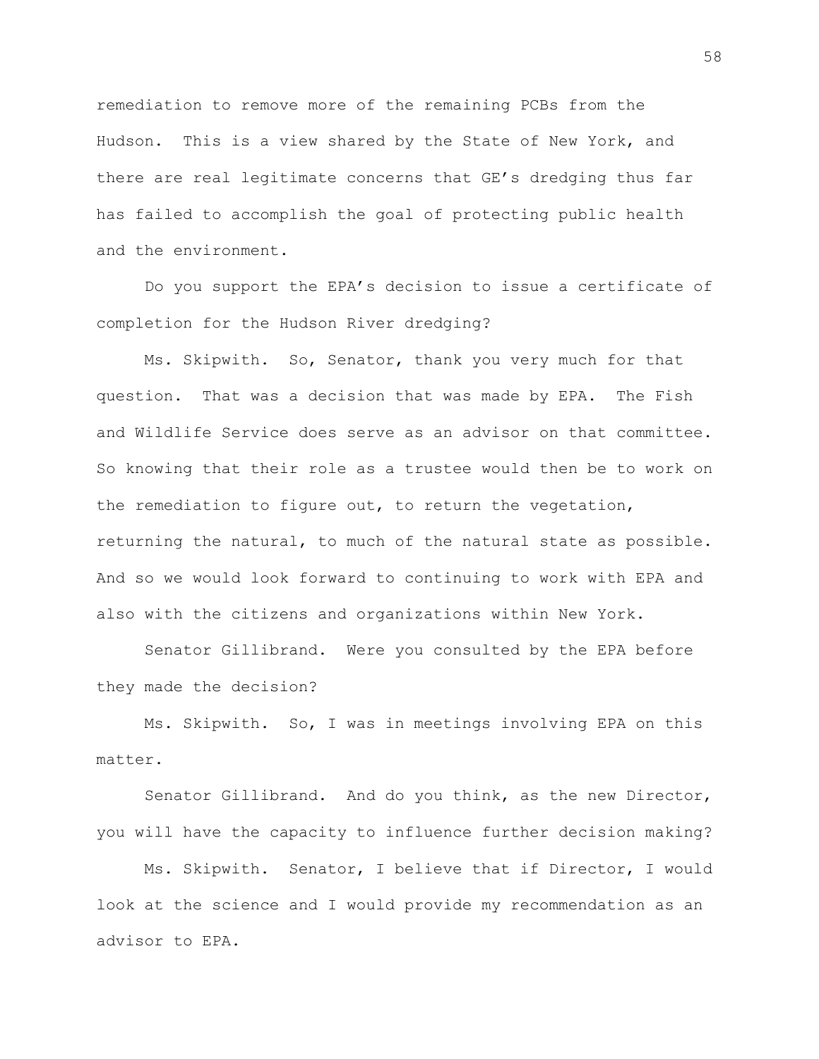remediation to remove more of the remaining PCBs from the Hudson. This is a view shared by the State of New York, and there are real legitimate concerns that GE's dredging thus far has failed to accomplish the goal of protecting public health and the environment.

Do you support the EPA's decision to issue a certificate of completion for the Hudson River dredging?

Ms. Skipwith. So, Senator, thank you very much for that question. That was a decision that was made by EPA. The Fish and Wildlife Service does serve as an advisor on that committee. So knowing that their role as a trustee would then be to work on the remediation to figure out, to return the vegetation, returning the natural, to much of the natural state as possible. And so we would look forward to continuing to work with EPA and also with the citizens and organizations within New York.

Senator Gillibrand. Were you consulted by the EPA before they made the decision?

Ms. Skipwith. So, I was in meetings involving EPA on this matter.

Senator Gillibrand. And do you think, as the new Director, you will have the capacity to influence further decision making?

Ms. Skipwith. Senator, I believe that if Director, I would look at the science and I would provide my recommendation as an advisor to EPA.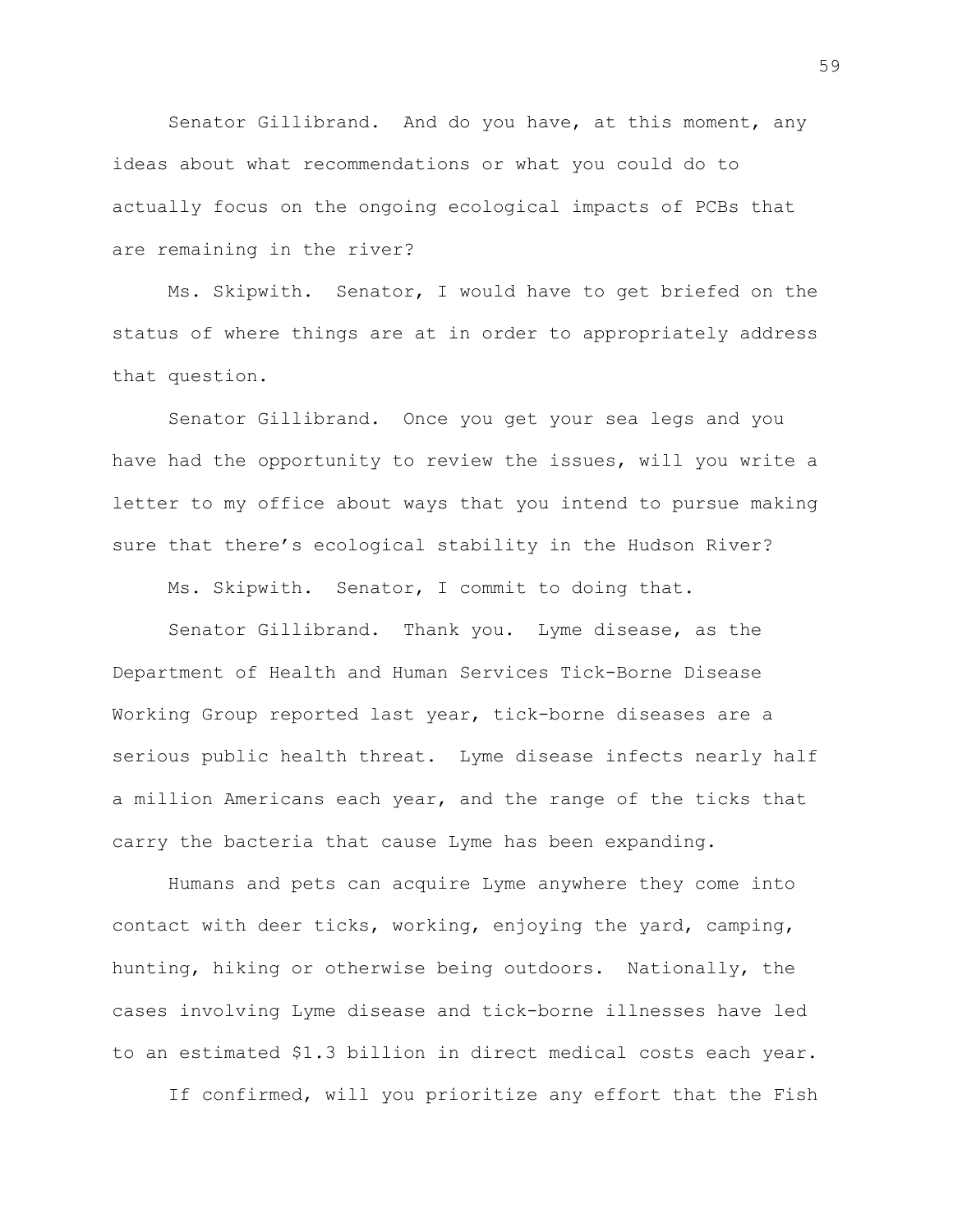Senator Gillibrand. And do you have, at this moment, any ideas about what recommendations or what you could do to actually focus on the ongoing ecological impacts of PCBs that are remaining in the river?

Ms. Skipwith. Senator, I would have to get briefed on the status of where things are at in order to appropriately address that question.

Senator Gillibrand. Once you get your sea legs and you have had the opportunity to review the issues, will you write a letter to my office about ways that you intend to pursue making sure that there's ecological stability in the Hudson River?

Ms. Skipwith. Senator, I commit to doing that.

Senator Gillibrand. Thank you. Lyme disease, as the Department of Health and Human Services Tick-Borne Disease Working Group reported last year, tick-borne diseases are a serious public health threat. Lyme disease infects nearly half a million Americans each year, and the range of the ticks that carry the bacteria that cause Lyme has been expanding.

Humans and pets can acquire Lyme anywhere they come into contact with deer ticks, working, enjoying the yard, camping, hunting, hiking or otherwise being outdoors. Nationally, the cases involving Lyme disease and tick-borne illnesses have led to an estimated $1.3 billion in direct medical costs each year.

If confirmed, will you prioritize any effort that the Fish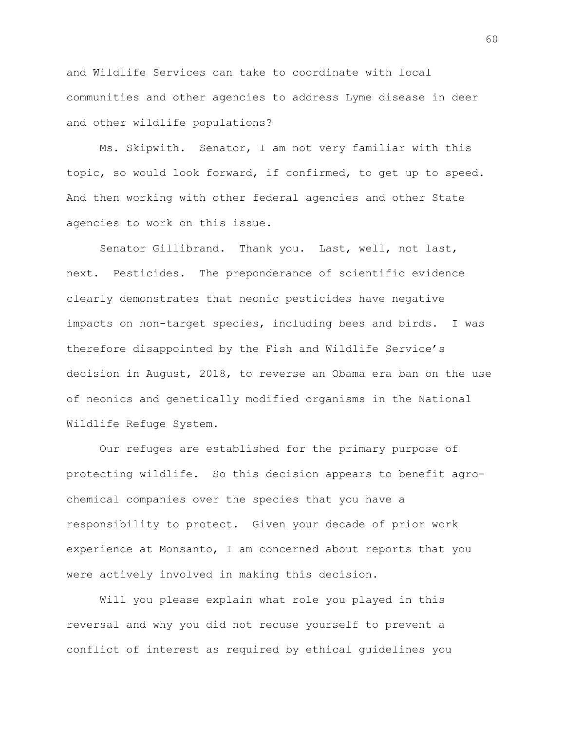and Wildlife Services can take to coordinate with local communities and other agencies to address Lyme disease in deer and other wildlife populations?

Ms. Skipwith. Senator, I am not very familiar with this topic, so would look forward, if confirmed, to get up to speed. And then working with other federal agencies and other State agencies to work on this issue.

Senator Gillibrand. Thank you. Last, well, not last, next. Pesticides. The preponderance of scientific evidence clearly demonstrates that neonic pesticides have negative impacts on non-target species, including bees and birds. I was therefore disappointed by the Fish and Wildlife Service's decision in August, 2018, to reverse an Obama era ban on the use of neonics and genetically modified organisms in the National Wildlife Refuge System.

Our refuges are established for the primary purpose of protecting wildlife. So this decision appears to benefit agro-chemical companies over the species that you have a responsibility to protect. Given your decade of prior work experience at Monsanto, I am concerned about reports that you were actively involved in making this decision.

Will you please explain what role you played in this reversal and why you did not recuse yourself to prevent a conflict of interest as required by ethical guidelines you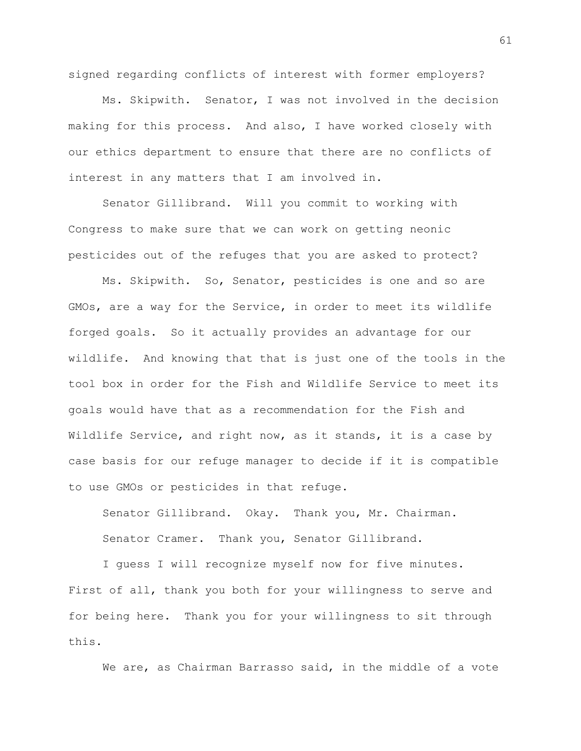signed regarding conflicts of interest with former employers?

Ms. Skipwith. Senator, I was not involved in the decision making for this process. And also, I have worked closely with our ethics department to ensure that there are no conflicts of interest in any matters that I am involved in.

Senator Gillibrand. Will you commit to working with Congress to make sure that we can work on getting neonic pesticides out of the refuges that you are asked to protect?

Ms. Skipwith. So, Senator, pesticides is one and so are GMOs, are a way for the Service, in order to meet its wildlife forged goals. So it actually provides an advantage for our wildlife. And knowing that that is just one of the tools in the tool box in order for the Fish and Wildlife Service to meet its goals would have that as a recommendation for the Fish and Wildlife Service, and right now, as it stands, it is a case by case basis for our refuge manager to decide if it is compatible to use GMOs or pesticides in that refuge.

Senator Gillibrand. Okay. Thank you, Mr. Chairman.

Senator Cramer. Thank you, Senator Gillibrand.

I guess I will recognize myself now for five minutes. First of all, thank you both for your willingness to serve and for being here. Thank you for your willingness to sit through this.

We are, as Chairman Barrasso said, in the middle of a vote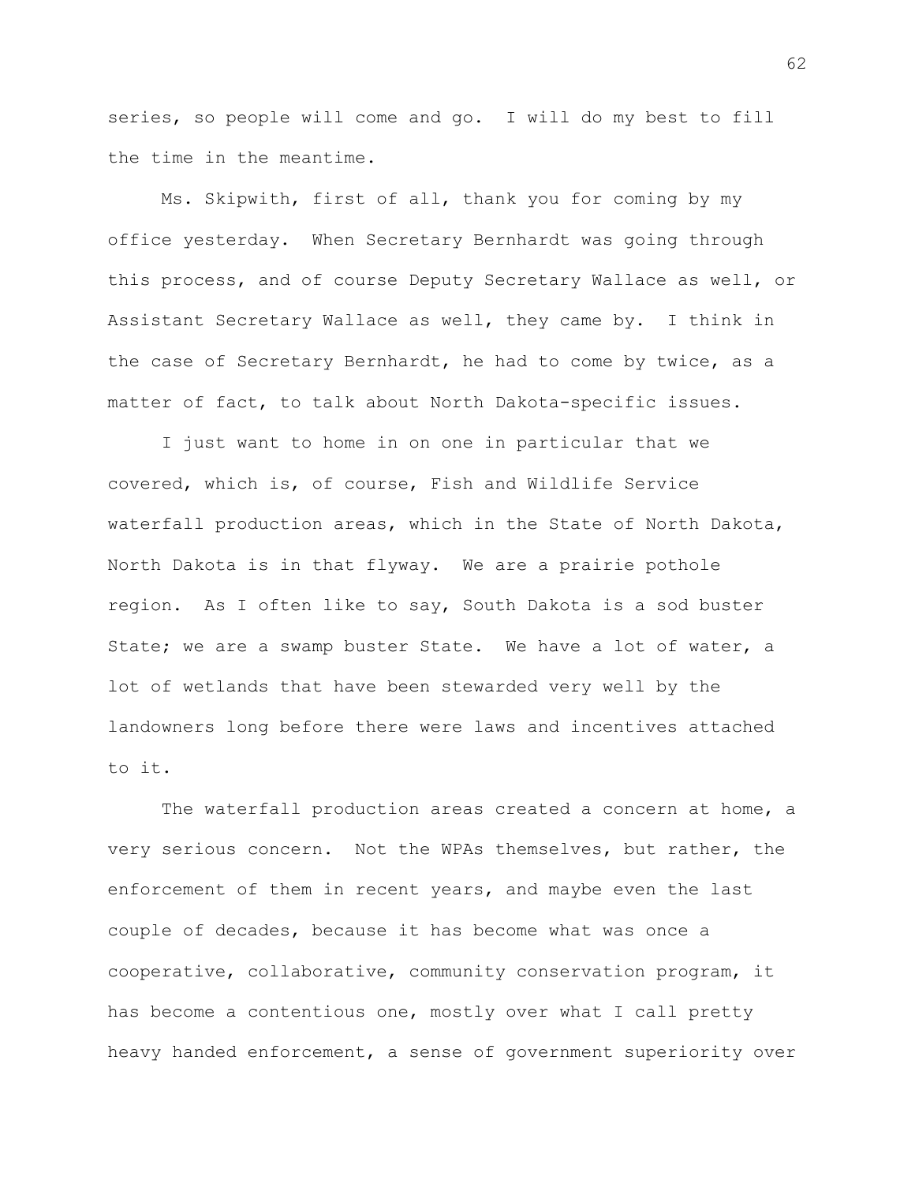series, so people will come and go. I will do my best to fill the time in the meantime.

Ms. Skipwith, first of all, thank you for coming by my office yesterday. When Secretary Bernhardt was going through this process, and of course Deputy Secretary Wallace as well, or Assistant Secretary Wallace as well, they came by. I think in the case of Secretary Bernhardt, he had to come by twice, as a matter of fact, to talk about North Dakota-specific issues.

I just want to home in on one in particular that we covered, which is, of course, Fish and Wildlife Service waterfall production areas, which in the State of North Dakota, North Dakota is in that flyway. We are a prairie pothole region. As I often like to say, South Dakota is a sod buster State; we are a swamp buster State. We have a lot of water, a lot of wetlands that have been stewarded very well by the landowners long before there were laws and incentives attached to it.

The waterfall production areas created a concern at home, a very serious concern. Not the WPAs themselves, but rather, the enforcement of them in recent years, and maybe even the last couple of decades, because it has become what was once a cooperative, collaborative, community conservation program, it has become a contentious one, mostly over what I call pretty heavy handed enforcement, a sense of government superiority over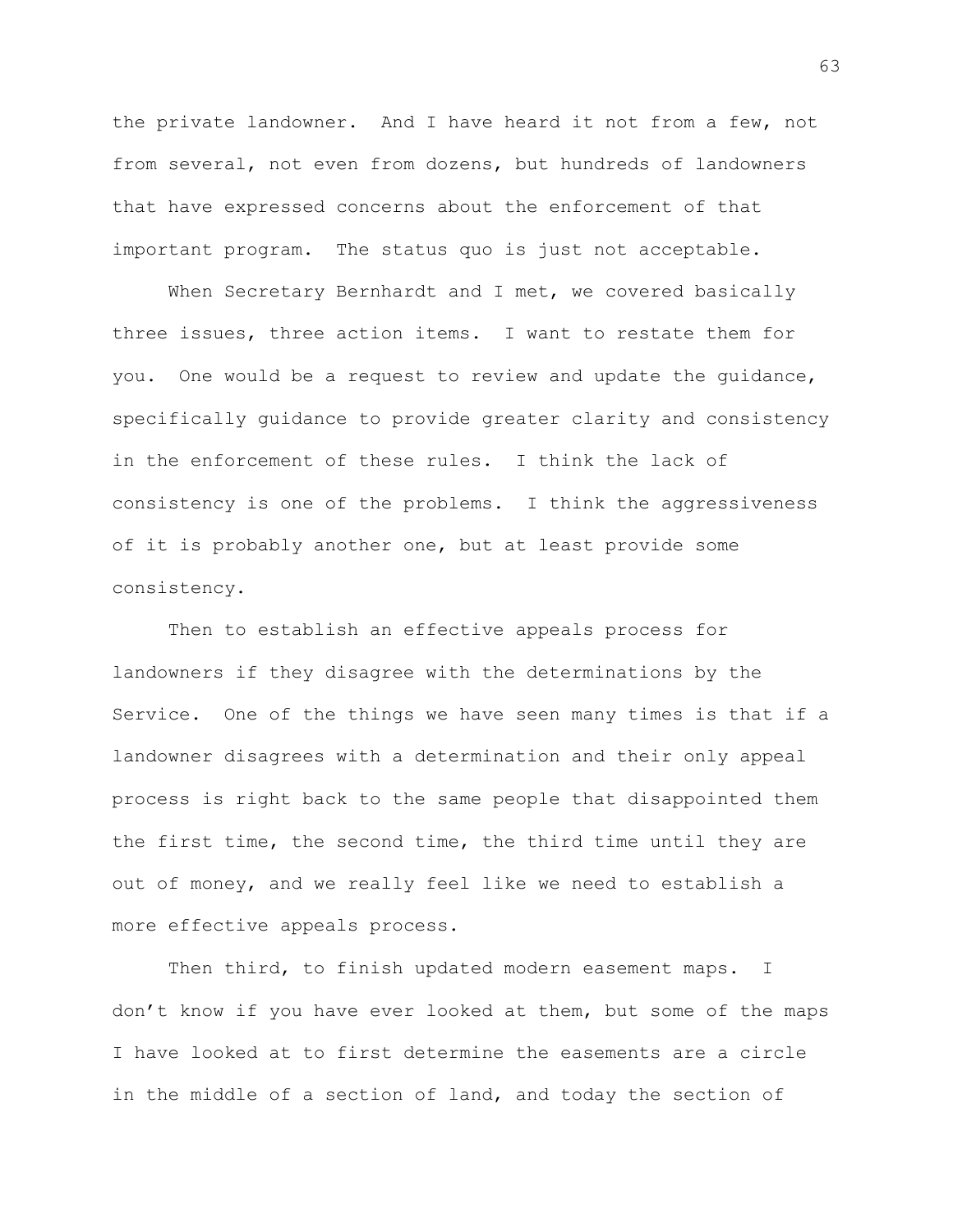the private landowner. And I have heard it not from a few, not from several, not even from dozens, but hundreds of landowners that have expressed concerns about the enforcement of that important program. The status quo is just not acceptable.

When Secretary Bernhardt and I met, we covered basically three issues, three action items. I want to restate them for you. One would be a request to review and update the guidance, specifically guidance to provide greater clarity and consistency in the enforcement of these rules. I think the lack of consistency is one of the problems. I think the aggressiveness of it is probably another one, but at least provide some consistency.

Then to establish an effective appeals process for landowners if they disagree with the determinations by the Service. One of the things we have seen many times is that if a landowner disagrees with a determination and their only appeal process is right back to the same people that disappointed them the first time, the second time, the third time until they are out of money, and we really feel like we need to establish a more effective appeals process.

Then third, to finish updated modern easement maps. I don't know if you have ever looked at them, but some of the maps I have looked at to first determine the easements are a circle in the middle of a section of land, and today the section of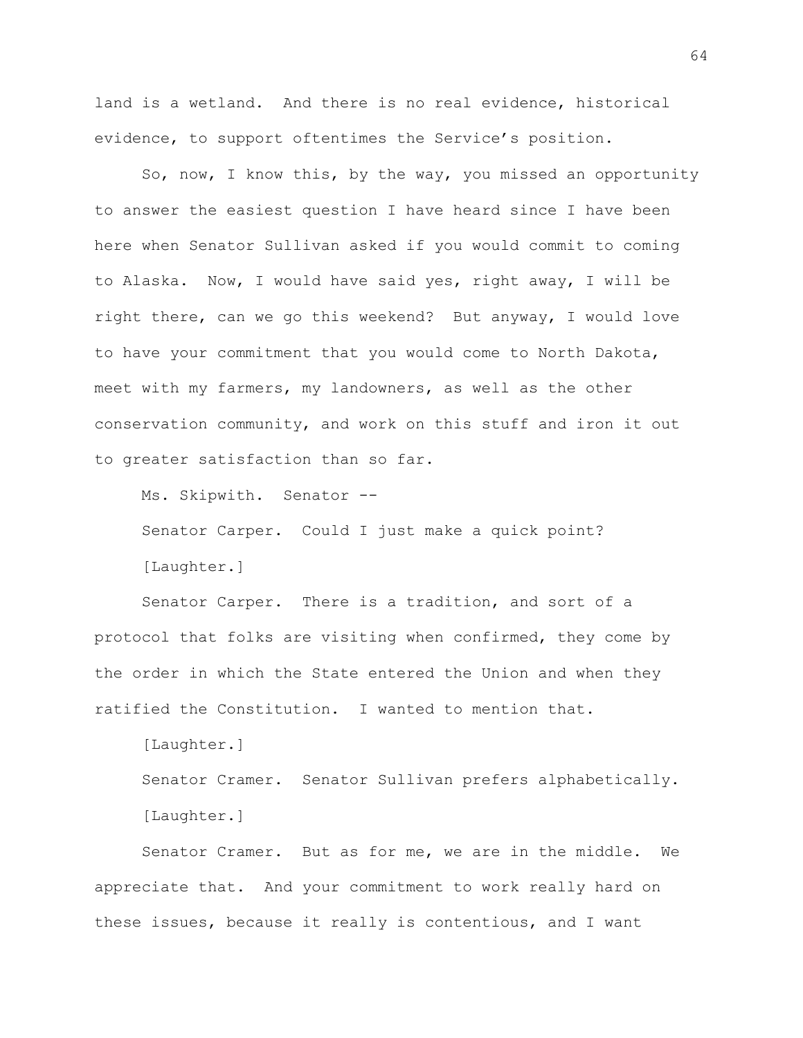land is a wetland. And there is no real evidence, historical evidence, to support oftentimes the Service's position.

So, now, I know this, by the way, you missed an opportunity to answer the easiest question I have heard since I have been here when Senator Sullivan asked if you would commit to coming to Alaska. Now, I would have said yes, right away, I will be right there, can we go this weekend? But anyway, I would love to have your commitment that you would come to North Dakota, meet with my farmers, my landowners, as well as the other conservation community, and work on this stuff and iron it out to greater satisfaction than so far.

Ms. Skipwith. Senator --

Senator Carper. Could I just make a quick point?

[Laughter.]

Senator Carper. There is a tradition, and sort of a protocol that folks are visiting when confirmed, they come by the order in which the State entered the Union and when they ratified the Constitution. I wanted to mention that.

[Laughter.]

Senator Cramer. Senator Sullivan prefers alphabetically.

[Laughter.]

Senator Cramer. But as for me, we are in the middle. We appreciate that. And your commitment to work really hard on these issues, because it really is contentious, and I want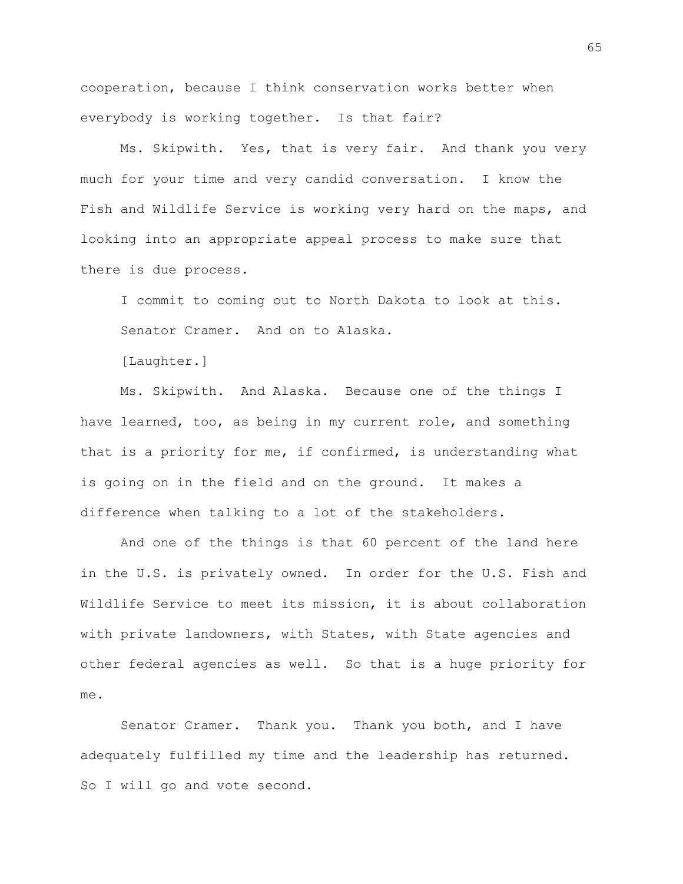cooperation, because I think conservation works better when everybody is working together. Is that fair?

Ms. Skipwith. Yes, that is very fair. And thank you very much for your time and very candid conversation. I know the Fish and Wildlife Service is working very hard on the maps, and looking into an appropriate appeal process to make sure that there is due process.

I commit to coming out to North Dakota to look at this.

Senator Cramer. And on to Alaska.

[Laughter.]

Ms. Skipwith. And Alaska. Because one of the things I have learned, too, as being in my current role, and something that is a priority for me, if confirmed, is understanding what is going on in the field and on the ground. It makes a difference when talking to a lot of the stakeholders.

And one of the things is that 60 percent of the land here in the U.S. is privately owned. In order for the U.S. Fish and Wildlife Service to meet its mission, it is about collaboration with private landowners, with States, with State agencies and other federal agencies as well. So that is a huge priority for me.

Senator Cramer. Thank you. Thank you both, and I have adequately fulfilled my time and the leadership has returned. So I will go and vote second.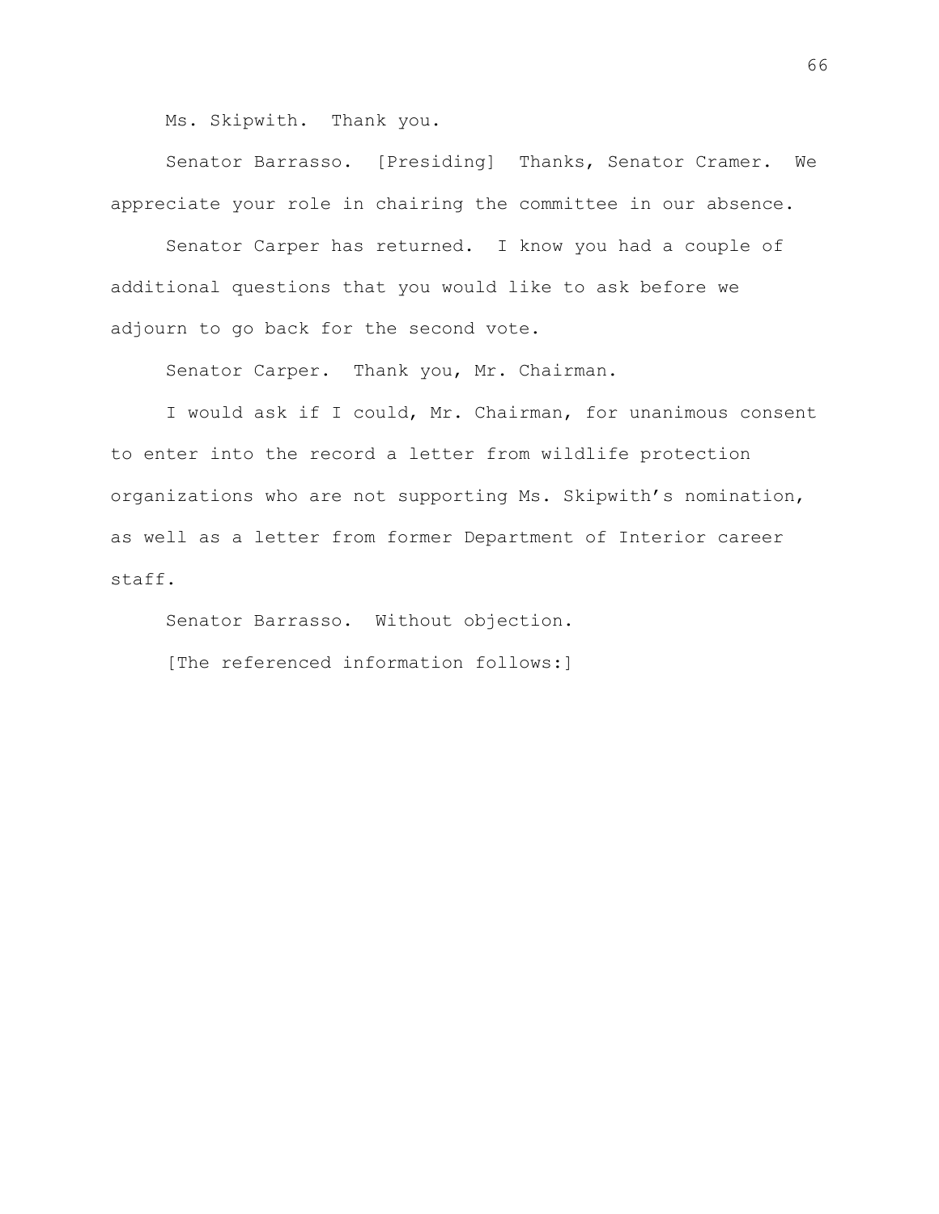Ms. Skipwith. Thank you.

Senator Barrasso. [Presiding] Thanks, Senator Cramer. We appreciate your role in chairing the committee in our absence.

Senator Carper has returned. I know you had a couple of additional questions that you would like to ask before we adjourn to go back for the second vote.

Senator Carper. Thank you, Mr. Chairman.

I would ask if I could, Mr. Chairman, for unanimous consent to enter into the record a letter from wildlife protection organizations who are not supporting Ms. Skipwith's nomination, as well as a letter from former Department of Interior career staff.

Senator Barrasso. Without objection.

[The referenced information follows:]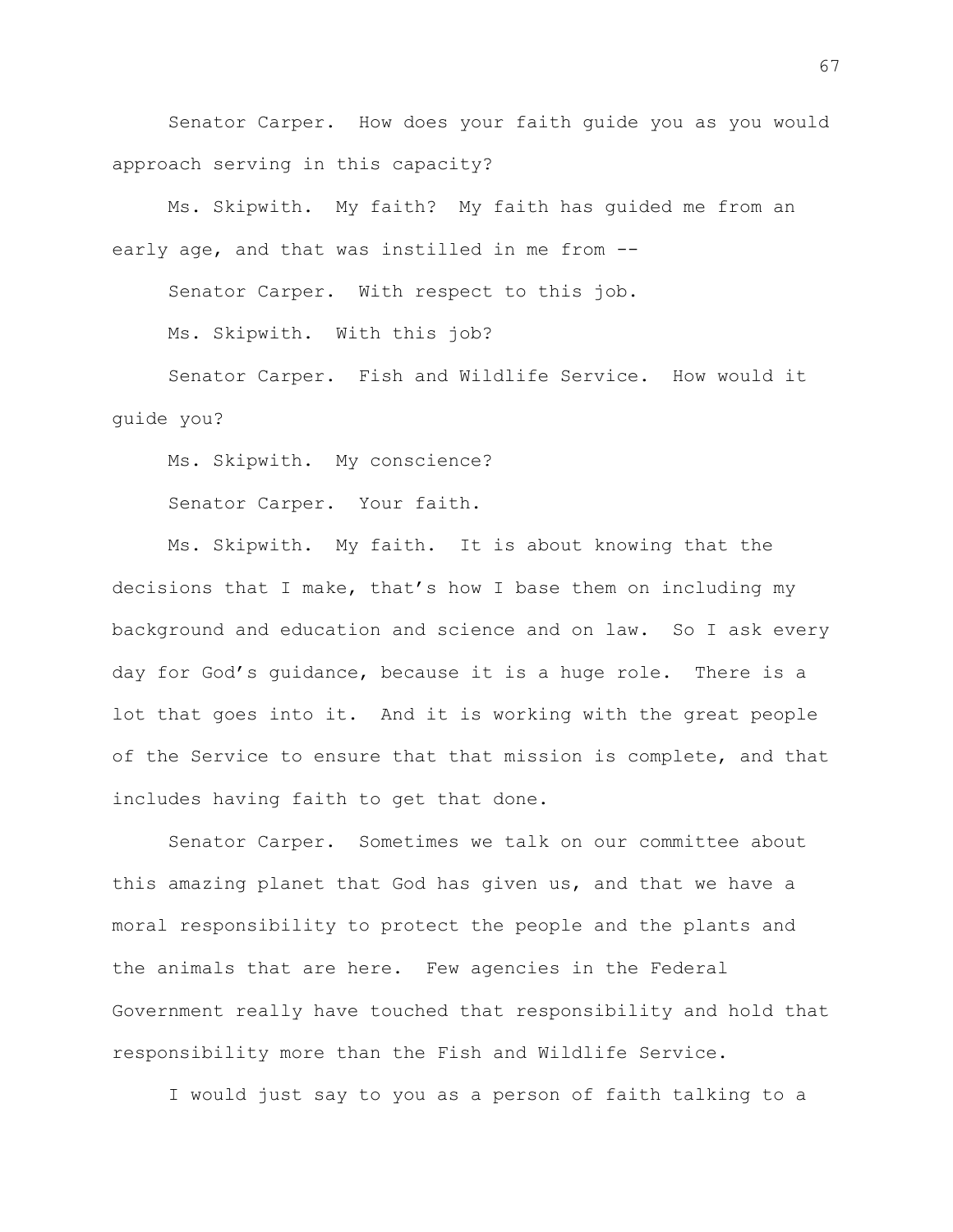Senator Carper. How does your faith guide you as you would approach serving in this capacity?

Ms. Skipwith. My faith? My faith has guided me from an early age, and that was instilled in me from --

Senator Carper. With respect to this job.

Ms. Skipwith. With this job?

Senator Carper. Fish and Wildlife Service. How would it guide you?

Ms. Skipwith. My conscience?

Senator Carper. Your faith.

Ms. Skipwith. My faith. It is about knowing that the decisions that I make, that's how I base them on including my background and education and science and on law. So I ask every day for God's guidance, because it is a huge role. There is a lot that goes into it. And it is working with the great people of the Service to ensure that that mission is complete, and that includes having faith to get that done.

Senator Carper. Sometimes we talk on our committee about this amazing planet that God has given us, and that we have a moral responsibility to protect the people and the plants and the animals that are here. Few agencies in the Federal Government really have touched that responsibility and hold that responsibility more than the Fish and Wildlife Service.

I would just say to you as a person of faith talking to a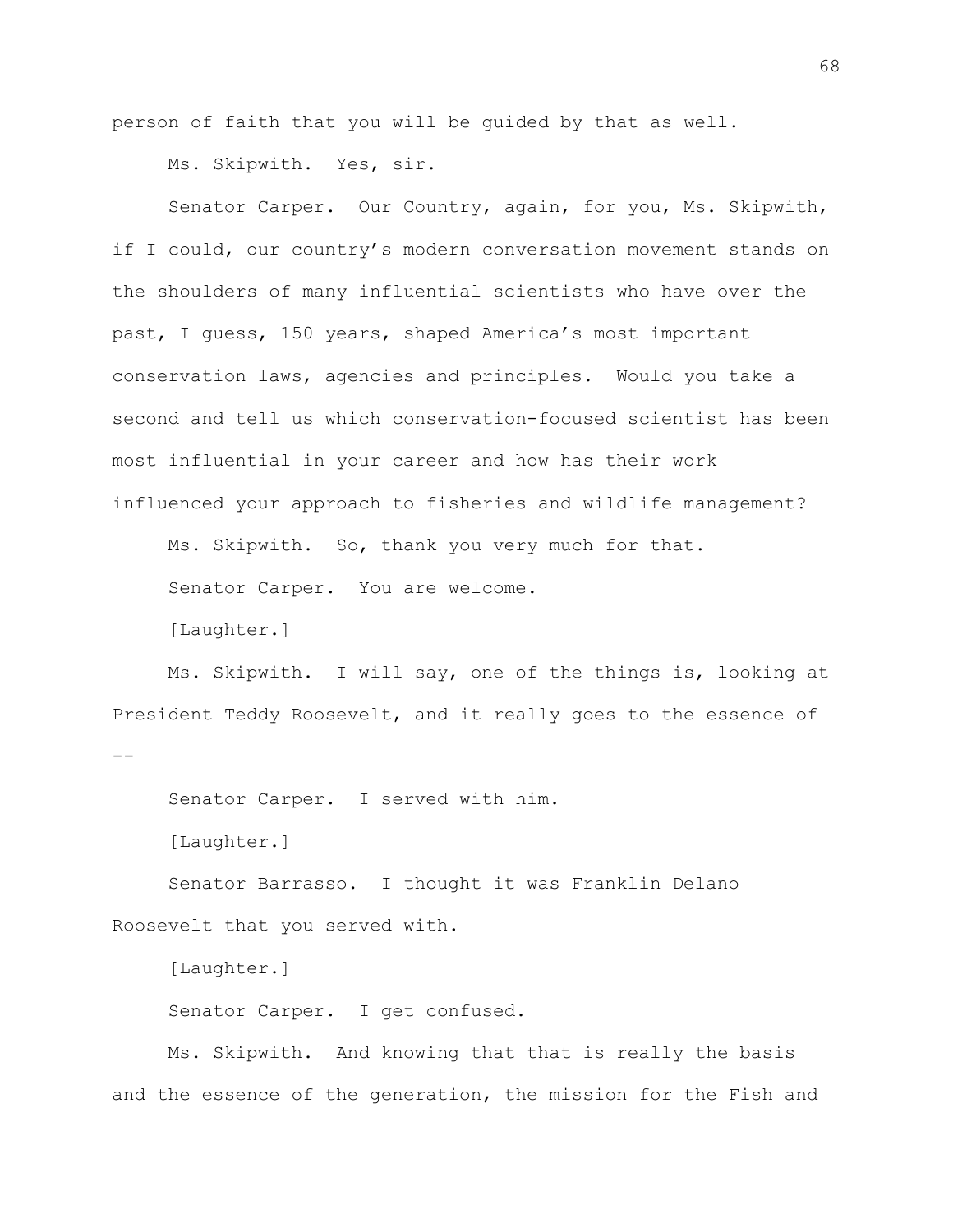person of faith that you will be guided by that as well.

Ms. Skipwith. Yes, sir.

Senator Carper. Our Country, again, for you, Ms. Skipwith, if I could, our country's modern conversation movement stands on the shoulders of many influential scientists who have over the past, I guess, 150 years, shaped America's most important conservation laws, agencies and principles. Would you take a second and tell us which conservation-focused scientist has been most influential in your career and how has their work influenced your approach to fisheries and wildlife management?

Ms. Skipwith. So, thank you very much for that.

Senator Carper. You are welcome.

[Laughter.]

Ms. Skipwith. I will say, one of the things is, looking at President Teddy Roosevelt, and it really goes to the essence of --

Senator Carper. I served with him.

[Laughter.]

Senator Barrasso. I thought it was Franklin Delano Roosevelt that you served with.

[Laughter.]

Senator Carper. I get confused.

Ms. Skipwith. And knowing that that is really the basis and the essence of the generation, the mission for the Fish and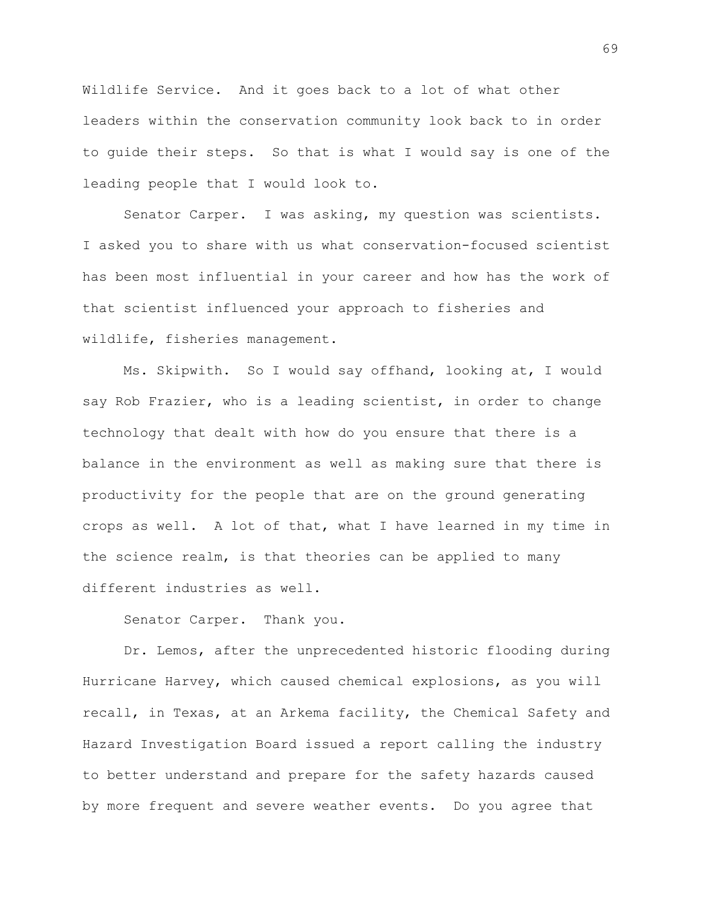Wildlife Service. And it goes back to a lot of what other leaders within the conservation community look back to in order to guide their steps. So that is what I would say is one of the leading people that I would look to.

Senator Carper. I was asking, my question was scientists. I asked you to share with us what conservation-focused scientist has been most influential in your career and how has the work of that scientist influenced your approach to fisheries and wildlife, fisheries management.

Ms. Skipwith. So I would say offhand, looking at, I would say Rob Frazier, who is a leading scientist, in order to change technology that dealt with how do you ensure that there is a balance in the environment as well as making sure that there is productivity for the people that are on the ground generating crops as well. A lot of that, what I have learned in my time in the science realm, is that theories can be applied to many different industries as well.

Senator Carper. Thank you.

Dr. Lemos, after the unprecedented historic flooding during Hurricane Harvey, which caused chemical explosions, as you will recall, in Texas, at an Arkema facility, the Chemical Safety and Hazard Investigation Board issued a report calling the industry to better understand and prepare for the safety hazards caused by more frequent and severe weather events. Do you agree that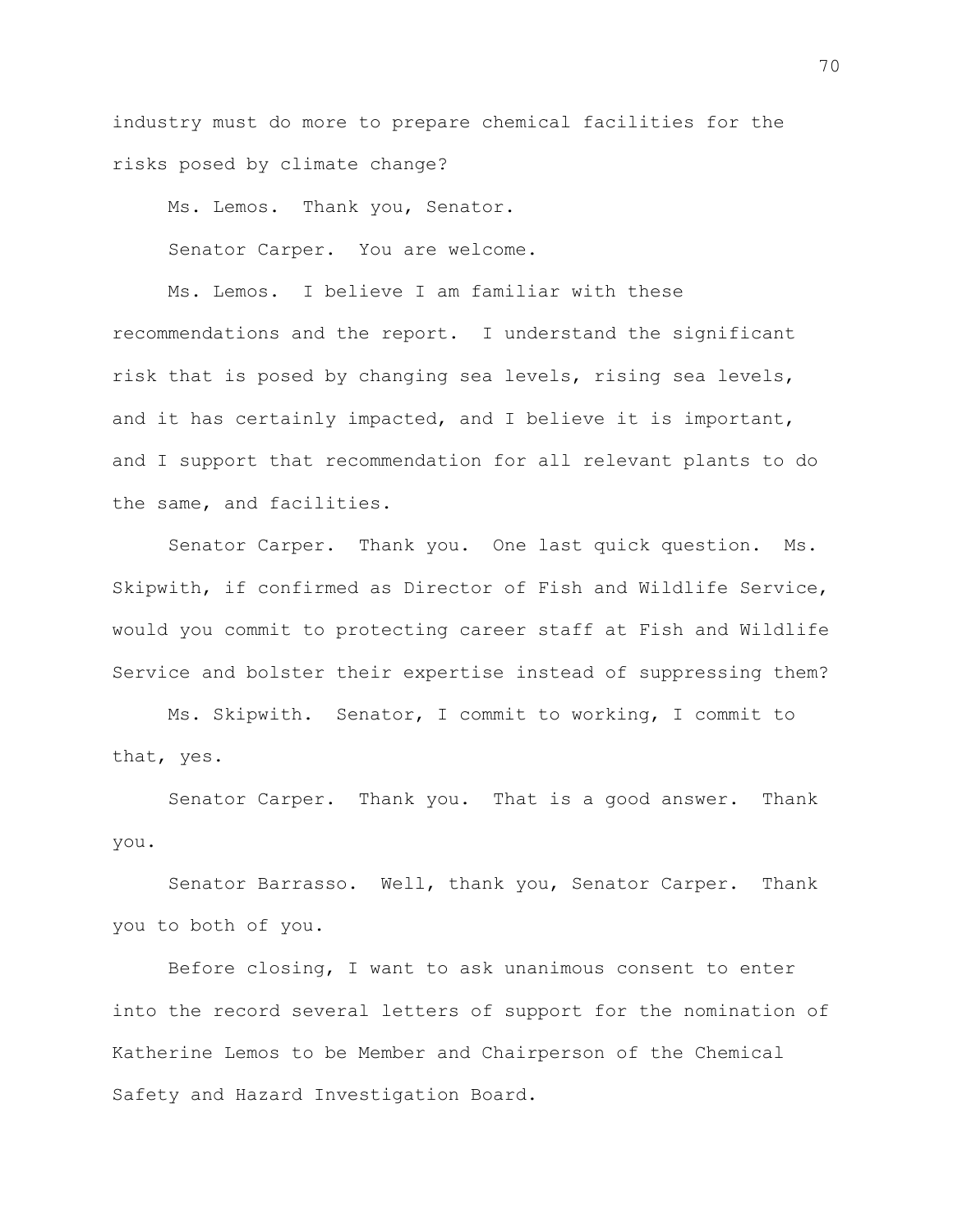industry must do more to prepare chemical facilities for the risks posed by climate change?

Ms. Lemos. Thank you, Senator.

Senator Carper. You are welcome.

Ms. Lemos. I believe I am familiar with these recommendations and the report. I understand the significant risk that is posed by changing sea levels, rising sea levels, and it has certainly impacted, and I believe it is important, and I support that recommendation for all relevant plants to do the same, and facilities.

Senator Carper. Thank you. One last quick question. Ms. Skipwith, if confirmed as Director of Fish and Wildlife Service, would you commit to protecting career staff at Fish and Wildlife Service and bolster their expertise instead of suppressing them?

Ms. Skipwith. Senator, I commit to working, I commit to that, yes.

Senator Carper. Thank you. That is a good answer. Thank you.

Senator Barrasso. Well, thank you, Senator Carper. Thank you to both of you.

Before closing, I want to ask unanimous consent to enter into the record several letters of support for the nomination of Katherine Lemos to be Member and Chairperson of the Chemical Safety and Hazard Investigation Board.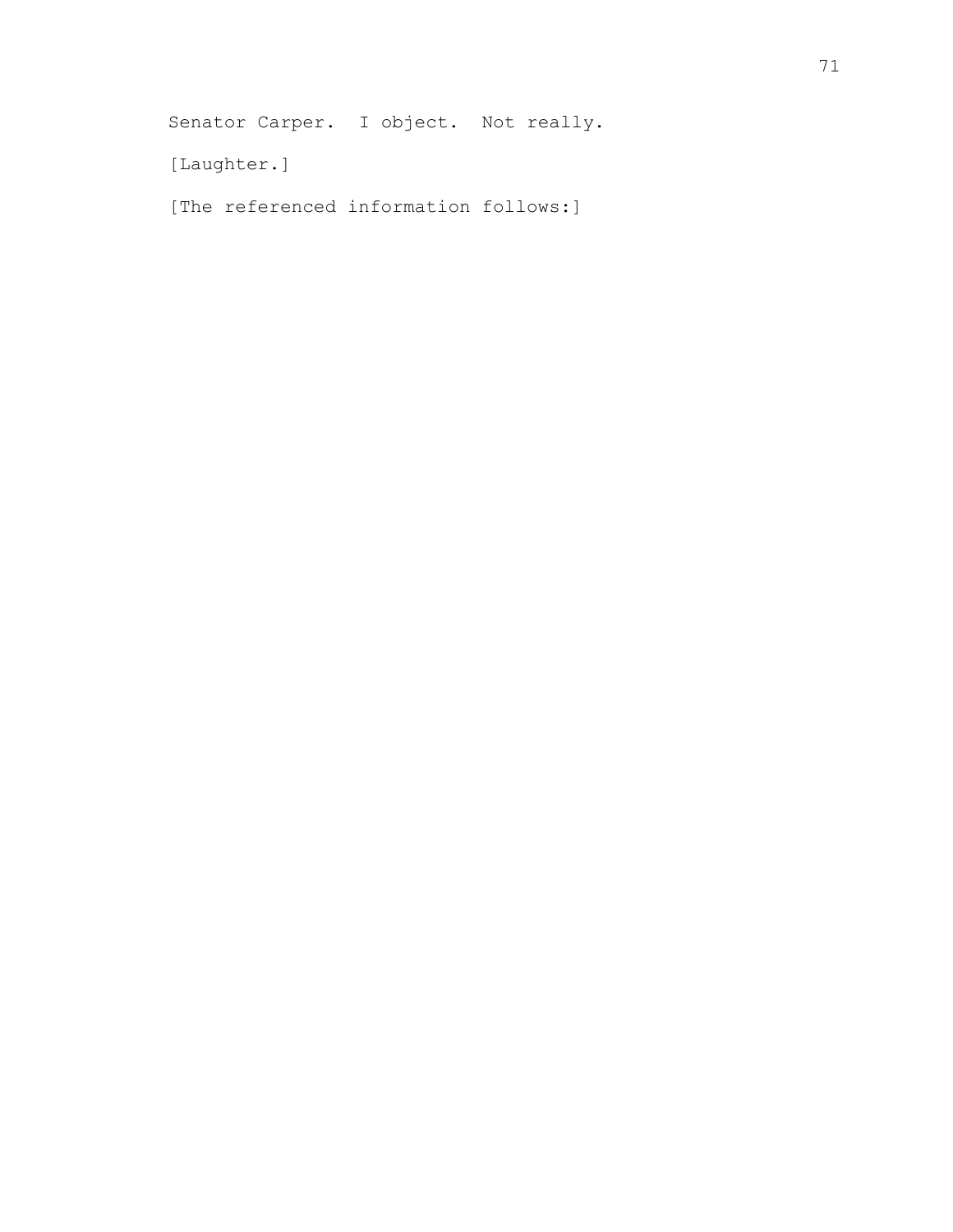Senator Carper. I object. Not really.

[Laughter.]

[The referenced information follows:]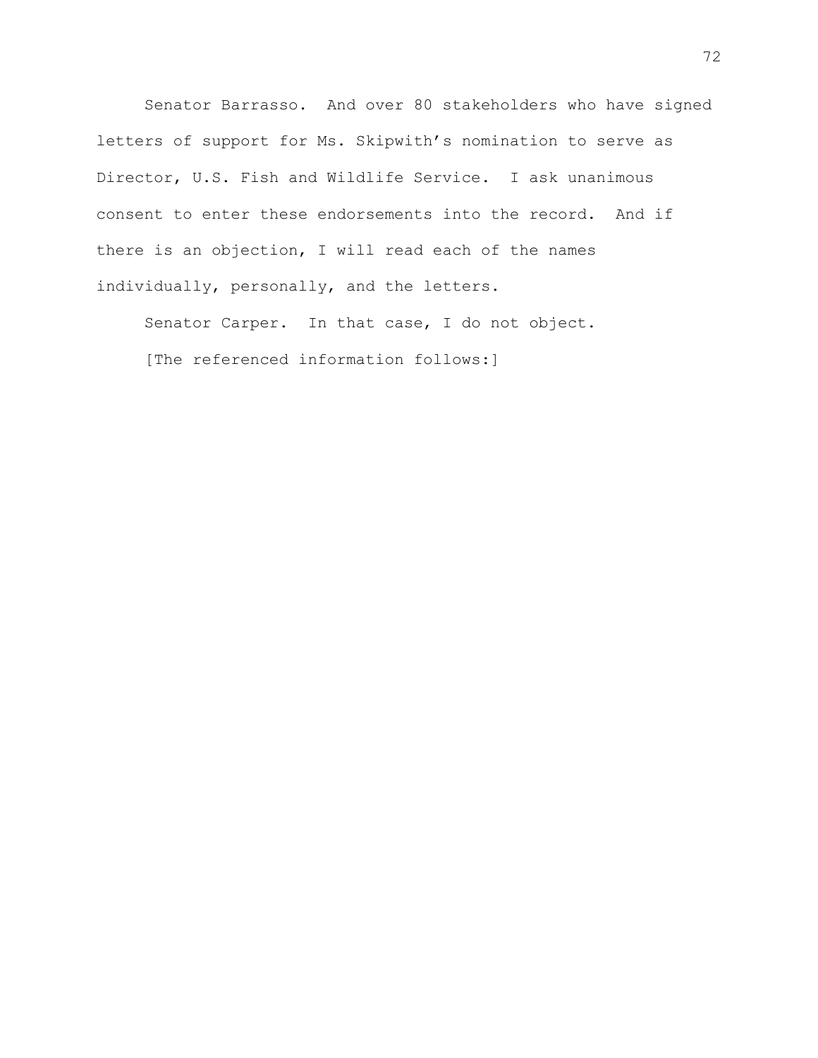Senator Barrasso. And over 80 stakeholders who have signed letters of support for Ms. Skipwith's nomination to serve as Director, U.S. Fish and Wildlife Service. I ask unanimous consent to enter these endorsements into the record. And if there is an objection, I will read each of the names individually, personally, and the letters.

Senator Carper. In that case, I do not object.

[The referenced information follows:]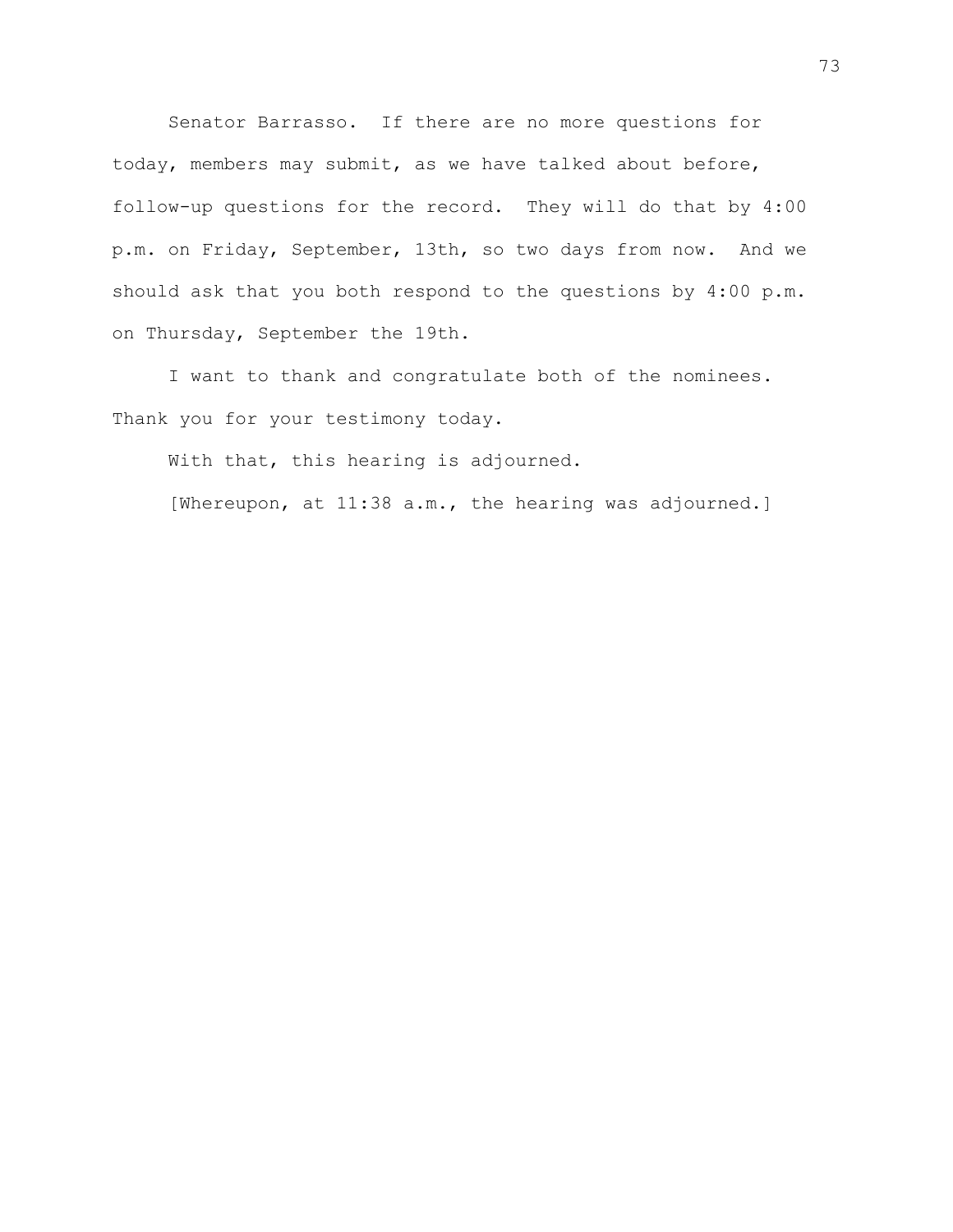Senator Barrasso. If there are no more questions for today, members may submit, as we have talked about before, follow-up questions for the record. They will do that by 4:00 p.m. on Friday, September, 13th, so two days from now. And we should ask that you both respond to the questions by 4:00 p.m. on Thursday, September the 19th.

I want to thank and congratulate both of the nominees. Thank you for your testimony today.

With that, this hearing is adjourned.

[Whereupon, at 11:38 a.m., the hearing was adjourned.]